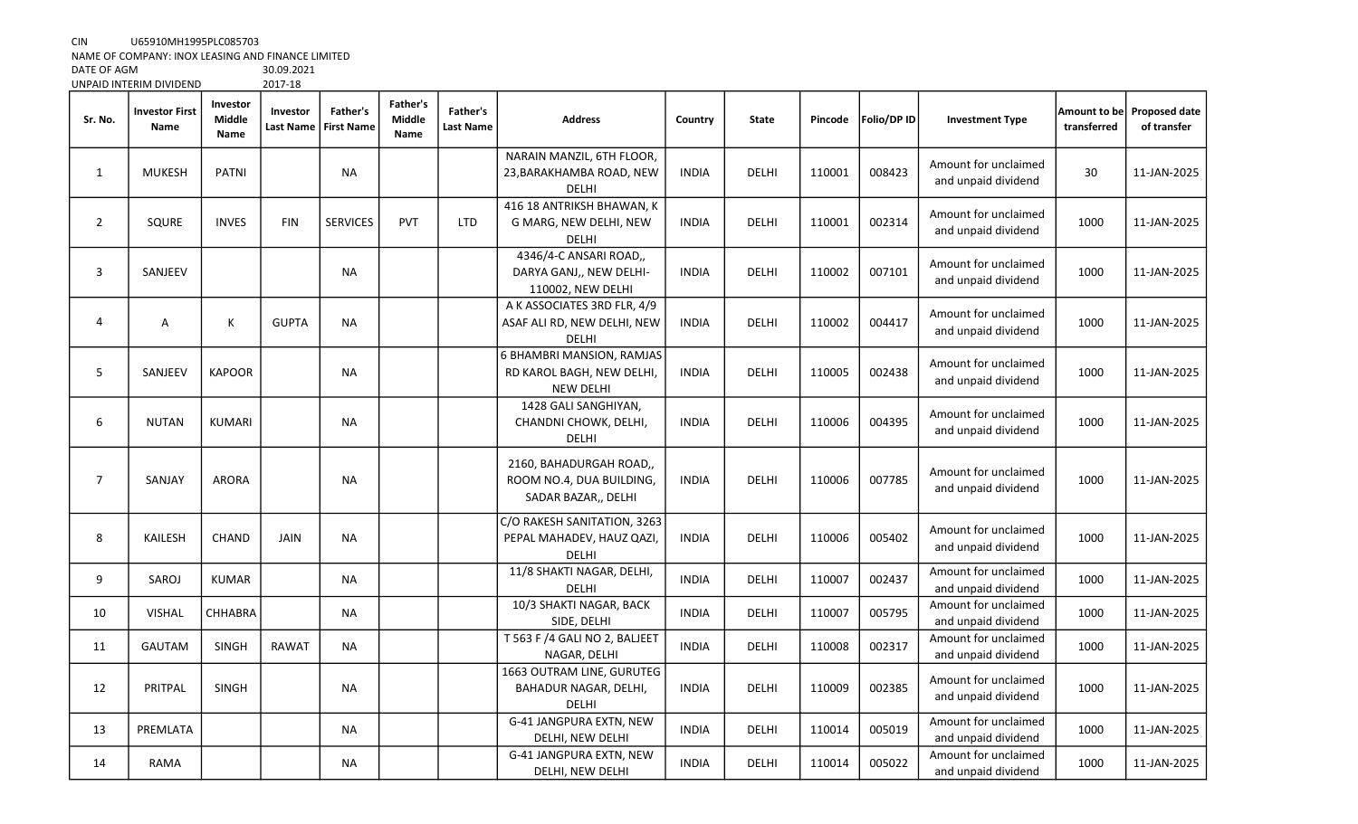CIN U65910MH1995PLC085703
NAME OF COMPANY: INOX LEASING AND FINANCE LIMITED
DATE OF AGM 30.09.2021
UNPAID INTERIM DIVIDEND 2017-18

| Sr. No. | Investor First Name | Investor Middle Name | Investor Last Name | Father's First Name | Father's Middle Name | Father's Last Name | Address | Country | State | Pincode | Folio/DP ID | Investment Type | Amount to be transferred | Proposed date of transfer |
|---|---|---|---|---|---|---|---|---|---|---|---|---|---|---|
| 1 | MUKESH | PATNI | | NA | | | NARAIN MANZIL, 6TH FLOOR, 23,BARAKHAMBA ROAD, NEW DELHI | INDIA | DELHI | 110001 | 008423 | Amount for unclaimed and unpaid dividend | 30 | 11-JAN-2025 |
| 2 | SQURE | INVES | FIN | SERVICES | PVT | LTD | 416 18 ANTRIKSH BHAWAN, K G MARG, NEW DELHI, NEW DELHI | INDIA | DELHI | 110001 | 002314 | Amount for unclaimed and unpaid dividend | 1000 | 11-JAN-2025 |
| 3 | SANJEEV | | | NA | | | 4346/4-C ANSARI ROAD,, DARYA GANJ,, NEW DELHI-110002, NEW DELHI | INDIA | DELHI | 110002 | 007101 | Amount for unclaimed and unpaid dividend | 1000 | 11-JAN-2025 |
| 4 | A | K | GUPTA | NA | | | A K ASSOCIATES 3RD FLR, 4/9 ASAF ALI RD, NEW DELHI, NEW DELHI | INDIA | DELHI | 110002 | 004417 | Amount for unclaimed and unpaid dividend | 1000 | 11-JAN-2025 |
| 5 | SANJEEV | KAPOOR | | NA | | | 6 BHAMBRI MANSION, RAMJAS RD KAROL BAGH, NEW DELHI, NEW DELHI | INDIA | DELHI | 110005 | 002438 | Amount for unclaimed and unpaid dividend | 1000 | 11-JAN-2025 |
| 6 | NUTAN | KUMARI | | NA | | | 1428 GALI SANGHIYAN, CHANDNI CHOWK, DELHI, DELHI | INDIA | DELHI | 110006 | 004395 | Amount for unclaimed and unpaid dividend | 1000 | 11-JAN-2025 |
| 7 | SANJAY | ARORA | | NA | | | 2160, BAHADURGAH ROAD,, ROOM NO.4, DUA BUILDING, SADAR BAZAR,, DELHI | INDIA | DELHI | 110006 | 007785 | Amount for unclaimed and unpaid dividend | 1000 | 11-JAN-2025 |
| 8 | KAILESH | CHAND | JAIN | NA | | | C/O RAKESH SANITATION, 3263 PEPAL MAHADEV, HAUZ QAZI, DELHI | INDIA | DELHI | 110006 | 005402 | Amount for unclaimed and unpaid dividend | 1000 | 11-JAN-2025 |
| 9 | SAROJ | KUMAR | | NA | | | 11/8 SHAKTI NAGAR, DELHI, DELHI | INDIA | DELHI | 110007 | 002437 | Amount for unclaimed and unpaid dividend | 1000 | 11-JAN-2025 |
| 10 | VISHAL | CHHABRA | | NA | | | 10/3 SHAKTI NAGAR, BACK SIDE, DELHI | INDIA | DELHI | 110007 | 005795 | Amount for unclaimed and unpaid dividend | 1000 | 11-JAN-2025 |
| 11 | GAUTAM | SINGH | RAWAT | NA | | | T 563 F /4 GALI NO 2, BALJEET NAGAR, DELHI | INDIA | DELHI | 110008 | 002317 | Amount for unclaimed and unpaid dividend | 1000 | 11-JAN-2025 |
| 12 | PRITPAL | SINGH | | NA | | | 1663 OUTRAM LINE, GURUTEG BAHADUR NAGAR, DELHI, DELHI | INDIA | DELHI | 110009 | 002385 | Amount for unclaimed and unpaid dividend | 1000 | 11-JAN-2025 |
| 13 | PREMLATA | | | NA | | | G-41 JANGPURA EXTN, NEW DELHI, NEW DELHI | INDIA | DELHI | 110014 | 005019 | Amount for unclaimed and unpaid dividend | 1000 | 11-JAN-2025 |
| 14 | RAMA | | | NA | | | G-41 JANGPURA EXTN, NEW DELHI, NEW DELHI | INDIA | DELHI | 110014 | 005022 | Amount for unclaimed and unpaid dividend | 1000 | 11-JAN-2025 |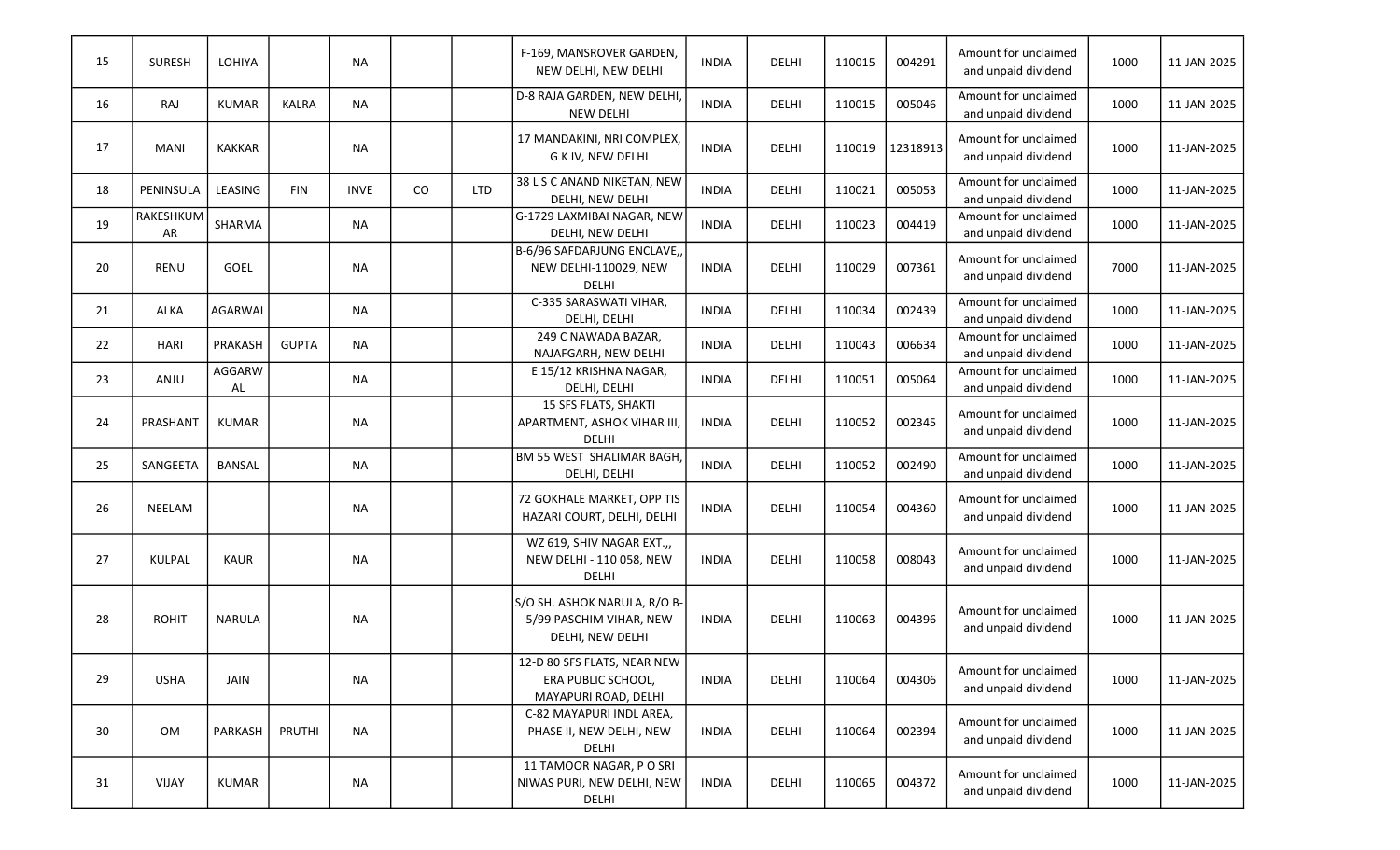| | | | | | | | | | | | | | | |
|---|---|---|---|---|---|---|---|---|---|---|---|---|---|---|
| 15 | SURESH | LOHIYA | | NA | | | F-169, MANSROVER GARDEN, NEW DELHI, NEW DELHI | INDIA | DELHI | 110015 | 004291 | Amount for unclaimed and unpaid dividend | 1000 | 11-JAN-2025 |
| 16 | RAJ | KUMAR | KALRA | NA | | | D-8 RAJA GARDEN, NEW DELHI, NEW DELHI | INDIA | DELHI | 110015 | 005046 | Amount for unclaimed and unpaid dividend | 1000 | 11-JAN-2025 |
| 17 | MANI | KAKKAR | | NA | | | 17 MANDAKINI, NRI COMPLEX, G K IV, NEW DELHI | INDIA | DELHI | 110019 | 12318913 | Amount for unclaimed and unpaid dividend | 1000 | 11-JAN-2025 |
| 18 | PENINSULA | LEASING | FIN | INVE | CO | LTD | 38 L S C ANAND NIKETAN, NEW DELHI, NEW DELHI | INDIA | DELHI | 110021 | 005053 | Amount for unclaimed and unpaid dividend | 1000 | 11-JAN-2025 |
| 19 | RAKESHKUMAR | SHARMA | | NA | | | G-1729 LAXMIBAI NAGAR, NEW DELHI, NEW DELHI | INDIA | DELHI | 110023 | 004419 | Amount for unclaimed and unpaid dividend | 1000 | 11-JAN-2025 |
| 20 | RENU | GOEL | | NA | | | B-6/96 SAFDARJUNG ENCLAVE,, NEW DELHI-110029, NEW DELHI | INDIA | DELHI | 110029 | 007361 | Amount for unclaimed and unpaid dividend | 7000 | 11-JAN-2025 |
| 21 | ALKA | AGARWAL | | NA | | | C-335 SARASWATI VIHAR, DELHI, DELHI | INDIA | DELHI | 110034 | 002439 | Amount for unclaimed and unpaid dividend | 1000 | 11-JAN-2025 |
| 22 | HARI | PRAKASH | GUPTA | NA | | | 249 C NAWADA BAZAR, NAJAFGARH, NEW DELHI | INDIA | DELHI | 110043 | 006634 | Amount for unclaimed and unpaid dividend | 1000 | 11-JAN-2025 |
| 23 | ANJU | AGGARWAL | | NA | | | E 15/12 KRISHNA NAGAR, DELHI, DELHI | INDIA | DELHI | 110051 | 005064 | Amount for unclaimed and unpaid dividend | 1000 | 11-JAN-2025 |
| 24 | PRASHANT | KUMAR | | NA | | | 15 SFS FLATS, SHAKTI APARTMENT, ASHOK VIHAR III, DELHI | INDIA | DELHI | 110052 | 002345 | Amount for unclaimed and unpaid dividend | 1000 | 11-JAN-2025 |
| 25 | SANGEETA | BANSAL | | NA | | | BM 55 WEST SHALIMAR BAGH, DELHI, DELHI | INDIA | DELHI | 110052 | 002490 | Amount for unclaimed and unpaid dividend | 1000 | 11-JAN-2025 |
| 26 | NEELAM | | | NA | | | 72 GOKHALE MARKET, OPP TIS HAZARI COURT, DELHI, DELHI | INDIA | DELHI | 110054 | 004360 | Amount for unclaimed and unpaid dividend | 1000 | 11-JAN-2025 |
| 27 | KULPAL | KAUR | | NA | | | WZ 619, SHIV NAGAR EXT.,, NEW DELHI - 110 058, NEW DELHI | INDIA | DELHI | 110058 | 008043 | Amount for unclaimed and unpaid dividend | 1000 | 11-JAN-2025 |
| 28 | ROHIT | NARULA | | NA | | | S/O SH. ASHOK NARULA, R/O B-5/99 PASCHIM VIHAR, NEW DELHI, NEW DELHI | INDIA | DELHI | 110063 | 004396 | Amount for unclaimed and unpaid dividend | 1000 | 11-JAN-2025 |
| 29 | USHA | JAIN | | NA | | | 12-D 80 SFS FLATS, NEAR NEW ERA PUBLIC SCHOOL, MAYAPURI ROAD, DELHI | INDIA | DELHI | 110064 | 004306 | Amount for unclaimed and unpaid dividend | 1000 | 11-JAN-2025 |
| 30 | OM | PARKASH | PRUTHI | NA | | | C-82 MAYAPURI INDL AREA, PHASE II, NEW DELHI, NEW DELHI | INDIA | DELHI | 110064 | 002394 | Amount for unclaimed and unpaid dividend | 1000 | 11-JAN-2025 |
| 31 | VIJAY | KUMAR | | NA | | | 11 TAMOOR NAGAR, P O SRI NIWAS PURI, NEW DELHI, NEW DELHI | INDIA | DELHI | 110065 | 004372 | Amount for unclaimed and unpaid dividend | 1000 | 11-JAN-2025 |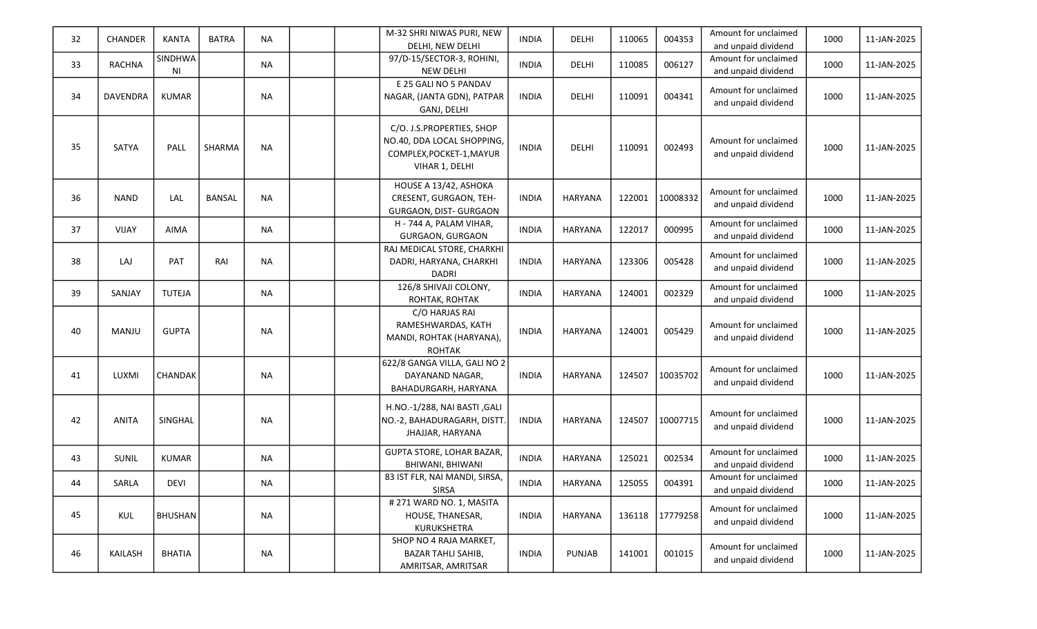| | | | | | | | | | | | | | | |
|---|---|---|---|---|---|---|---|---|---|---|---|---|---|---|
| 32 | CHANDER | KANTA | BATRA | NA | | | M-32 SHRI NIWAS PURI, NEW DELHI, NEW DELHI | INDIA | DELHI | 110065 | 004353 | Amount for unclaimed and unpaid dividend | 1000 | 11-JAN-2025 |
| 33 | RACHNA | SINDHWA NI | | NA | | | 97/D-15/SECTOR-3, ROHINI, NEW DELHI | INDIA | DELHI | 110085 | 006127 | Amount for unclaimed and unpaid dividend | 1000 | 11-JAN-2025 |
| 34 | DAVENDRA | KUMAR | | NA | | | E 25 GALI NO 5 PANDAV NAGAR, (JANTA GDN), PATPAR GANJ, DELHI | INDIA | DELHI | 110091 | 004341 | Amount for unclaimed and unpaid dividend | 1000 | 11-JAN-2025 |
| 35 | SATYA | PALL | SHARMA | NA | | | C/O. J.S.PROPERTIES, SHOP NO.40, DDA LOCAL SHOPPING, COMPLEX,POCKET-1,MAYUR VIHAR 1, DELHI | INDIA | DELHI | 110091 | 002493 | Amount for unclaimed and unpaid dividend | 1000 | 11-JAN-2025 |
| 36 | NAND | LAL | BANSAL | NA | | | HOUSE A 13/42, ASHOKA CRESENT, GURGAON, TEH-GURGAON, DIST- GURGAON | INDIA | HARYANA | 122001 | 10008332 | Amount for unclaimed and unpaid dividend | 1000 | 11-JAN-2025 |
| 37 | VIJAY | AIMA | | NA | | | H - 744 A, PALAM VIHAR, GURGAON, GURGAON | INDIA | HARYANA | 122017 | 000995 | Amount for unclaimed and unpaid dividend | 1000 | 11-JAN-2025 |
| 38 | LAJ | PAT | RAI | NA | | | RAJ MEDICAL STORE, CHARKHI DADRI, HARYANA, CHARKHI DADRI | INDIA | HARYANA | 123306 | 005428 | Amount for unclaimed and unpaid dividend | 1000 | 11-JAN-2025 |
| 39 | SANJAY | TUTEJA | | NA | | | 126/8 SHIVAJI COLONY, ROHTAK, ROHTAK | INDIA | HARYANA | 124001 | 002329 | Amount for unclaimed and unpaid dividend | 1000 | 11-JAN-2025 |
| 40 | MANJU | GUPTA | | NA | | | C/O HARJAS RAI RAMESHWARDAS, KATH MANDI, ROHTAK (HARYANA), ROHTAK | INDIA | HARYANA | 124001 | 005429 | Amount for unclaimed and unpaid dividend | 1000 | 11-JAN-2025 |
| 41 | LUXMI | CHANDAK | | NA | | | 622/8 GANGA VILLA, GALI NO 2 DAYANAND NAGAR, BAHADURGARH, HARYANA | INDIA | HARYANA | 124507 | 10035702 | Amount for unclaimed and unpaid dividend | 1000 | 11-JAN-2025 |
| 42 | ANITA | SINGHAL | | NA | | | H.NO.-1/288, NAI BASTI ,GALI NO.-2, BAHADURAGARH, DISTT. JHAJJAR, HARYANA | INDIA | HARYANA | 124507 | 10007715 | Amount for unclaimed and unpaid dividend | 1000 | 11-JAN-2025 |
| 43 | SUNIL | KUMAR | | NA | | | GUPTA STORE, LOHAR BAZAR, BHIWANI, BHIWANI | INDIA | HARYANA | 125021 | 002534 | Amount for unclaimed and unpaid dividend | 1000 | 11-JAN-2025 |
| 44 | SARLA | DEVI | | NA | | | 83 IST FLR, NAI MANDI, SIRSA, SIRSA | INDIA | HARYANA | 125055 | 004391 | Amount for unclaimed and unpaid dividend | 1000 | 11-JAN-2025 |
| 45 | KUL | BHUSHAN | | NA | | | # 271 WARD NO. 1, MASITA HOUSE, THANESAR, KURUKSHETRA | INDIA | HARYANA | 136118 | 17779258 | Amount for unclaimed and unpaid dividend | 1000 | 11-JAN-2025 |
| 46 | KAILASH | BHATIA | | NA | | | SHOP NO 4 RAJA MARKET, BAZAR TAHLI SAHIB, AMRITSAR, AMRITSAR | INDIA | PUNJAB | 141001 | 001015 | Amount for unclaimed and unpaid dividend | 1000 | 11-JAN-2025 |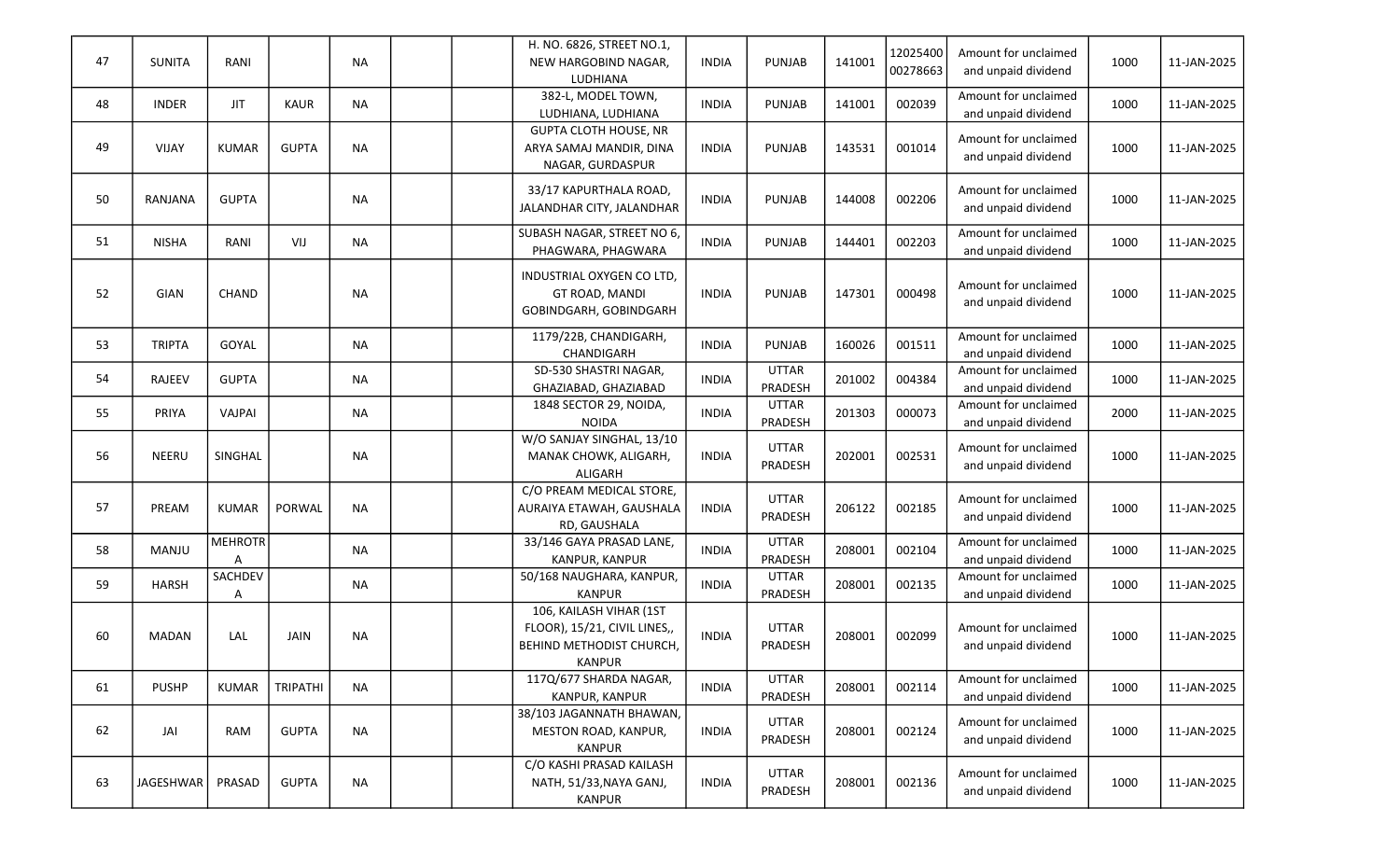| 47 | SUNITA | RANI | | NA | | | H. NO. 6826, STREET NO.1, NEW HARGOBIND NAGAR, LUDHIANA | INDIA | PUNJAB | 141001 | 1202540000278663 | Amount for unclaimed and unpaid dividend | 1000 | 11-JAN-2025 |
|---|---|---|---|---|---|---|---|---|---|---|---|---|---|---|
| 48 | INDER | JIT | KAUR | NA | | | 382-L, MODEL TOWN, LUDHIANA, LUDHIANA | INDIA | PUNJAB | 141001 | 002039 | Amount for unclaimed and unpaid dividend | 1000 | 11-JAN-2025 |
| 49 | VIJAY | KUMAR | GUPTA | NA | | | GUPTA CLOTH HOUSE, NR ARYA SAMAJ MANDIR, DINA NAGAR, GURDASPUR | INDIA | PUNJAB | 143531 | 001014 | Amount for unclaimed and unpaid dividend | 1000 | 11-JAN-2025 |
| 50 | RANJANA | GUPTA | | NA | | | 33/17 KAPURTHALA ROAD, JALANDHAR CITY, JALANDHAR | INDIA | PUNJAB | 144008 | 002206 | Amount for unclaimed and unpaid dividend | 1000 | 11-JAN-2025 |
| 51 | NISHA | RANI | VIJ | NA | | | SUBASH NAGAR, STREET NO 6, PHAGWARA, PHAGWARA | INDIA | PUNJAB | 144401 | 002203 | Amount for unclaimed and unpaid dividend | 1000 | 11-JAN-2025 |
| 52 | GIAN | CHAND | | NA | | | INDUSTRIAL OXYGEN CO LTD, GT ROAD, MANDI GOBINDGARH, GOBINDGARH | INDIA | PUNJAB | 147301 | 000498 | Amount for unclaimed and unpaid dividend | 1000 | 11-JAN-2025 |
| 53 | TRIPTA | GOYAL | | NA | | | 1179/22B, CHANDIGARH, CHANDIGARH | INDIA | PUNJAB | 160026 | 001511 | Amount for unclaimed and unpaid dividend | 1000 | 11-JAN-2025 |
| 54 | RAJEEV | GUPTA | | NA | | | SD-530 SHASTRI NAGAR, GHAZIABAD, GHAZIABAD | INDIA | UTTAR PRADESH | 201002 | 004384 | Amount for unclaimed and unpaid dividend | 1000 | 11-JAN-2025 |
| 55 | PRIYA | VAJPAI | | NA | | | 1848 SECTOR 29, NOIDA, NOIDA | INDIA | UTTAR PRADESH | 201303 | 000073 | Amount for unclaimed and unpaid dividend | 2000 | 11-JAN-2025 |
| 56 | NEERU | SINGHAL | | NA | | | W/O SANJAY SINGHAL, 13/10 MANAK CHOWK, ALIGARH, ALIGARH | INDIA | UTTAR PRADESH | 202001 | 002531 | Amount for unclaimed and unpaid dividend | 1000 | 11-JAN-2025 |
| 57 | PREAM | KUMAR | PORWAL | NA | | | C/O PREAM MEDICAL STORE, AURAIYA ETAWAH, GAUSHALA RD, GAUSHALA | INDIA | UTTAR PRADESH | 206122 | 002185 | Amount for unclaimed and unpaid dividend | 1000 | 11-JAN-2025 |
| 58 | MANJU | MEHROTRA | | NA | | | 33/146 GAYA PRASAD LANE, KANPUR, KANPUR | INDIA | UTTAR PRADESH | 208001 | 002104 | Amount for unclaimed and unpaid dividend | 1000 | 11-JAN-2025 |
| 59 | HARSH | SACHDEVA | | NA | | | 50/168 NAUGHARA, KANPUR, KANPUR | INDIA | UTTAR PRADESH | 208001 | 002135 | Amount for unclaimed and unpaid dividend | 1000 | 11-JAN-2025 |
| 60 | MADAN | LAL | JAIN | NA | | | 106, KAILASH VIHAR (1ST FLOOR), 15/21, CIVIL LINES,, BEHIND METHODIST CHURCH, KANPUR | INDIA | UTTAR PRADESH | 208001 | 002099 | Amount for unclaimed and unpaid dividend | 1000 | 11-JAN-2025 |
| 61 | PUSHP | KUMAR | TRIPATHI | NA | | | 117Q/677 SHARDA NAGAR, KANPUR, KANPUR | INDIA | UTTAR PRADESH | 208001 | 002114 | Amount for unclaimed and unpaid dividend | 1000 | 11-JAN-2025 |
| 62 | JAI | RAM | GUPTA | NA | | | 38/103 JAGANNATH BHAWAN, MESTON ROAD, KANPUR, KANPUR | INDIA | UTTAR PRADESH | 208001 | 002124 | Amount for unclaimed and unpaid dividend | 1000 | 11-JAN-2025 |
| 63 | JAGESHWAR | PRASAD | GUPTA | NA | | | C/O KASHI PRASAD KAILASH NATH, 51/33,NAYA GANJ, KANPUR | INDIA | UTTAR PRADESH | 208001 | 002136 | Amount for unclaimed and unpaid dividend | 1000 | 11-JAN-2025 |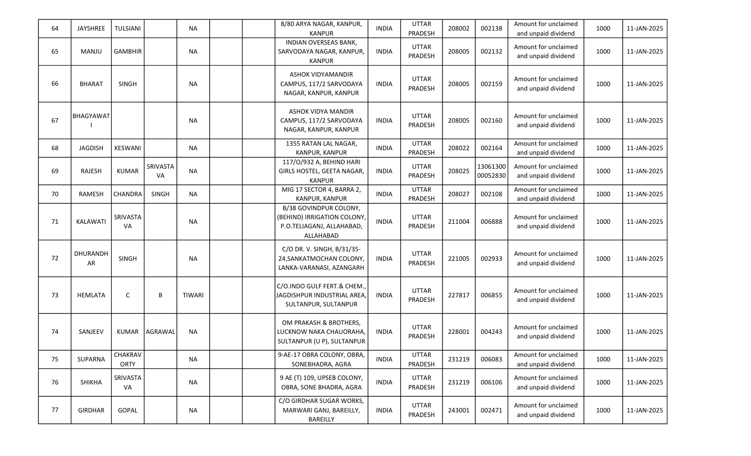| 64 | JAYSHREE | TULSIANI | | NA | | | 8/80 ARYA NAGAR, KANPUR, KANPUR | INDIA | UTTAR PRADESH | 208002 | 002138 | Amount for unclaimed and unpaid dividend | 1000 | 11-JAN-2025 |
|---|---|---|---|---|---|---|---|---|---|---|---|---|---|---|
| 65 | MANJU | GAMBHIR | | NA | | | INDIAN OVERSEAS BANK, SARVODAYA NAGAR, KANPUR, KANPUR | INDIA | UTTAR PRADESH | 208005 | 002132 | Amount for unclaimed and unpaid dividend | 1000 | 11-JAN-2025 |
| 66 | BHARAT | SINGH | | NA | | | ASHOK VIDYAMANDIR CAMPUS, 117/2 SARVODAYA NAGAR, KANPUR, KANPUR | INDIA | UTTAR PRADESH | 208005 | 002159 | Amount for unclaimed and unpaid dividend | 1000 | 11-JAN-2025 |
| 67 | BHAGYAWATI | | | NA | | | ASHOK VIDYA MANDIR CAMPUS, 117/2 SARVODAYA NAGAR, KANPUR, KANPUR | INDIA | UTTAR PRADESH | 208005 | 002160 | Amount for unclaimed and unpaid dividend | 1000 | 11-JAN-2025 |
| 68 | JAGDISH | KESWANI | | NA | | | 1355 RATAN LAL NAGAR, KANPUR, KANPUR | INDIA | UTTAR PRADESH | 208022 | 002164 | Amount for unclaimed and unpaid dividend | 1000 | 11-JAN-2025 |
| 69 | RAJESH | KUMAR | SRIVASTAVA | NA | | | 117/O/932 A, BEHIND HARI GIRLS HOSTEL, GEETA NAGAR, KANPUR | INDIA | UTTAR PRADESH | 208025 | 1306130000052830 | Amount for unclaimed and unpaid dividend | 1000 | 11-JAN-2025 |
| 70 | RAMESH | CHANDRA | SINGH | NA | | | MIG 17 SECTOR 4, BARRA 2, KANPUR, KANPUR | INDIA | UTTAR PRADESH | 208027 | 002108 | Amount for unclaimed and unpaid dividend | 1000 | 11-JAN-2025 |
| 71 | KALAWATI | SRIVASTAVA | | NA | | | B/38 GOVINDPUR COLONY, (BEHIND) IRRIGATION COLONY, P.O.TELIAGANJ, ALLAHABAD, ALLAHABAD | INDIA | UTTAR PRADESH | 211004 | 006888 | Amount for unclaimed and unpaid dividend | 1000 | 11-JAN-2025 |
| 72 | DHURANDHAR | SINGH | | NA | | | C/O DR. V. SINGH, B/31/35-24,SANKATMOCHAN COLONY, LANKA-VARANASI, AZANGARH | INDIA | UTTAR PRADESH | 221005 | 002933 | Amount for unclaimed and unpaid dividend | 1000 | 11-JAN-2025 |
| 73 | HEMLATA | C | B | TIWARI | | | C/O.INDO GULF FERT.& CHEM., JAGDISHPUR INDUSTRIAL AREA, SULTANPUR, SULTANPUR | INDIA | UTTAR PRADESH | 227817 | 006855 | Amount for unclaimed and unpaid dividend | 1000 | 11-JAN-2025 |
| 74 | SANJEEV | KUMAR | AGRAWAL | NA | | | OM PRAKASH & BROTHERS, LUCKNOW NAKA CHAUORAHA, SULTANPUR (U P), SULTANPUR | INDIA | UTTAR PRADESH | 228001 | 004243 | Amount for unclaimed and unpaid dividend | 1000 | 11-JAN-2025 |
| 75 | SUPARNA | CHAKRAVORTY | | NA | | | 9-AE-17 OBRA COLONY, OBRA, SONEBHADRA, AGRA | INDIA | UTTAR PRADESH | 231219 | 006083 | Amount for unclaimed and unpaid dividend | 1000 | 11-JAN-2025 |
| 76 | SHIKHA | SRIVASTAVA | | NA | | | 9 AE (T) 109, UPSEB COLONY, OBRA, SONE BHADRA, AGRA | INDIA | UTTAR PRADESH | 231219 | 006106 | Amount for unclaimed and unpaid dividend | 1000 | 11-JAN-2025 |
| 77 | GIRDHAR | GOPAL | | NA | | | C/O GIRDHAR SUGAR WORKS, MARWARI GANJ, BAREILLY, BAREILLY | INDIA | UTTAR PRADESH | 243001 | 002471 | Amount for unclaimed and unpaid dividend | 1000 | 11-JAN-2025 |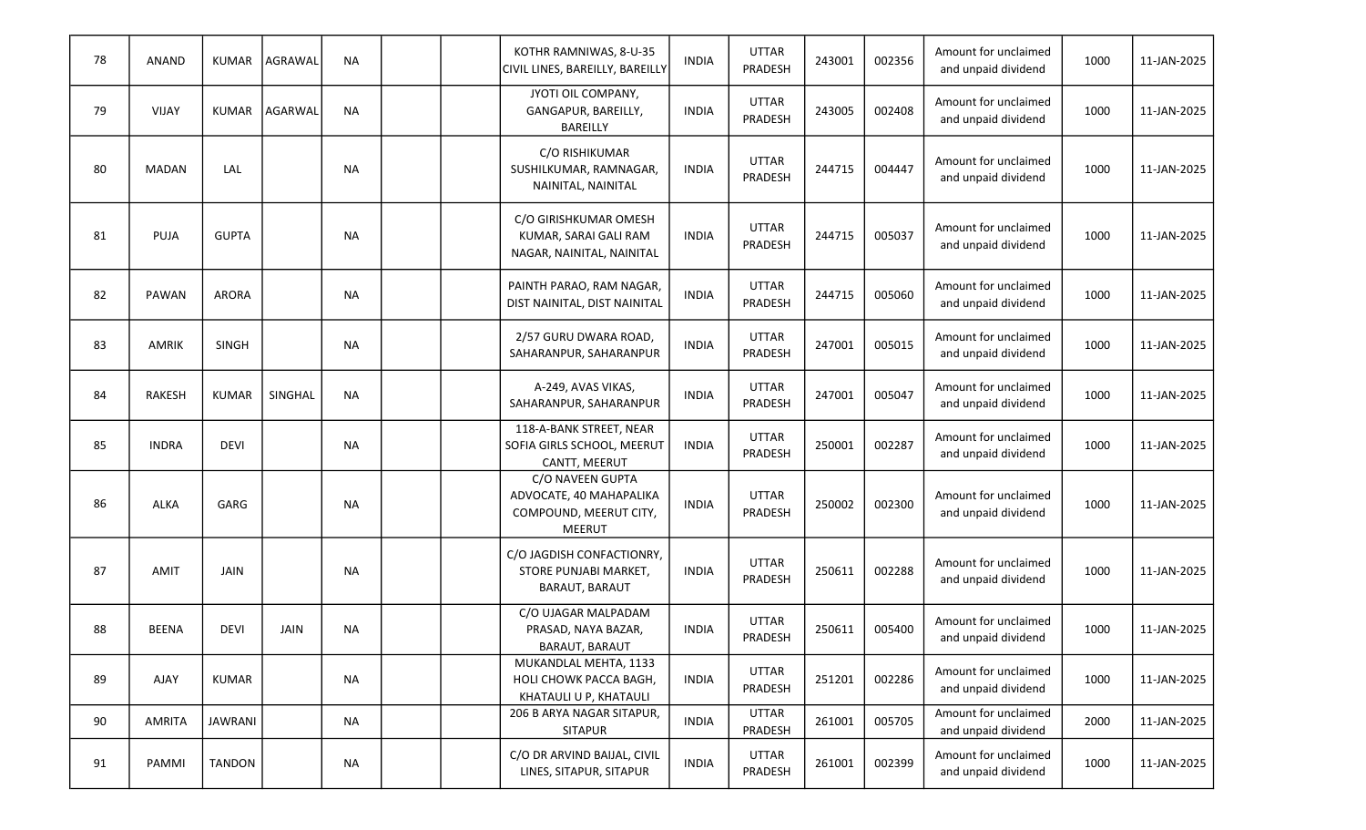| 78 | ANAND | KUMAR | AGRAWAL | NA | | | KOTHR RAMNIWAS, 8-U-35 CIVIL LINES, BAREILLY, BAREILLY | INDIA | UTTAR PRADESH | 243001 | 002356 | Amount for unclaimed and unpaid dividend | 1000 | 11-JAN-2025 |
|---|---|---|---|---|---|---|---|---|---|---|---|---|---|---|
| 79 | VIJAY | KUMAR | AGARWAL | NA | | | JYOTI OIL COMPANY, GANGAPUR, BAREILLY, BAREILLY | INDIA | UTTAR PRADESH | 243005 | 002408 | Amount for unclaimed and unpaid dividend | 1000 | 11-JAN-2025 |
| 80 | MADAN | LAL | | NA | | | C/O RISHIKUMAR SUSHILKUMAR, RAMNAGAR, NAINITAL, NAINITAL | INDIA | UTTAR PRADESH | 244715 | 004447 | Amount for unclaimed and unpaid dividend | 1000 | 11-JAN-2025 |
| 81 | PUJA | GUPTA | | NA | | | C/O GIRISHKUMAR OMESH KUMAR, SARAI GALI RAM NAGAR, NAINITAL, NAINITAL | INDIA | UTTAR PRADESH | 244715 | 005037 | Amount for unclaimed and unpaid dividend | 1000 | 11-JAN-2025 |
| 82 | PAWAN | ARORA | | NA | | | PAINTH PARAO, RAM NAGAR, DIST NAINITAL, DIST NAINITAL | INDIA | UTTAR PRADESH | 244715 | 005060 | Amount for unclaimed and unpaid dividend | 1000 | 11-JAN-2025 |
| 83 | AMRIK | SINGH | | NA | | | 2/57 GURU DWARA ROAD, SAHARANPUR, SAHARANPUR | INDIA | UTTAR PRADESH | 247001 | 005015 | Amount for unclaimed and unpaid dividend | 1000 | 11-JAN-2025 |
| 84 | RAKESH | KUMAR | SINGHAL | NA | | | A-249, AVAS VIKAS, SAHARANPUR, SAHARANPUR | INDIA | UTTAR PRADESH | 247001 | 005047 | Amount for unclaimed and unpaid dividend | 1000 | 11-JAN-2025 |
| 85 | INDRA | DEVI | | NA | | | 118-A-BANK STREET, NEAR SOFIA GIRLS SCHOOL, MEERUT CANTT, MEERUT | INDIA | UTTAR PRADESH | 250001 | 002287 | Amount for unclaimed and unpaid dividend | 1000 | 11-JAN-2025 |
| 86 | ALKA | GARG | | NA | | | C/O NAVEEN GUPTA ADVOCATE, 40 MAHAPALIKA COMPOUND, MEERUT CITY, MEERUT | INDIA | UTTAR PRADESH | 250002 | 002300 | Amount for unclaimed and unpaid dividend | 1000 | 11-JAN-2025 |
| 87 | AMIT | JAIN | | NA | | | C/O JAGDISH CONFACTIONRY, STORE PUNJABI MARKET, BARAUT, BARAUT | INDIA | UTTAR PRADESH | 250611 | 002288 | Amount for unclaimed and unpaid dividend | 1000 | 11-JAN-2025 |
| 88 | BEENA | DEVI | JAIN | NA | | | C/O UJAGAR MALPADAM PRASAD, NAYA BAZAR, BARAUT, BARAUT | INDIA | UTTAR PRADESH | 250611 | 005400 | Amount for unclaimed and unpaid dividend | 1000 | 11-JAN-2025 |
| 89 | AJAY | KUMAR | | NA | | | MUKANDLAL MEHTA, 1133 HOLI CHOWK PACCA BAGH, KHATAULI U P, KHATAULI | INDIA | UTTAR PRADESH | 251201 | 002286 | Amount for unclaimed and unpaid dividend | 1000 | 11-JAN-2025 |
| 90 | AMRITA | JAWRANI | | NA | | | 206 B ARYA NAGAR SITAPUR, SITAPUR | INDIA | UTTAR PRADESH | 261001 | 005705 | Amount for unclaimed and unpaid dividend | 2000 | 11-JAN-2025 |
| 91 | PAMMI | TANDON | | NA | | | C/O DR ARVIND BAIJAL, CIVIL LINES, SITAPUR, SITAPUR | INDIA | UTTAR PRADESH | 261001 | 002399 | Amount for unclaimed and unpaid dividend | 1000 | 11-JAN-2025 |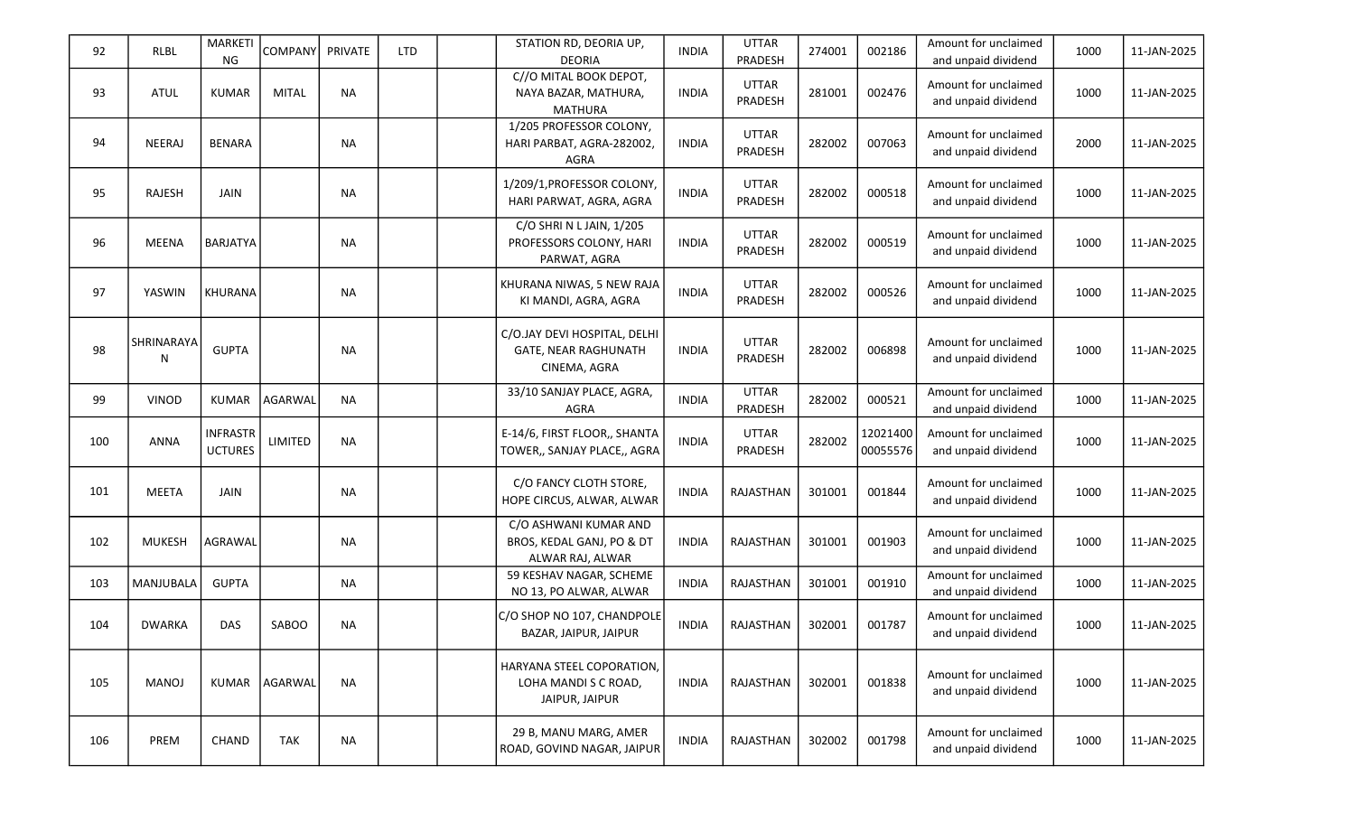| | | | | | | | | | | | | | | |
|---|---|---|---|---|---|---|---|---|---|---|---|---|---|---|
| 92 | RLBL | MARKETING | COMPANY | PRIVATE | LTD | | STATION RD, DEORIA UP, DEORIA | INDIA | UTTAR PRADESH | 274001 | 002186 | Amount for unclaimed and unpaid dividend | 1000 | 11-JAN-2025 |
| 93 | ATUL | KUMAR | MITAL | NA | | | C//O MITAL BOOK DEPOT, NAYA BAZAR, MATHURA, MATHURA | INDIA | UTTAR PRADESH | 281001 | 002476 | Amount for unclaimed and unpaid dividend | 1000 | 11-JAN-2025 |
| 94 | NEERAJ | BENARA | | NA | | | 1/205 PROFESSOR COLONY, HARI PARBAT, AGRA-282002, AGRA | INDIA | UTTAR PRADESH | 282002 | 007063 | Amount for unclaimed and unpaid dividend | 2000 | 11-JAN-2025 |
| 95 | RAJESH | JAIN | | NA | | | 1/209/1,PROFESSOR COLONY, HARI PARWAT, AGRA, AGRA | INDIA | UTTAR PRADESH | 282002 | 000518 | Amount for unclaimed and unpaid dividend | 1000 | 11-JAN-2025 |
| 96 | MEENA | BARJATYA | | NA | | | C/O SHRI N L JAIN, 1/205 PROFESSORS COLONY, HARI PARWAT, AGRA | INDIA | UTTAR PRADESH | 282002 | 000519 | Amount for unclaimed and unpaid dividend | 1000 | 11-JAN-2025 |
| 97 | YASWIN | KHURANA | | NA | | | KHURANA NIWAS, 5 NEW RAJA KI MANDI, AGRA, AGRA | INDIA | UTTAR PRADESH | 282002 | 000526 | Amount for unclaimed and unpaid dividend | 1000 | 11-JAN-2025 |
| 98 | SHRINARAYAN | GUPTA | | NA | | | C/O.JAY DEVI HOSPITAL, DELHI GATE, NEAR RAGHUNATH CINEMA, AGRA | INDIA | UTTAR PRADESH | 282002 | 006898 | Amount for unclaimed and unpaid dividend | 1000 | 11-JAN-2025 |
| 99 | VINOD | KUMAR | AGARWAL | NA | | | 33/10 SANJAY PLACE, AGRA, AGRA | INDIA | UTTAR PRADESH | 282002 | 000521 | Amount for unclaimed and unpaid dividend | 1000 | 11-JAN-2025 |
| 100 | ANNA | INFRASTRUCTURES | LIMITED | NA | | | E-14/6, FIRST FLOOR,, SHANTA TOWER,, SANJAY PLACE,, AGRA | INDIA | UTTAR PRADESH | 282002 | 1202140000055576 | Amount for unclaimed and unpaid dividend | 1000 | 11-JAN-2025 |
| 101 | MEETA | JAIN | | NA | | | C/O FANCY CLOTH STORE, HOPE CIRCUS, ALWAR, ALWAR | INDIA | RAJASTHAN | 301001 | 001844 | Amount for unclaimed and unpaid dividend | 1000 | 11-JAN-2025 |
| 102 | MUKESH | AGRAWAL | | NA | | | C/O ASHWANI KUMAR AND BROS, KEDAL GANJ, PO & DT ALWAR RAJ, ALWAR | INDIA | RAJASTHAN | 301001 | 001903 | Amount for unclaimed and unpaid dividend | 1000 | 11-JAN-2025 |
| 103 | MANJUBALA | GUPTA | | NA | | | 59 KESHAV NAGAR, SCHEME NO 13, PO ALWAR, ALWAR | INDIA | RAJASTHAN | 301001 | 001910 | Amount for unclaimed and unpaid dividend | 1000 | 11-JAN-2025 |
| 104 | DWARKA | DAS | SABOO | NA | | | C/O SHOP NO 107, CHANDPOLE BAZAR, JAIPUR, JAIPUR | INDIA | RAJASTHAN | 302001 | 001787 | Amount for unclaimed and unpaid dividend | 1000 | 11-JAN-2025 |
| 105 | MANOJ | KUMAR | AGARWAL | NA | | | HARYANA STEEL COPORATION, LOHA MANDI S C ROAD, JAIPUR, JAIPUR | INDIA | RAJASTHAN | 302001 | 001838 | Amount for unclaimed and unpaid dividend | 1000 | 11-JAN-2025 |
| 106 | PREM | CHAND | TAK | NA | | | 29 B, MANU MARG, AMER ROAD, GOVIND NAGAR, JAIPUR | INDIA | RAJASTHAN | 302002 | 001798 | Amount for unclaimed and unpaid dividend | 1000 | 11-JAN-2025 |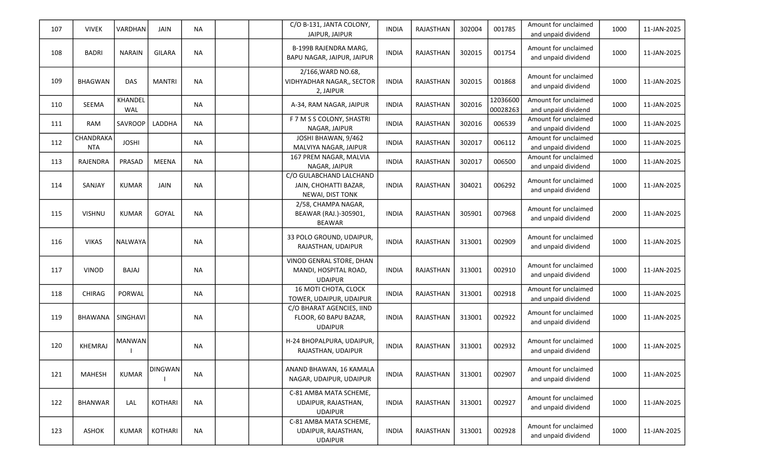| 107 | VIVEK | VARDHAN | JAIN | NA | | | C/O B-131, JANTA COLONY, JAIPUR, JAIPUR | INDIA | RAJASTHAN | 302004 | 001785 | Amount for unclaimed and unpaid dividend | 1000 | 11-JAN-2025 |
|---|---|---|---|---|---|---|---|---|---|---|---|---|---|---|
| 108 | BADRI | NARAIN | GILARA | NA | | | B-199B RAJENDRA MARG, BAPU NAGAR, JAIPUR, JAIPUR | INDIA | RAJASTHAN | 302015 | 001754 | Amount for unclaimed and unpaid dividend | 1000 | 11-JAN-2025 |
| 109 | BHAGWAN | DAS | MANTRI | NA | | | 2/166,WARD NO.68, VIDHYADHAR NAGAR,, SECTOR 2, JAIPUR | INDIA | RAJASTHAN | 302015 | 001868 | Amount for unclaimed and unpaid dividend | 1000 | 11-JAN-2025 |
| 110 | SEEMA | KHANDELWAL | | NA | | | A-34, RAM NAGAR, JAIPUR | INDIA | RAJASTHAN | 302016 | 1203660000028263 | Amount for unclaimed and unpaid dividend | 1000 | 11-JAN-2025 |
| 111 | RAM | SAVROOP | LADDHA | NA | | | F 7 M S S COLONY, SHASTRI NAGAR, JAIPUR | INDIA | RAJASTHAN | 302016 | 006539 | Amount for unclaimed and unpaid dividend | 1000 | 11-JAN-2025 |
| 112 | CHANDRAKANTA | JOSHI | | NA | | | JOSHI BHAWAN, 9/462 MALVIYA NAGAR, JAIPUR | INDIA | RAJASTHAN | 302017 | 006112 | Amount for unclaimed and unpaid dividend | 1000 | 11-JAN-2025 |
| 113 | RAJENDRA | PRASAD | MEENA | NA | | | 167 PREM NAGAR, MALVIA NAGAR, JAIPUR | INDIA | RAJASTHAN | 302017 | 006500 | Amount for unclaimed and unpaid dividend | 1000 | 11-JAN-2025 |
| 114 | SANJAY | KUMAR | JAIN | NA | | | C/O GULABCHAND LALCHAND JAIN, CHOHATTI BAZAR, NEWAI, DIST TONK | INDIA | RAJASTHAN | 304021 | 006292 | Amount for unclaimed and unpaid dividend | 1000 | 11-JAN-2025 |
| 115 | VISHNU | KUMAR | GOYAL | NA | | | 2/58, CHAMPA NAGAR, BEAWAR (RAJ.)-305901, BEAWAR | INDIA | RAJASTHAN | 305901 | 007968 | Amount for unclaimed and unpaid dividend | 2000 | 11-JAN-2025 |
| 116 | VIKAS | NALWAYA | | NA | | | 33 POLO GROUND, UDAIPUR, RAJASTHAN, UDAIPUR | INDIA | RAJASTHAN | 313001 | 002909 | Amount for unclaimed and unpaid dividend | 1000 | 11-JAN-2025 |
| 117 | VINOD | BAJAJ | | NA | | | VINOD GENRAL STORE, DHAN MANDI, HOSPITAL ROAD, UDAIPUR | INDIA | RAJASTHAN | 313001 | 002910 | Amount for unclaimed and unpaid dividend | 1000 | 11-JAN-2025 |
| 118 | CHIRAG | PORWAL | | NA | | | 16 MOTI CHOTA, CLOCK TOWER, UDAIPUR, UDAIPUR | INDIA | RAJASTHAN | 313001 | 002918 | Amount for unclaimed and unpaid dividend | 1000 | 11-JAN-2025 |
| 119 | BHAWANA | SINGHAVI | | NA | | | C/O BHARAT AGENCIES, IIND FLOOR, 60 BAPU BAZAR, UDAIPUR | INDIA | RAJASTHAN | 313001 | 002922 | Amount for unclaimed and unpaid dividend | 1000 | 11-JAN-2025 |
| 120 | KHEMRAJ | MANWANI | | NA | | | H-24 BHOPALPURA, UDAIPUR, RAJASTHAN, UDAIPUR | INDIA | RAJASTHAN | 313001 | 002932 | Amount for unclaimed and unpaid dividend | 1000 | 11-JAN-2025 |
| 121 | MAHESH | KUMAR | DINGWANI | NA | | | ANAND BHAWAN, 16 KAMALA NAGAR, UDAIPUR, UDAIPUR | INDIA | RAJASTHAN | 313001 | 002907 | Amount for unclaimed and unpaid dividend | 1000 | 11-JAN-2025 |
| 122 | BHANWAR | LAL | KOTHARI | NA | | | C-81 AMBA MATA SCHEME, UDAIPUR, RAJASTHAN, UDAIPUR | INDIA | RAJASTHAN | 313001 | 002927 | Amount for unclaimed and unpaid dividend | 1000 | 11-JAN-2025 |
| 123 | ASHOK | KUMAR | KOTHARI | NA | | | C-81 AMBA MATA SCHEME, UDAIPUR, RAJASTHAN, UDAIPUR | INDIA | RAJASTHAN | 313001 | 002928 | Amount for unclaimed and unpaid dividend | 1000 | 11-JAN-2025 |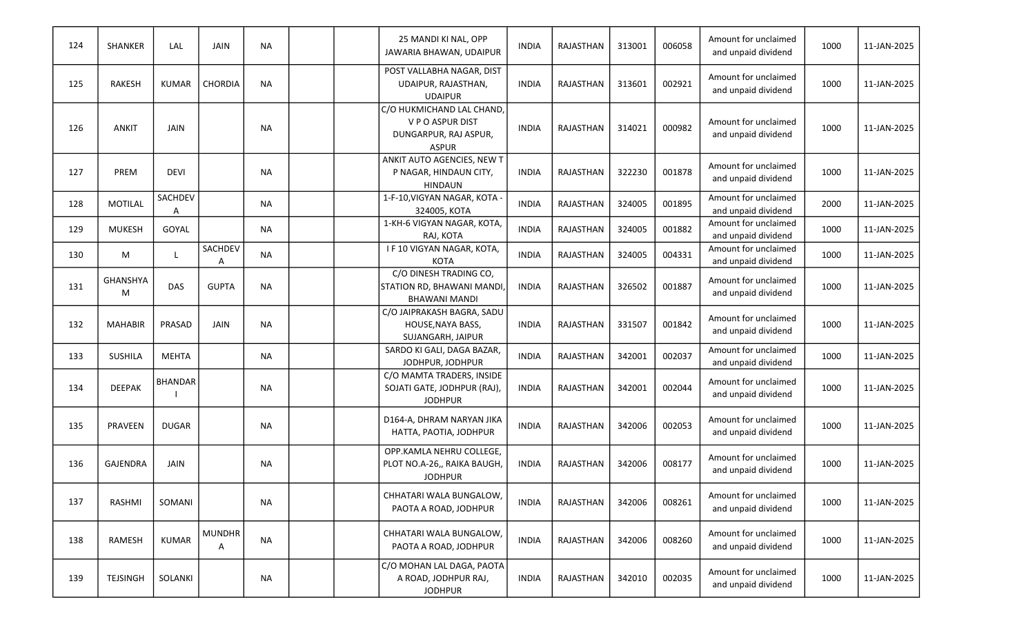| 124 | SHANKER | LAL | JAIN | NA | | | 25 MANDI KI NAL, OPP JAWARIA BHAWAN, UDAIPUR | INDIA | RAJASTHAN | 313001 | 006058 | Amount for unclaimed and unpaid dividend | 1000 | 11-JAN-2025 |
|---|---|---|---|---|---|---|---|---|---|---|---|---|---|---|
| 125 | RAKESH | KUMAR | CHORDIA | NA | | | POST VALLABHA NAGAR, DIST UDAIPUR, RAJASTHAN, UDAIPUR | INDIA | RAJASTHAN | 313601 | 002921 | Amount for unclaimed and unpaid dividend | 1000 | 11-JAN-2025 |
| 126 | ANKIT | JAIN | | NA | | | C/O HUKMICHAND LAL CHAND, V P O ASPUR DIST DUNGARPUR, RAJ ASPUR, ASPUR | INDIA | RAJASTHAN | 314021 | 000982 | Amount for unclaimed and unpaid dividend | 1000 | 11-JAN-2025 |
| 127 | PREM | DEVI | | NA | | | ANKIT AUTO AGENCIES, NEW T P NAGAR, HINDAUN CITY, HINDAUN | INDIA | RAJASTHAN | 322230 | 001878 | Amount for unclaimed and unpaid dividend | 1000 | 11-JAN-2025 |
| 128 | MOTILAL | SACHDEVA | | NA | | | 1-F-10,VIGYAN NAGAR, KOTA - 324005, KOTA | INDIA | RAJASTHAN | 324005 | 001895 | Amount for unclaimed and unpaid dividend | 2000 | 11-JAN-2025 |
| 129 | MUKESH | GOYAL | | NA | | | 1-KH-6 VIGYAN NAGAR, KOTA, RAJ, KOTA | INDIA | RAJASTHAN | 324005 | 001882 | Amount for unclaimed and unpaid dividend | 1000 | 11-JAN-2025 |
| 130 | M | L | SACHDEVA | NA | | | I F 10 VIGYAN NAGAR, KOTA, KOTA | INDIA | RAJASTHAN | 324005 | 004331 | Amount for unclaimed and unpaid dividend | 1000 | 11-JAN-2025 |
| 131 | GHANSHYAM | DAS | GUPTA | NA | | | C/O DINESH TRADING CO, STATION RD, BHAWANI MANDI, BHAWANI MANDI | INDIA | RAJASTHAN | 326502 | 001887 | Amount for unclaimed and unpaid dividend | 1000 | 11-JAN-2025 |
| 132 | MAHABIR | PRASAD | JAIN | NA | | | C/O JAIPRAKASH BAGRA, SADU HOUSE,NAYA BASS, SUJANGARH, JAIPUR | INDIA | RAJASTHAN | 331507 | 001842 | Amount for unclaimed and unpaid dividend | 1000 | 11-JAN-2025 |
| 133 | SUSHILA | MEHTA | | NA | | | SARDO KI GALI, DAGA BAZAR, JODHPUR, JODHPUR | INDIA | RAJASTHAN | 342001 | 002037 | Amount for unclaimed and unpaid dividend | 1000 | 11-JAN-2025 |
| 134 | DEEPAK | BHANDARI | | NA | | | C/O MAMTA TRADERS, INSIDE SOJATI GATE, JODHPUR (RAJ), JODHPUR | INDIA | RAJASTHAN | 342001 | 002044 | Amount for unclaimed and unpaid dividend | 1000 | 11-JAN-2025 |
| 135 | PRAVEEN | DUGAR | | NA | | | D164-A, DHRAM NARYAN JIKA HATTA, PAOTIA, JODHPUR | INDIA | RAJASTHAN | 342006 | 002053 | Amount for unclaimed and unpaid dividend | 1000 | 11-JAN-2025 |
| 136 | GAJENDRA | JAIN | | NA | | | OPP.KAMLA NEHRU COLLEGE, PLOT NO.A-26,, RAIKA BAUGH, JODHPUR | INDIA | RAJASTHAN | 342006 | 008177 | Amount for unclaimed and unpaid dividend | 1000 | 11-JAN-2025 |
| 137 | RASHMI | SOMANI | | NA | | | CHHATARI WALA BUNGALOW, PAOTA A ROAD, JODHPUR | INDIA | RAJASTHAN | 342006 | 008261 | Amount for unclaimed and unpaid dividend | 1000 | 11-JAN-2025 |
| 138 | RAMESH | KUMAR | MUNDHRA | NA | | | CHHATARI WALA BUNGALOW, PAOTA A ROAD, JODHPUR | INDIA | RAJASTHAN | 342006 | 008260 | Amount for unclaimed and unpaid dividend | 1000 | 11-JAN-2025 |
| 139 | TEJSINGH | SOLANKI | | NA | | | C/O MOHAN LAL DAGA, PAOTA A ROAD, JODHPUR RAJ, JODHPUR | INDIA | RAJASTHAN | 342010 | 002035 | Amount for unclaimed and unpaid dividend | 1000 | 11-JAN-2025 |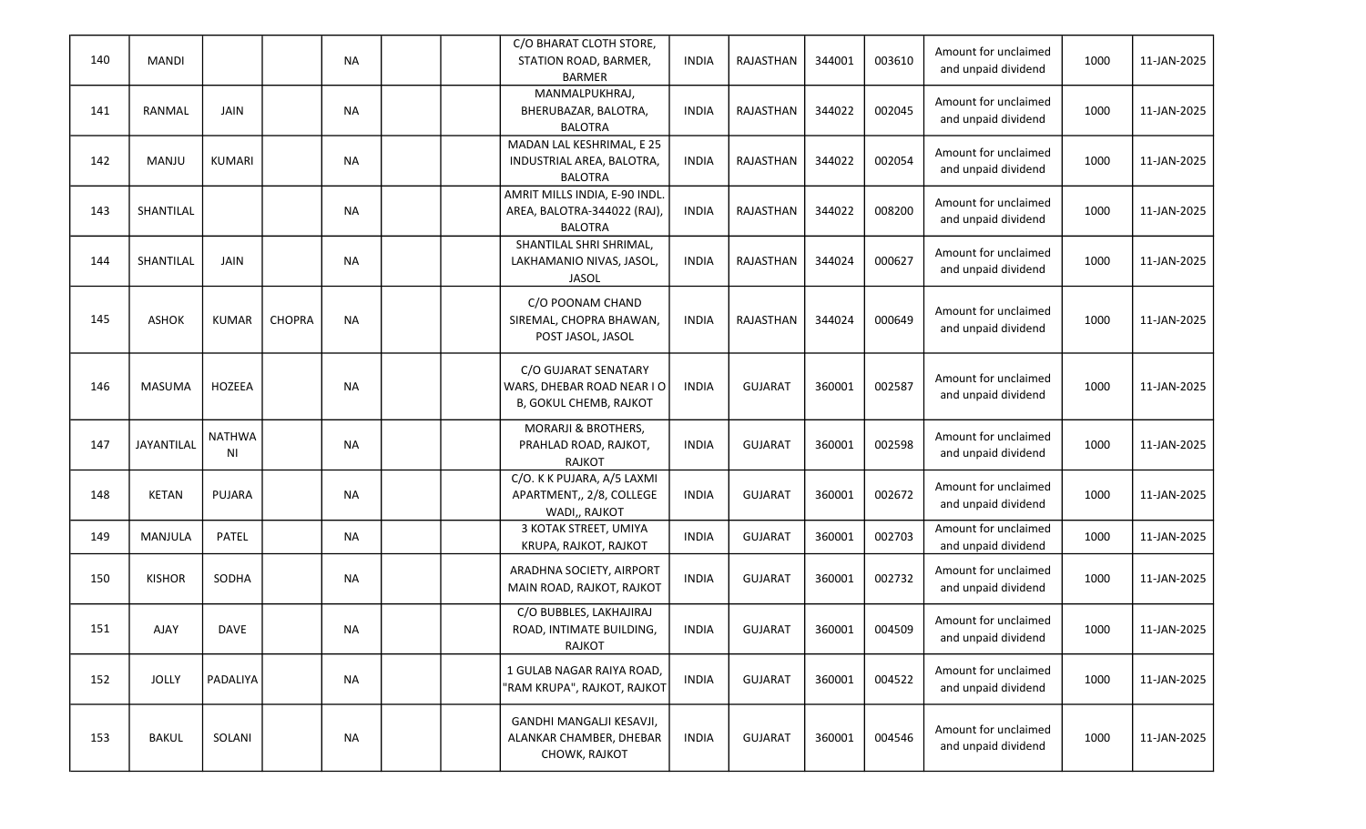| | | | | | | | | | | | | | | |
|---|---|---|---|---|---|---|---|---|---|---|---|---|---|---|
| 140 | MANDI | | | NA | | | C/O BHARAT CLOTH STORE, STATION ROAD, BARMER, BARMER | INDIA | RAJASTHAN | 344001 | 003610 | Amount for unclaimed and unpaid dividend | 1000 | 11-JAN-2025 |
| 141 | RANMAL | JAIN | | NA | | | MANMALPUKHRAJ, BHERUBAZAR, BALOTRA, BALOTRA | INDIA | RAJASTHAN | 344022 | 002045 | Amount for unclaimed and unpaid dividend | 1000 | 11-JAN-2025 |
| 142 | MANJU | KUMARI | | NA | | | MADAN LAL KESHRIMAL, E 25 INDUSTRIAL AREA, BALOTRA, BALOTRA | INDIA | RAJASTHAN | 344022 | 002054 | Amount for unclaimed and unpaid dividend | 1000 | 11-JAN-2025 |
| 143 | SHANTILAL | | | NA | | | AMRIT MILLS INDIA, E-90 INDL. AREA, BALOTRA-344022 (RAJ), BALOTRA | INDIA | RAJASTHAN | 344022 | 008200 | Amount for unclaimed and unpaid dividend | 1000 | 11-JAN-2025 |
| 144 | SHANTILAL | JAIN | | NA | | | SHANTILAL SHRI SHRIMAL, LAKHAMANIO NIVAS, JASOL, JASOL | INDIA | RAJASTHAN | 344024 | 000627 | Amount for unclaimed and unpaid dividend | 1000 | 11-JAN-2025 |
| 145 | ASHOK | KUMAR | CHOPRA | NA | | | C/O POONAM CHAND SIREMAL, CHOPRA BHAWAN, POST JASOL, JASOL | INDIA | RAJASTHAN | 344024 | 000649 | Amount for unclaimed and unpaid dividend | 1000 | 11-JAN-2025 |
| 146 | MASUMA | HOZEEA | | NA | | | C/O GUJARAT SENATARY WARS, DHEBAR ROAD NEAR I O B, GOKUL CHEMB, RAJKOT | INDIA | GUJARAT | 360001 | 002587 | Amount for unclaimed and unpaid dividend | 1000 | 11-JAN-2025 |
| 147 | JAYANTILAL | NATHWANI | | NA | | | MORARJI & BROTHERS, PRAHLAD ROAD, RAJKOT, RAJKOT | INDIA | GUJARAT | 360001 | 002598 | Amount for unclaimed and unpaid dividend | 1000 | 11-JAN-2025 |
| 148 | KETAN | PUJARA | | NA | | | C/O. K K PUJARA, A/5 LAXMI APARTMENT,, 2/8, COLLEGE WADI,, RAJKOT | INDIA | GUJARAT | 360001 | 002672 | Amount for unclaimed and unpaid dividend | 1000 | 11-JAN-2025 |
| 149 | MANJULA | PATEL | | NA | | | 3 KOTAK STREET, UMIYA KRUPA, RAJKOT, RAJKOT | INDIA | GUJARAT | 360001 | 002703 | Amount for unclaimed and unpaid dividend | 1000 | 11-JAN-2025 |
| 150 | KISHOR | SODHA | | NA | | | ARADHNA SOCIETY, AIRPORT MAIN ROAD, RAJKOT, RAJKOT | INDIA | GUJARAT | 360001 | 002732 | Amount for unclaimed and unpaid dividend | 1000 | 11-JAN-2025 |
| 151 | AJAY | DAVE | | NA | | | C/O BUBBLES, LAKHAJIRAJ ROAD, INTIMATE BUILDING, RAJKOT | INDIA | GUJARAT | 360001 | 004509 | Amount for unclaimed and unpaid dividend | 1000 | 11-JAN-2025 |
| 152 | JOLLY | PADALIYA | | NA | | | 1 GULAB NAGAR RAIYA ROAD, "RAM KRUPA", RAJKOT, RAJKOT | INDIA | GUJARAT | 360001 | 004522 | Amount for unclaimed and unpaid dividend | 1000 | 11-JAN-2025 |
| 153 | BAKUL | SOLANI | | NA | | | GANDHI MANGALJI KESAVJI, ALANKAR CHAMBER, DHEBAR CHOWK, RAJKOT | INDIA | GUJARAT | 360001 | 004546 | Amount for unclaimed and unpaid dividend | 1000 | 11-JAN-2025 |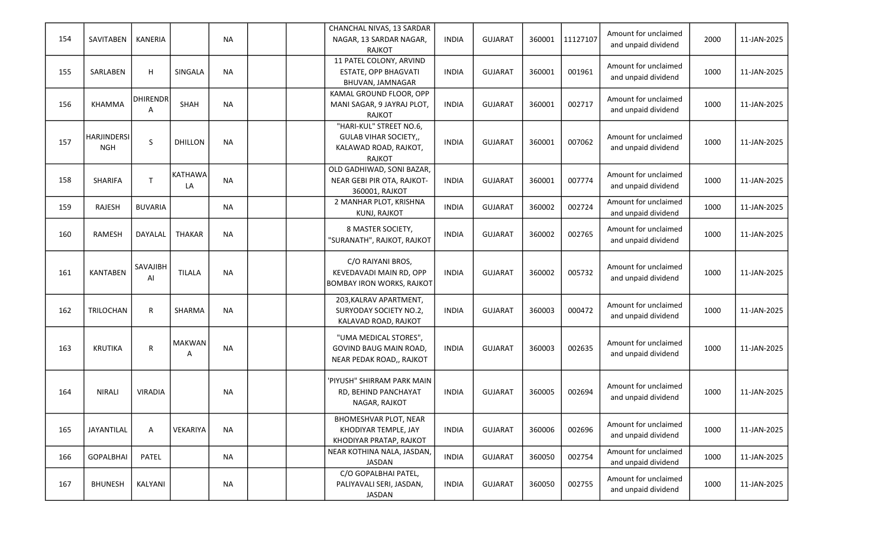| | | | | | | | | | | | | | | |
|---|---|---|---|---|---|---|---|---|---|---|---|---|---|---|
| 154 | SAVITABEN | KANERIA | | NA | | | CHANCHAL NIVAS, 13 SARDAR NAGAR, 13 SARDAR NAGAR, RAJKOT | INDIA | GUJARAT | 360001 | 11127107 | Amount for unclaimed and unpaid dividend | 2000 | 11-JAN-2025 |
| 155 | SARLABEN | H | SINGALA | NA | | | 11 PATEL COLONY, ARVIND ESTATE, OPP BHAGVATI BHUVAN, JAMNAGAR | INDIA | GUJARAT | 360001 | 001961 | Amount for unclaimed and unpaid dividend | 1000 | 11-JAN-2025 |
| 156 | KHAMMA | DHIRENDRA | SHAH | NA | | | KAMAL GROUND FLOOR, OPP MANI SAGAR, 9 JAYRAJ PLOT, RAJKOT | INDIA | GUJARAT | 360001 | 002717 | Amount for unclaimed and unpaid dividend | 1000 | 11-JAN-2025 |
| 157 | HARJINDERSINGH | S | DHILLON | NA | | | "HARI-KUL" STREET NO.6, GULAB VIHAR SOCIETY,, KALAWAD ROAD, RAJKOT, RAJKOT | INDIA | GUJARAT | 360001 | 007062 | Amount for unclaimed and unpaid dividend | 1000 | 11-JAN-2025 |
| 158 | SHARIFA | T | KATHAWALA | NA | | | OLD GADHIWAD, SONI BAZAR, NEAR GEBI PIR OTA, RAJKOT-360001, RAJKOT | INDIA | GUJARAT | 360001 | 007774 | Amount for unclaimed and unpaid dividend | 1000 | 11-JAN-2025 |
| 159 | RAJESH | BUVARIA | | NA | | | 2 MANHAR PLOT, KRISHNA KUNJ, RAJKOT | INDIA | GUJARAT | 360002 | 002724 | Amount for unclaimed and unpaid dividend | 1000 | 11-JAN-2025 |
| 160 | RAMESH | DAYALAL | THAKAR | NA | | | 8 MASTER SOCIETY, "SURANATH", RAJKOT, RAJKOT | INDIA | GUJARAT | 360002 | 002765 | Amount for unclaimed and unpaid dividend | 1000 | 11-JAN-2025 |
| 161 | KANTABEN | SAVAJIBHAI | TILALA | NA | | | C/O RAIYANI BROS, KEVEDAVADI MAIN RD, OPP BOMBAY IRON WORKS, RAJKOT | INDIA | GUJARAT | 360002 | 005732 | Amount for unclaimed and unpaid dividend | 1000 | 11-JAN-2025 |
| 162 | TRILOCHAN | R | SHARMA | NA | | | 203,KALRAV APARTMENT, SURYODAY SOCIETY NO.2, KALAVAD ROAD, RAJKOT | INDIA | GUJARAT | 360003 | 000472 | Amount for unclaimed and unpaid dividend | 1000 | 11-JAN-2025 |
| 163 | KRUTIKA | R | MAKWANA | NA | | | "UMA MEDICAL STORES", GOVIND BAUG MAIN ROAD, NEAR PEDAK ROAD,, RAJKOT | INDIA | GUJARAT | 360003 | 002635 | Amount for unclaimed and unpaid dividend | 1000 | 11-JAN-2025 |
| 164 | NIRALI | VIRADIA | | NA | | | 'PIYUSH" SHIRRAM PARK MAIN RD, BEHIND PANCHAYAT NAGAR, RAJKOT | INDIA | GUJARAT | 360005 | 002694 | Amount for unclaimed and unpaid dividend | 1000 | 11-JAN-2025 |
| 165 | JAYANTILAL | A | VEKARIYA | NA | | | BHOMESHVAR PLOT, NEAR KHODIYAR TEMPLE, JAY KHODIYAR PRATAP, RAJKOT | INDIA | GUJARAT | 360006 | 002696 | Amount for unclaimed and unpaid dividend | 1000 | 11-JAN-2025 |
| 166 | GOPALBHAI | PATEL | | NA | | | NEAR KOTHINA NALA, JASDAN, JASDAN | INDIA | GUJARAT | 360050 | 002754 | Amount for unclaimed and unpaid dividend | 1000 | 11-JAN-2025 |
| 167 | BHUNESH | KALYANI | | NA | | | C/O GOPALBHAI PATEL, PALIYAVALI SERI, JASDAN, JASDAN | INDIA | GUJARAT | 360050 | 002755 | Amount for unclaimed and unpaid dividend | 1000 | 11-JAN-2025 |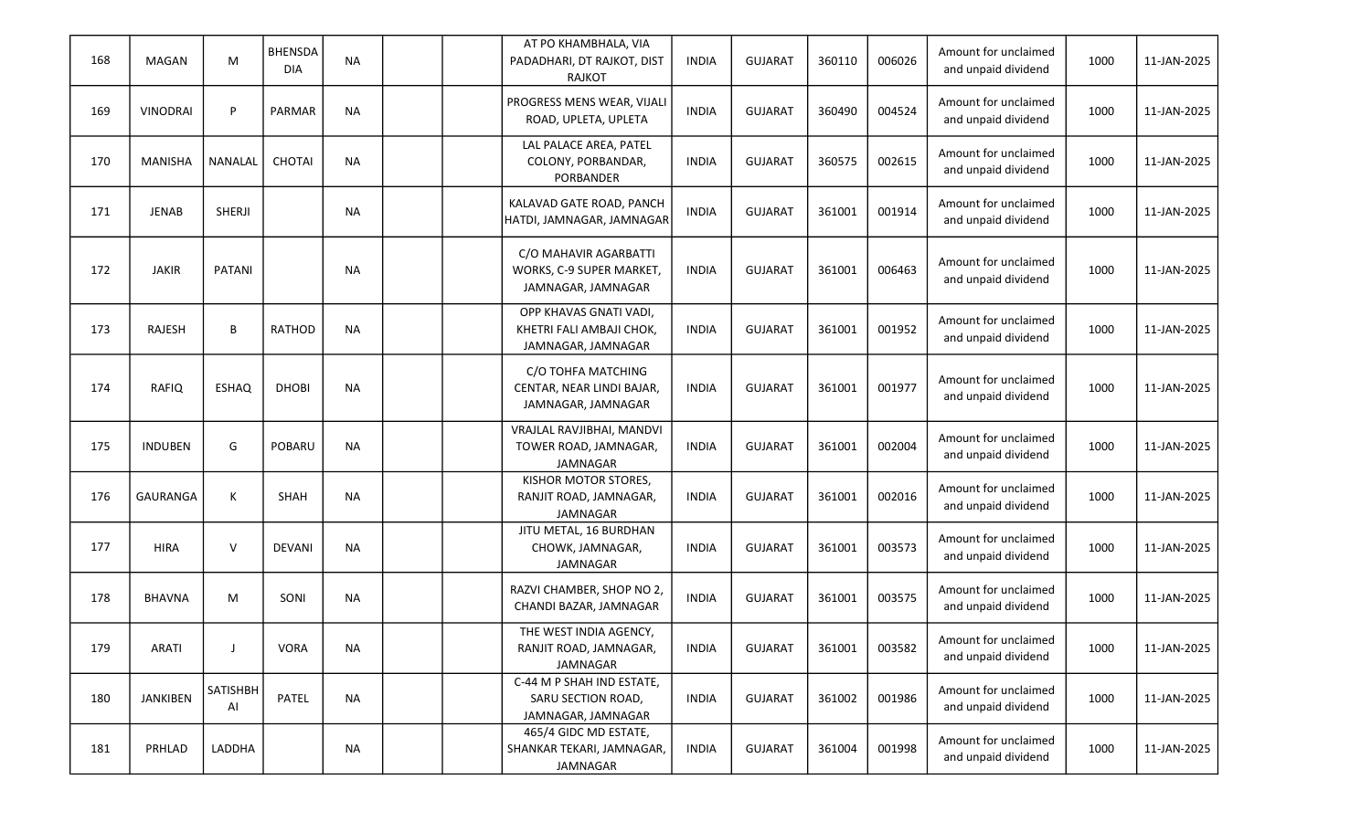| | | | | | | | | | | | | | | |
|---|---|---|---|---|---|---|---|---|---|---|---|---|---|---|
| 168 | MAGAN | M | BHENSDADIA | NA | | | AT PO KHAMBHALA, VIA PADADHARI, DT RAJKOT, DIST RAJKOT | INDIA | GUJARAT | 360110 | 006026 | Amount for unclaimed and unpaid dividend | 1000 | 11-JAN-2025 |
| 169 | VINODRAI | P | PARMAR | NA | | | PROGRESS MENS WEAR, VIJALI ROAD, UPLETA, UPLETA | INDIA | GUJARAT | 360490 | 004524 | Amount for unclaimed and unpaid dividend | 1000 | 11-JAN-2025 |
| 170 | MANISHA | NANALAL | CHOTAI | NA | | | LAL PALACE AREA, PATEL COLONY, PORBANDAR, PORBANDER | INDIA | GUJARAT | 360575 | 002615 | Amount for unclaimed and unpaid dividend | 1000 | 11-JAN-2025 |
| 171 | JENAB | SHERJI | | NA | | | KALAVAD GATE ROAD, PANCH HATDI, JAMNAGAR, JAMNAGAR | INDIA | GUJARAT | 361001 | 001914 | Amount for unclaimed and unpaid dividend | 1000 | 11-JAN-2025 |
| 172 | JAKIR | PATANI | | NA | | | C/O MAHAVIR AGARBATTI WORKS, C-9 SUPER MARKET, JAMNAGAR, JAMNAGAR | INDIA | GUJARAT | 361001 | 006463 | Amount for unclaimed and unpaid dividend | 1000 | 11-JAN-2025 |
| 173 | RAJESH | B | RATHOD | NA | | | OPP KHAVAS GNATI VADI, KHETRI FALI AMBAJI CHOK, JAMNAGAR, JAMNAGAR | INDIA | GUJARAT | 361001 | 001952 | Amount for unclaimed and unpaid dividend | 1000 | 11-JAN-2025 |
| 174 | RAFIQ | ESHAQ | DHOBI | NA | | | C/O TOHFA MATCHING CENTAR, NEAR LINDI BAJAR, JAMNAGAR, JAMNAGAR | INDIA | GUJARAT | 361001 | 001977 | Amount for unclaimed and unpaid dividend | 1000 | 11-JAN-2025 |
| 175 | INDUBEN | G | POBARU | NA | | | VRAJLAL RAVJIBHAI, MANDVI TOWER ROAD, JAMNAGAR, JAMNAGAR | INDIA | GUJARAT | 361001 | 002004 | Amount for unclaimed and unpaid dividend | 1000 | 11-JAN-2025 |
| 176 | GAURANGA | K | SHAH | NA | | | KISHOR MOTOR STORES, RANJIT ROAD, JAMNAGAR, JAMNAGAR | INDIA | GUJARAT | 361001 | 002016 | Amount for unclaimed and unpaid dividend | 1000 | 11-JAN-2025 |
| 177 | HIRA | V | DEVANI | NA | | | JITU METAL, 16 BURDHAN CHOWK, JAMNAGAR, JAMNAGAR | INDIA | GUJARAT | 361001 | 003573 | Amount for unclaimed and unpaid dividend | 1000 | 11-JAN-2025 |
| 178 | BHAVNA | M | SONI | NA | | | RAZVI CHAMBER, SHOP NO 2, CHANDI BAZAR, JAMNAGAR | INDIA | GUJARAT | 361001 | 003575 | Amount for unclaimed and unpaid dividend | 1000 | 11-JAN-2025 |
| 179 | ARATI | J | VORA | NA | | | THE WEST INDIA AGENCY, RANJIT ROAD, JAMNAGAR, JAMNAGAR | INDIA | GUJARAT | 361001 | 003582 | Amount for unclaimed and unpaid dividend | 1000 | 11-JAN-2025 |
| 180 | JANKIBEN | SATISHBHAI | PATEL | NA | | | C-44 M P SHAH IND ESTATE, SARU SECTION ROAD, JAMNAGAR, JAMNAGAR | INDIA | GUJARAT | 361002 | 001986 | Amount for unclaimed and unpaid dividend | 1000 | 11-JAN-2025 |
| 181 | PRHLAD | LADDHA | | NA | | | 465/4 GIDC MD ESTATE, SHANKAR TEKARI, JAMNAGAR, JAMNAGAR | INDIA | GUJARAT | 361004 | 001998 | Amount for unclaimed and unpaid dividend | 1000 | 11-JAN-2025 |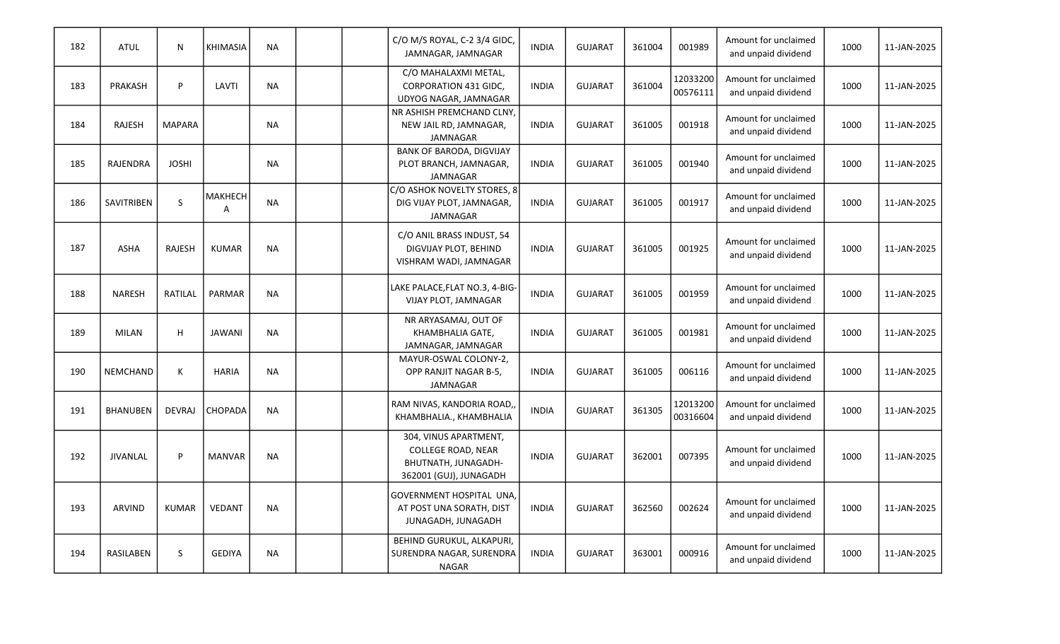| 182 | ATUL | N | KHIMASIA | NA | | | C/O M/S ROYAL, C-2 3/4 GIDC, JAMNAGAR, JAMNAGAR | INDIA | GUJARAT | 361004 | 001989 | Amount for unclaimed and unpaid dividend | 1000 | 11-JAN-2025 |
|---|---|---|---|---|---|---|---|---|---|---|---|---|---|---|
| 183 | PRAKASH | P | LAVTI | NA | | | C/O MAHALAXMI METAL, CORPORATION 431 GIDC, UDYOG NAGAR, JAMNAGAR | INDIA | GUJARAT | 361004 | 1203320000576111 | Amount for unclaimed and unpaid dividend | 1000 | 11-JAN-2025 |
| 184 | RAJESH | MAPARA | | NA | | | NR ASHISH PREMCHAND CLNY, NEW JAIL RD, JAMNAGAR, JAMNAGAR | INDIA | GUJARAT | 361005 | 001918 | Amount for unclaimed and unpaid dividend | 1000 | 11-JAN-2025 |
| 185 | RAJENDRA | JOSHI | | NA | | | BANK OF BARODA, DIGVIJAY PLOT BRANCH, JAMNAGAR, JAMNAGAR | INDIA | GUJARAT | 361005 | 001940 | Amount for unclaimed and unpaid dividend | 1000 | 11-JAN-2025 |
| 186 | SAVITRIBEN | S | MAKHECHA | NA | | | C/O ASHOK NOVELTY STORES, 8 DIG VIJAY PLOT, JAMNAGAR, JAMNAGAR | INDIA | GUJARAT | 361005 | 001917 | Amount for unclaimed and unpaid dividend | 1000 | 11-JAN-2025 |
| 187 | ASHA | RAJESH | KUMAR | NA | | | C/O ANIL BRASS INDUST, 54 DIGVIJAY PLOT, BEHIND VISHRAM WADI, JAMNAGAR | INDIA | GUJARAT | 361005 | 001925 | Amount for unclaimed and unpaid dividend | 1000 | 11-JAN-2025 |
| 188 | NARESH | RATILAL | PARMAR | NA | | | LAKE PALACE,FLAT NO.3, 4-BIG-VIJAY PLOT, JAMNAGAR | INDIA | GUJARAT | 361005 | 001959 | Amount for unclaimed and unpaid dividend | 1000 | 11-JAN-2025 |
| 189 | MILAN | H | JAWANI | NA | | | NR ARYASAMAJ, OUT OF KHAMBHALIA GATE, JAMNAGAR, JAMNAGAR | INDIA | GUJARAT | 361005 | 001981 | Amount for unclaimed and unpaid dividend | 1000 | 11-JAN-2025 |
| 190 | NEMCHAND | K | HARIA | NA | | | MAYUR-OSWAL COLONY-2, OPP RANJIT NAGAR B-5, JAMNAGAR | INDIA | GUJARAT | 361005 | 006116 | Amount for unclaimed and unpaid dividend | 1000 | 11-JAN-2025 |
| 191 | BHANUBEN | DEVRAJ | CHOPADA | NA | | | RAM NIVAS, KANDORIA ROAD,, KHAMBHALIA., KHAMBHALIA | INDIA | GUJARAT | 361305 | 1201320000316604 | Amount for unclaimed and unpaid dividend | 1000 | 11-JAN-2025 |
| 192 | JIVANLAL | P | MANVAR | NA | | | 304, VINUS APARTMENT, COLLEGE ROAD, NEAR BHUTNATH, JUNAGADH-362001 (GUJ), JUNAGADH | INDIA | GUJARAT | 362001 | 007395 | Amount for unclaimed and unpaid dividend | 1000 | 11-JAN-2025 |
| 193 | ARVIND | KUMAR | VEDANT | NA | | | GOVERNMENT HOSPITAL UNA, AT POST UNA SORATH, DIST JUNAGADH, JUNAGADH | INDIA | GUJARAT | 362560 | 002624 | Amount for unclaimed and unpaid dividend | 1000 | 11-JAN-2025 |
| 194 | RASILABEN | S | GEDIYA | NA | | | BEHIND GURUKUL, ALKAPURI, SURENDRA NAGAR, SURENDRA NAGAR | INDIA | GUJARAT | 363001 | 000916 | Amount for unclaimed and unpaid dividend | 1000 | 11-JAN-2025 |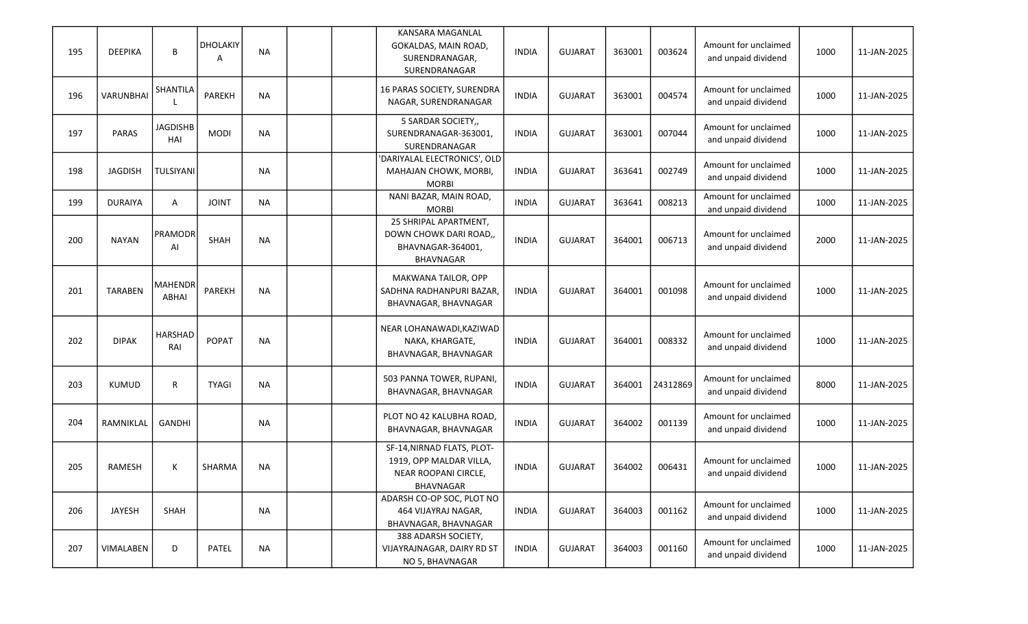| | | | | | | | | | | | | | | |
|---|---|---|---|---|---|---|---|---|---|---|---|---|---|---|
| 195 | DEEPIKA | B | DHOLAKIYA | NA | | | KANSARA MAGANLAL GOKALDAS, MAIN ROAD, SURENDRANAGAR, SURENDRANAGAR | INDIA | GUJARAT | 363001 | 003624 | Amount for unclaimed and unpaid dividend | 1000 | 11-JAN-2025 |
| 196 | VARUNBHAI | SHANTILAL | PAREKH | NA | | | 16 PARAS SOCIETY, SURENDRA NAGAR, SURENDRANAGAR | INDIA | GUJARAT | 363001 | 004574 | Amount for unclaimed and unpaid dividend | 1000 | 11-JAN-2025 |
| 197 | PARAS | JAGDISHBHAI | MODI | NA | | | 5 SARDAR SOCIETY,, SURENDRANAGAR-363001, SURENDRANAGAR | INDIA | GUJARAT | 363001 | 007044 | Amount for unclaimed and unpaid dividend | 1000 | 11-JAN-2025 |
| 198 | JAGDISH | TULSIYANI | | NA | | | 'DARIYALAL ELECTRONICS', OLD MAHAJAN CHOWK, MORBI, MORBI | INDIA | GUJARAT | 363641 | 002749 | Amount for unclaimed and unpaid dividend | 1000 | 11-JAN-2025 |
| 199 | DURAIYA | A | JOINT | NA | | | NANI BAZAR, MAIN ROAD, MORBI | INDIA | GUJARAT | 363641 | 008213 | Amount for unclaimed and unpaid dividend | 1000 | 11-JAN-2025 |
| 200 | NAYAN | PRAMODRAI | SHAH | NA | | | 25 SHRIPAL APARTMENT, DOWN CHOWK DARI ROAD,, BHAVNAGAR-364001, BHAVNAGAR | INDIA | GUJARAT | 364001 | 006713 | Amount for unclaimed and unpaid dividend | 2000 | 11-JAN-2025 |
| 201 | TARABEN | MAHENDRABHAI | PAREKH | NA | | | MAKWANA TAILOR, OPP SADHNA RADHANPURI BAZAR, BHAVNAGAR, BHAVNAGAR | INDIA | GUJARAT | 364001 | 001098 | Amount for unclaimed and unpaid dividend | 1000 | 11-JAN-2025 |
| 202 | DIPAK | HARSHADRAI | POPAT | NA | | | NEAR LOHANAWADI,KAZIWAD NAKA, KHARGATE, BHAVNAGAR, BHAVNAGAR | INDIA | GUJARAT | 364001 | 008332 | Amount for unclaimed and unpaid dividend | 1000 | 11-JAN-2025 |
| 203 | KUMUD | R | TYAGI | NA | | | 503 PANNA TOWER, RUPANI, BHAVNAGAR, BHAVNAGAR | INDIA | GUJARAT | 364001 | 24312869 | Amount for unclaimed and unpaid dividend | 8000 | 11-JAN-2025 |
| 204 | RAMNIKLAL | GANDHI | | NA | | | PLOT NO 42 KALUBHA ROAD, BHAVNAGAR, BHAVNAGAR | INDIA | GUJARAT | 364002 | 001139 | Amount for unclaimed and unpaid dividend | 1000 | 11-JAN-2025 |
| 205 | RAMESH | K | SHARMA | NA | | | SF-14,NIRNAD FLATS, PLOT-1919, OPP MALDAR VILLA, NEAR ROOPANI CIRCLE, BHAVNAGAR | INDIA | GUJARAT | 364002 | 006431 | Amount for unclaimed and unpaid dividend | 1000 | 11-JAN-2025 |
| 206 | JAYESH | SHAH | | NA | | | ADARSH CO-OP SOC, PLOT NO 464 VIJAYRAJ NAGAR, BHAVNAGAR, BHAVNAGAR | INDIA | GUJARAT | 364003 | 001162 | Amount for unclaimed and unpaid dividend | 1000 | 11-JAN-2025 |
| 207 | VIMALABEN | D | PATEL | NA | | | 388 ADARSH SOCIETY, VIJAYRAJNAGAR, DAIRY RD ST NO 5, BHAVNAGAR | INDIA | GUJARAT | 364003 | 001160 | Amount for unclaimed and unpaid dividend | 1000 | 11-JAN-2025 |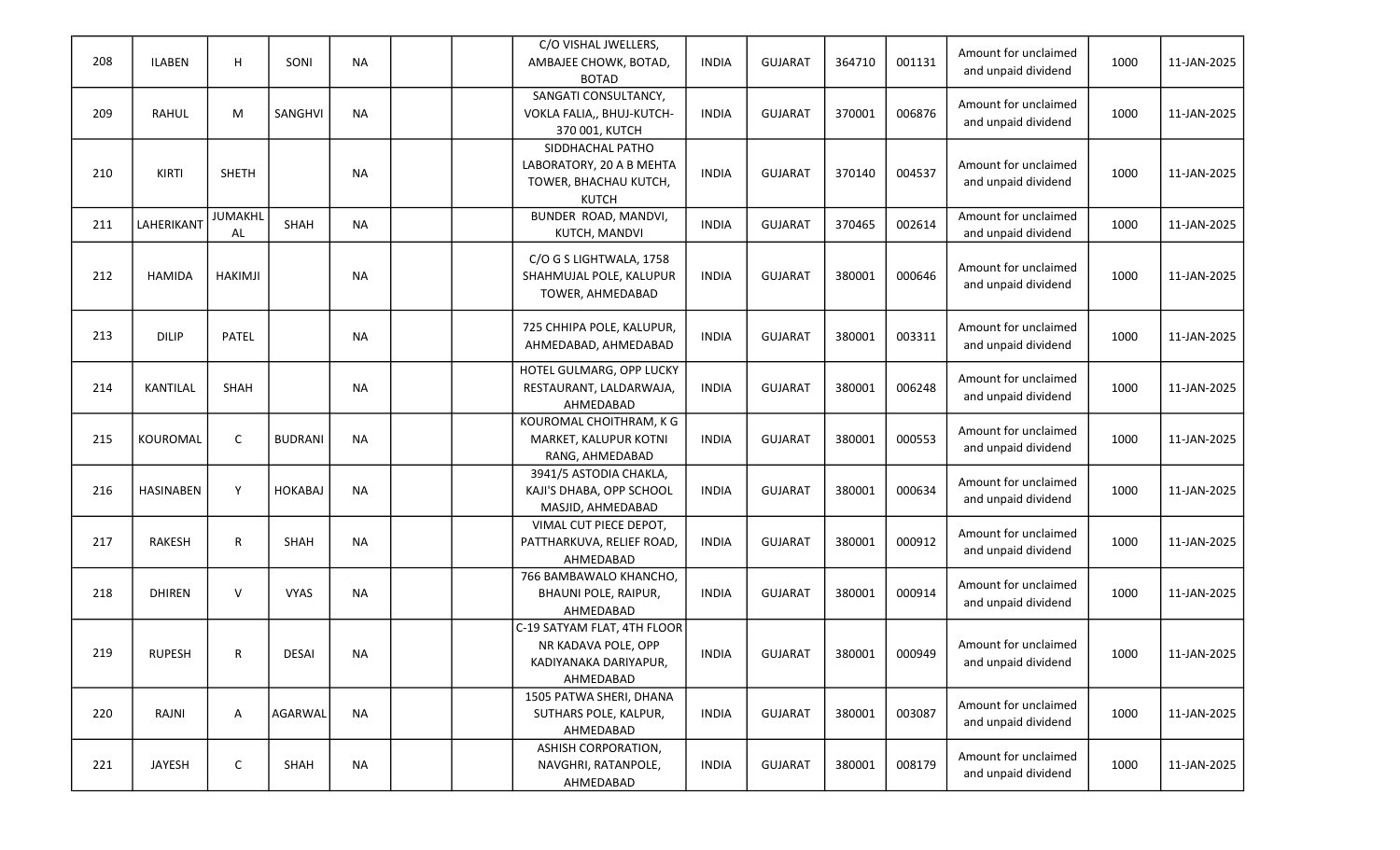| | | | | | | | | | | | | | | |
|---|---|---|---|---|---|---|---|---|---|---|---|---|---|---|
| 208 | ILABEN | H | SONI | NA | | | C/O VISHAL JWELLERS, AMBAJEE CHOWK, BOTAD, BOTAD | INDIA | GUJARAT | 364710 | 001131 | Amount for unclaimed and unpaid dividend | 1000 | 11-JAN-2025 |
| 209 | RAHUL | M | SANGHVI | NA | | | SANGATI CONSULTANCY, VOKLA FALIA,, BHUJ-KUTCH-370 001, KUTCH | INDIA | GUJARAT | 370001 | 006876 | Amount for unclaimed and unpaid dividend | 1000 | 11-JAN-2025 |
| 210 | KIRTI | SHETH | | NA | | | SIDDHACHAL PATHO LABORATORY, 20 A B MEHTA TOWER, BHACHAU KUTCH, KUTCH | INDIA | GUJARAT | 370140 | 004537 | Amount for unclaimed and unpaid dividend | 1000 | 11-JAN-2025 |
| 211 | LAHERIKANT | JUMAKHLAL | SHAH | NA | | | BUNDER ROAD, MANDVI, KUTCH, MANDVI | INDIA | GUJARAT | 370465 | 002614 | Amount for unclaimed and unpaid dividend | 1000 | 11-JAN-2025 |
| 212 | HAMIDA | HAKIMJI | | NA | | | C/O G S LIGHTWALA, 1758 SHAHMUJAL POLE, KALUPUR TOWER, AHMEDABAD | INDIA | GUJARAT | 380001 | 000646 | Amount for unclaimed and unpaid dividend | 1000 | 11-JAN-2025 |
| 213 | DILIP | PATEL | | NA | | | 725 CHHIPA POLE, KALUPUR, AHMEDABAD, AHMEDABAD | INDIA | GUJARAT | 380001 | 003311 | Amount for unclaimed and unpaid dividend | 1000 | 11-JAN-2025 |
| 214 | KANTILAL | SHAH | | NA | | | HOTEL GULMARG, OPP LUCKY RESTAURANT, LALDARWAJA, AHMEDABAD | INDIA | GUJARAT | 380001 | 006248 | Amount for unclaimed and unpaid dividend | 1000 | 11-JAN-2025 |
| 215 | KOUROMAL | C | BUDRANI | NA | | | KOUROMAL CHOITHRAM, K G MARKET, KALUPUR KOTNI RANG, AHMEDABAD | INDIA | GUJARAT | 380001 | 000553 | Amount for unclaimed and unpaid dividend | 1000 | 11-JAN-2025 |
| 216 | HASINABEN | Y | HOKABAJ | NA | | | 3941/5 ASTODIA CHAKLA, KAJI'S DHABA, OPP SCHOOL MASJID, AHMEDABAD | INDIA | GUJARAT | 380001 | 000634 | Amount for unclaimed and unpaid dividend | 1000 | 11-JAN-2025 |
| 217 | RAKESH | R | SHAH | NA | | | VIMAL CUT PIECE DEPOT, PATTHARKUVA, RELIEF ROAD, AHMEDABAD | INDIA | GUJARAT | 380001 | 000912 | Amount for unclaimed and unpaid dividend | 1000 | 11-JAN-2025 |
| 218 | DHIREN | V | VYAS | NA | | | 766 BAMBAWALO KHANCHO, BHAUNI POLE, RAIPUR, AHMEDABAD | INDIA | GUJARAT | 380001 | 000914 | Amount for unclaimed and unpaid dividend | 1000 | 11-JAN-2025 |
| 219 | RUPESH | R | DESAI | NA | | | C-19 SATYAM FLAT, 4TH FLOOR NR KADAVA POLE, OPP KADIYANAKA DARIYAPUR, AHMEDABAD | INDIA | GUJARAT | 380001 | 000949 | Amount for unclaimed and unpaid dividend | 1000 | 11-JAN-2025 |
| 220 | RAJNI | A | AGARWAL | NA | | | 1505 PATWA SHERI, DHANA SUTHARS POLE, KALPUR, AHMEDABAD | INDIA | GUJARAT | 380001 | 003087 | Amount for unclaimed and unpaid dividend | 1000 | 11-JAN-2025 |
| 221 | JAYESH | C | SHAH | NA | | | ASHISH CORPORATION, NAVGHRI, RATANPOLE, AHMEDABAD | INDIA | GUJARAT | 380001 | 008179 | Amount for unclaimed and unpaid dividend | 1000 | 11-JAN-2025 |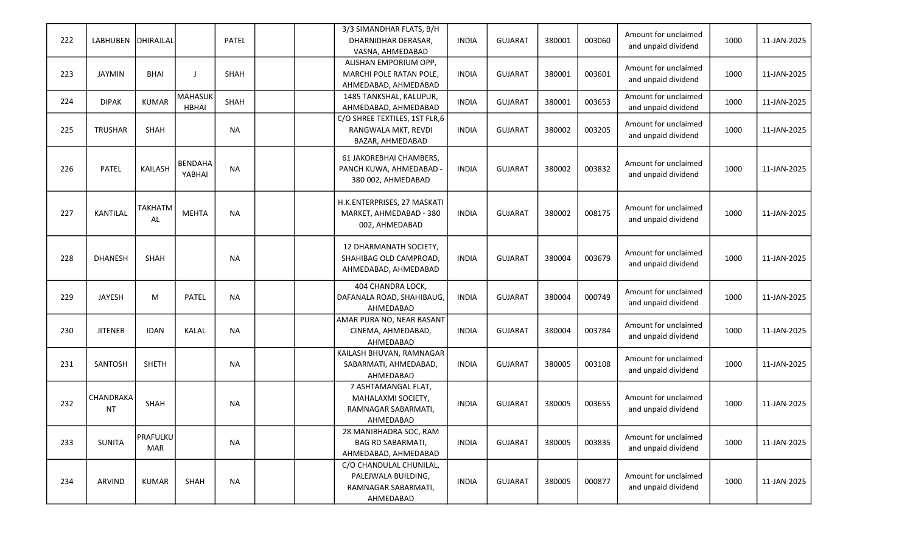| | | | | | | | | | | | | | | |
|---|---|---|---|---|---|---|---|---|---|---|---|---|---|---|
| 222 | LABHUBEN | DHIRAJLAL | | PATEL | | | 3/3 SIMANDHAR FLATS, B/H DHARNIDHAR DERASAR, VASNA, AHMEDABAD | INDIA | GUJARAT | 380001 | 003060 | Amount for unclaimed and unpaid dividend | 1000 | 11-JAN-2025 |
| 223 | JAYMIN | BHAI | J | SHAH | | | ALISHAN EMPORIUM OPP, MARCHI POLE RATAN POLE, AHMEDABAD, AHMEDABAD | INDIA | GUJARAT | 380001 | 003601 | Amount for unclaimed and unpaid dividend | 1000 | 11-JAN-2025 |
| 224 | DIPAK | KUMAR | MAHASUKHBHAI | SHAH | | | 1485 TANKSHAL, KALUPUR, AHMEDABAD, AHMEDABAD | INDIA | GUJARAT | 380001 | 003653 | Amount for unclaimed and unpaid dividend | 1000 | 11-JAN-2025 |
| 225 | TRUSHAR | SHAH | | NA | | | C/O SHREE TEXTILES, 1ST FLR,6 RANGWALA MKT, REVDI BAZAR, AHMEDABAD | INDIA | GUJARAT | 380002 | 003205 | Amount for unclaimed and unpaid dividend | 1000 | 11-JAN-2025 |
| 226 | PATEL | KAILASH | BENDAHAYABHAI | NA | | | 61 JAKOREBHAI CHAMBERS, PANCH KUWA, AHMEDABAD - 380 002, AHMEDABAD | INDIA | GUJARAT | 380002 | 003832 | Amount for unclaimed and unpaid dividend | 1000 | 11-JAN-2025 |
| 227 | KANTILAL | TAKHATMAL | MEHTA | NA | | | H.K.ENTERPRISES, 27 MASKATI MARKET, AHMEDABAD - 380 002, AHMEDABAD | INDIA | GUJARAT | 380002 | 008175 | Amount for unclaimed and unpaid dividend | 1000 | 11-JAN-2025 |
| 228 | DHANESH | SHAH | | NA | | | 12 DHARMANATH SOCIETY, SHAHIBAG OLD CAMPROAD, AHMEDABAD, AHMEDABAD | INDIA | GUJARAT | 380004 | 003679 | Amount for unclaimed and unpaid dividend | 1000 | 11-JAN-2025 |
| 229 | JAYESH | M | PATEL | NA | | | 404 CHANDRA LOCK, DAFANALA ROAD, SHAHIBAUG, AHMEDABAD | INDIA | GUJARAT | 380004 | 000749 | Amount for unclaimed and unpaid dividend | 1000 | 11-JAN-2025 |
| 230 | JITENER | IDAN | KALAL | NA | | | AMAR PURA NO, NEAR BASANT CINEMA, AHMEDABAD, AHMEDABAD | INDIA | GUJARAT | 380004 | 003784 | Amount for unclaimed and unpaid dividend | 1000 | 11-JAN-2025 |
| 231 | SANTOSH | SHETH | | NA | | | KAILASH BHUVAN, RAMNAGAR SABARMATI, AHMEDABAD, AHMEDABAD | INDIA | GUJARAT | 380005 | 003108 | Amount for unclaimed and unpaid dividend | 1000 | 11-JAN-2025 |
| 232 | CHANDRAKANT | SHAH | | NA | | | 7 ASHTAMANGAL FLAT, MAHALAXMI SOCIETY, RAMNAGAR SABARMATI, AHMEDABAD | INDIA | GUJARAT | 380005 | 003655 | Amount for unclaimed and unpaid dividend | 1000 | 11-JAN-2025 |
| 233 | SUNITA | PRAFULKUMAR | | NA | | | 28 MANIBHADRA SOC, RAM BAG RD SABARMATI, AHMEDABAD, AHMEDABAD | INDIA | GUJARAT | 380005 | 003835 | Amount for unclaimed and unpaid dividend | 1000 | 11-JAN-2025 |
| 234 | ARVIND | KUMAR | SHAH | NA | | | C/O CHANDULAL CHUNILAL, PALEJWALA BUILDING, RAMNAGAR SABARMATI, AHMEDABAD | INDIA | GUJARAT | 380005 | 000877 | Amount for unclaimed and unpaid dividend | 1000 | 11-JAN-2025 |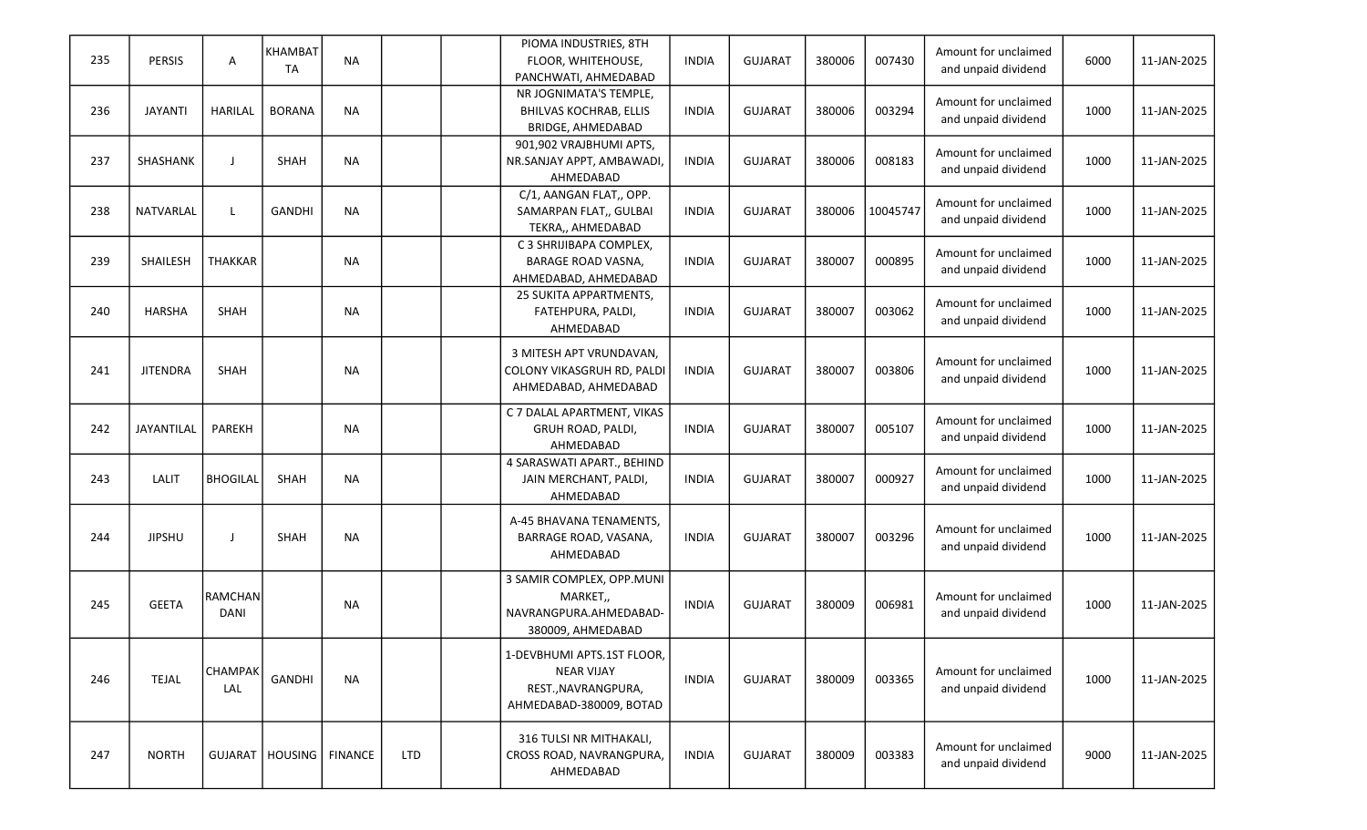| | | | | | | | | | | | | | | |
|---|---|---|---|---|---|---|---|---|---|---|---|---|---|---|
| 235 | PERSIS | A | KHAMBATTA | NA | | | PIOMA INDUSTRIES, 8TH FLOOR, WHITEHOUSE, PANCHWATI, AHMEDABAD | INDIA | GUJARAT | 380006 | 007430 | Amount for unclaimed and unpaid dividend | 6000 | 11-JAN-2025 |
| 236 | JAYANTI | HARILAL | BORANA | NA | | | NR JOGNIMATA'S TEMPLE, BHILVAS KOCHRAB, ELLIS BRIDGE, AHMEDABAD | INDIA | GUJARAT | 380006 | 003294 | Amount for unclaimed and unpaid dividend | 1000 | 11-JAN-2025 |
| 237 | SHASHANK | J | SHAH | NA | | | 901,902 VRAJBHUMI APTS, NR.SANJAY APPT, AMBAWADI, AHMEDABAD | INDIA | GUJARAT | 380006 | 008183 | Amount for unclaimed and unpaid dividend | 1000 | 11-JAN-2025 |
| 238 | NATVARLAL | L | GANDHI | NA | | | C/1, AANGAN FLAT,, OPP. SAMARPAN FLAT,, GULBAI TEKRA,, AHMEDABAD | INDIA | GUJARAT | 380006 | 10045747 | Amount for unclaimed and unpaid dividend | 1000 | 11-JAN-2025 |
| 239 | SHAILESH | THAKKAR | | NA | | | C 3 SHRIJIBAPA COMPLEX, BARAGE ROAD VASNA, AHMEDABAD, AHMEDABAD | INDIA | GUJARAT | 380007 | 000895 | Amount for unclaimed and unpaid dividend | 1000 | 11-JAN-2025 |
| 240 | HARSHA | SHAH | | NA | | | 25 SUKITA APPARTMENTS, FATEHPURA, PALDI, AHMEDABAD | INDIA | GUJARAT | 380007 | 003062 | Amount for unclaimed and unpaid dividend | 1000 | 11-JAN-2025 |
| 241 | JITENDRA | SHAH | | NA | | | 3 MITESH APT VRUNDAVAN, COLONY VIKASGRUH RD, PALDI AHMEDABAD, AHMEDABAD | INDIA | GUJARAT | 380007 | 003806 | Amount for unclaimed and unpaid dividend | 1000 | 11-JAN-2025 |
| 242 | JAYANTILAL | PAREKH | | NA | | | C 7 DALAL APARTMENT, VIKAS GRUH ROAD, PALDI, AHMEDABAD | INDIA | GUJARAT | 380007 | 005107 | Amount for unclaimed and unpaid dividend | 1000 | 11-JAN-2025 |
| 243 | LALIT | BHOGILAL | SHAH | NA | | | 4 SARASWATI APART., BEHIND JAIN MERCHANT, PALDI, AHMEDABAD | INDIA | GUJARAT | 380007 | 000927 | Amount for unclaimed and unpaid dividend | 1000 | 11-JAN-2025 |
| 244 | JIPSHU | J | SHAH | NA | | | A-45 BHAVANA TENAMENTS, BARRAGE ROAD, VASANA, AHMEDABAD | INDIA | GUJARAT | 380007 | 003296 | Amount for unclaimed and unpaid dividend | 1000 | 11-JAN-2025 |
| 245 | GEETA | RAMCHANDANI | | NA | | | 3 SAMIR COMPLEX, OPP.MUNI MARKET,, NAVRANGPURA.AHMEDABAD-380009, AHMEDABAD | INDIA | GUJARAT | 380009 | 006981 | Amount for unclaimed and unpaid dividend | 1000 | 11-JAN-2025 |
| 246 | TEJAL | CHAMPAKLAL | GANDHI | NA | | | 1-DEVBHUMI APTS.1ST FLOOR, NEAR VIJAY REST.,NAVRANGPURA, AHMEDABAD-380009, BOTAD | INDIA | GUJARAT | 380009 | 003365 | Amount for unclaimed and unpaid dividend | 1000 | 11-JAN-2025 |
| 247 | NORTH | GUJARAT | HOUSING | FINANCE | LTD | | 316 TULSI NR MITHAKALI, CROSS ROAD, NAVRANGPURA, AHMEDABAD | INDIA | GUJARAT | 380009 | 003383 | Amount for unclaimed and unpaid dividend | 9000 | 11-JAN-2025 |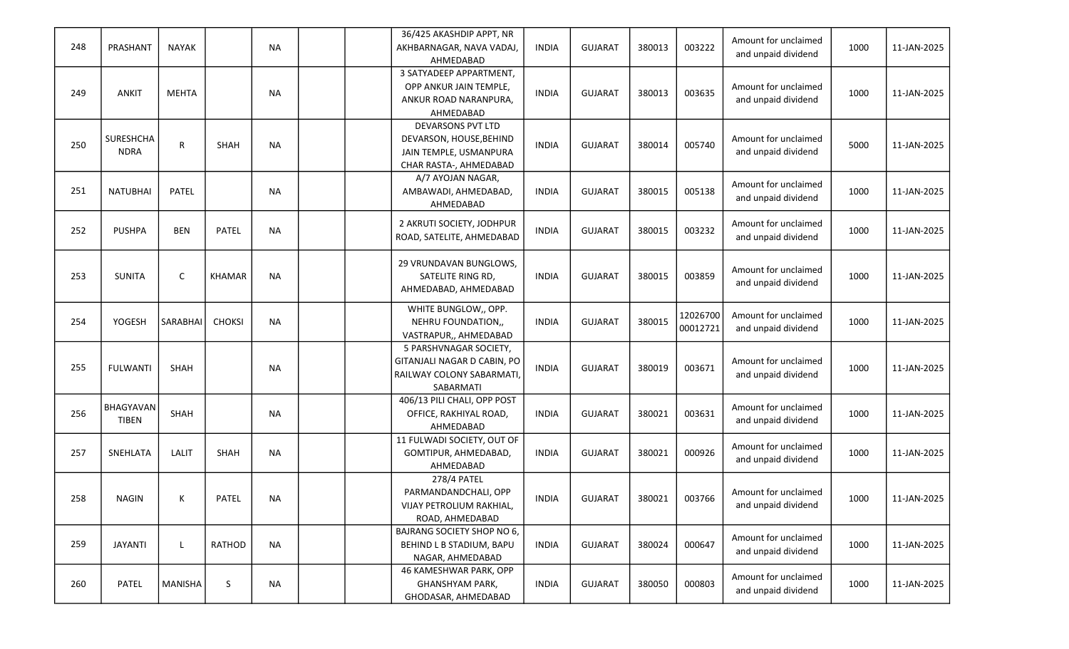| | | | | | | | | | | | | | | |
|---|---|---|---|---|---|---|---|---|---|---|---|---|---|---|
| 248 | PRASHANT | NAYAK | | NA | | | 36/425 AKASHDIP APPT, NR AKHBARNAGAR, NAVA VADAJ, AHMEDABAD | INDIA | GUJARAT | 380013 | 003222 | Amount for unclaimed and unpaid dividend | 1000 | 11-JAN-2025 |
| 249 | ANKIT | MEHTA | | NA | | | 3 SATYADEEP APPARTMENT, OPP ANKUR JAIN TEMPLE, ANKUR ROAD NARANPURA, AHMEDABAD | INDIA | GUJARAT | 380013 | 003635 | Amount for unclaimed and unpaid dividend | 1000 | 11-JAN-2025 |
| 250 | SURESHCHANDRA | R | SHAH | NA | | | DEVARSONS PVT LTD DEVARSON, HOUSE,BEHIND JAIN TEMPLE, USMANPURA CHAR RASTA-, AHMEDABAD | INDIA | GUJARAT | 380014 | 005740 | Amount for unclaimed and unpaid dividend | 5000 | 11-JAN-2025 |
| 251 | NATUBHAI | PATEL | | NA | | | A/7 AYOJAN NAGAR, AMBAWADI, AHMEDABAD, AHMEDABAD | INDIA | GUJARAT | 380015 | 005138 | Amount for unclaimed and unpaid dividend | 1000 | 11-JAN-2025 |
| 252 | PUSHPA | BEN | PATEL | NA | | | 2 AKRUTI SOCIETY, JODHPUR ROAD, SATELITE, AHMEDABAD | INDIA | GUJARAT | 380015 | 003232 | Amount for unclaimed and unpaid dividend | 1000 | 11-JAN-2025 |
| 253 | SUNITA | C | KHAMAR | NA | | | 29 VRUNDAVAN BUNGLOWS, SATELITE RING RD, AHMEDABAD, AHMEDABAD | INDIA | GUJARAT | 380015 | 003859 | Amount for unclaimed and unpaid dividend | 1000 | 11-JAN-2025 |
| 254 | YOGESH | SARABHAI | CHOKSI | NA | | | WHITE BUNGLOW,, OPP. NEHRU FOUNDATION,, VASTRAPUR,, AHMEDABAD | INDIA | GUJARAT | 380015 | 1202670000012721 | Amount for unclaimed and unpaid dividend | 1000 | 11-JAN-2025 |
| 255 | FULWANTI | SHAH | | NA | | | 5 PARSHVNAGAR SOCIETY, GITANJALI NAGAR D CABIN, PO RAILWAY COLONY SABARMATI, SABARMATI | INDIA | GUJARAT | 380019 | 003671 | Amount for unclaimed and unpaid dividend | 1000 | 11-JAN-2025 |
| 256 | BHAGYAVANTIBEN | SHAH | | NA | | | 406/13 PILI CHALI, OPP POST OFFICE, RAKHIYAL ROAD, AHMEDABAD | INDIA | GUJARAT | 380021 | 003631 | Amount for unclaimed and unpaid dividend | 1000 | 11-JAN-2025 |
| 257 | SNEHLATA | LALIT | SHAH | NA | | | 11 FULWADI SOCIETY, OUT OF GOMTIPUR, AHMEDABAD, AHMEDABAD | INDIA | GUJARAT | 380021 | 000926 | Amount for unclaimed and unpaid dividend | 1000 | 11-JAN-2025 |
| 258 | NAGIN | K | PATEL | NA | | | 278/4 PATEL PARMANDANDCHALI, OPP VIJAY PETROLIUM RAKHIAL, ROAD, AHMEDABAD | INDIA | GUJARAT | 380021 | 003766 | Amount for unclaimed and unpaid dividend | 1000 | 11-JAN-2025 |
| 259 | JAYANTI | L | RATHOD | NA | | | BAJRANG SOCIETY SHOP NO 6, BEHIND L B STADIUM, BAPU NAGAR, AHMEDABAD | INDIA | GUJARAT | 380024 | 000647 | Amount for unclaimed and unpaid dividend | 1000 | 11-JAN-2025 |
| 260 | PATEL | MANISHA | S | NA | | | 46 KAMESHWAR PARK, OPP GHANSHYAM PARK, GHODASAR, AHMEDABAD | INDIA | GUJARAT | 380050 | 000803 | Amount for unclaimed and unpaid dividend | 1000 | 11-JAN-2025 |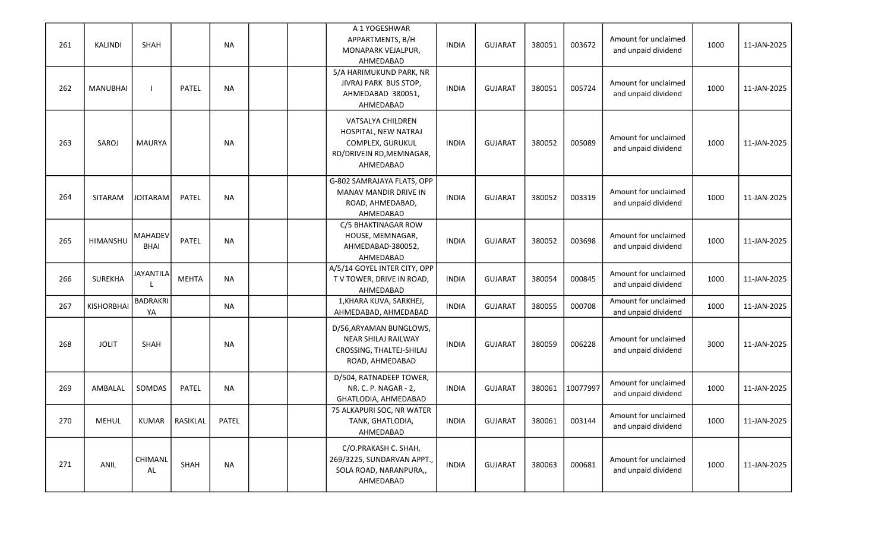| 261 | KALINDI | SHAH | | NA | | | A 1 YOGESHWAR APPARTMENTS, B/H MONAPARK VEJALPUR, AHMEDABAD | INDIA | GUJARAT | 380051 | 003672 | Amount for unclaimed and unpaid dividend | 1000 | 11-JAN-2025 |
|---|---|---|---|---|---|---|---|---|---|---|---|---|---|---|
| 262 | MANUBHAI | I | PATEL | NA | | | 5/A HARIMUKUND PARK, NR JIVRAJ PARK BUS STOP, AHMEDABAD 380051, AHMEDABAD | INDIA | GUJARAT | 380051 | 005724 | Amount for unclaimed and unpaid dividend | 1000 | 11-JAN-2025 |
| 263 | SAROJ | MAURYA | | NA | | | VATSALYA CHILDREN HOSPITAL, NEW NATRAJ COMPLEX, GURUKUL RD/DRIVEIN RD,MEMNAGAR, AHMEDABAD | INDIA | GUJARAT | 380052 | 005089 | Amount for unclaimed and unpaid dividend | 1000 | 11-JAN-2025 |
| 264 | SITARAM | JOITARAM | PATEL | NA | | | G-802 SAMRAJAYA FLATS, OPP MANAV MANDIR DRIVE IN ROAD, AHMEDABAD, AHMEDABAD | INDIA | GUJARAT | 380052 | 003319 | Amount for unclaimed and unpaid dividend | 1000 | 11-JAN-2025 |
| 265 | HIMANSHU | MAHADEV BHAI | PATEL | NA | | | C/5 BHAKTINAGAR ROW HOUSE, MEMNAGAR, AHMEDABAD-380052, AHMEDABAD | INDIA | GUJARAT | 380052 | 003698 | Amount for unclaimed and unpaid dividend | 1000 | 11-JAN-2025 |
| 266 | SUREKHA | JAYANTILA L | MEHTA | NA | | | A/5/14 GOYEL INTER CITY, OPP T V TOWER, DRIVE IN ROAD, AHMEDABAD | INDIA | GUJARAT | 380054 | 000845 | Amount for unclaimed and unpaid dividend | 1000 | 11-JAN-2025 |
| 267 | KISHORBHAI | BADRAKRI YA | | NA | | | 1,KHARA KUVA, SARKHEJ, AHMEDABAD, AHMEDABAD | INDIA | GUJARAT | 380055 | 000708 | Amount for unclaimed and unpaid dividend | 1000 | 11-JAN-2025 |
| 268 | JOLIT | SHAH | | NA | | | D/56,ARYAMAN BUNGLOWS, NEAR SHILAJ RAILWAY CROSSING, THALTEJ-SHILAJ ROAD, AHMEDABAD | INDIA | GUJARAT | 380059 | 006228 | Amount for unclaimed and unpaid dividend | 3000 | 11-JAN-2025 |
| 269 | AMBALAL | SOMDAS | PATEL | NA | | | D/504, RATNADEEP TOWER, NR. C. P. NAGAR - 2, GHATLODIA, AHMEDABAD | INDIA | GUJARAT | 380061 | 10077997 | Amount for unclaimed and unpaid dividend | 1000 | 11-JAN-2025 |
| 270 | MEHUL | KUMAR | RASIKLAL | PATEL | | | 75 ALKAPURI SOC, NR WATER TANK, GHATLODIA, AHMEDABAD | INDIA | GUJARAT | 380061 | 003144 | Amount for unclaimed and unpaid dividend | 1000 | 11-JAN-2025 |
| 271 | ANIL | CHIMANL AL | SHAH | NA | | | C/O.PRAKASH C. SHAH, 269/3225, SUNDARVAN APPT., SOLA ROAD, NARANPURA,, AHMEDABAD | INDIA | GUJARAT | 380063 | 000681 | Amount for unclaimed and unpaid dividend | 1000 | 11-JAN-2025 |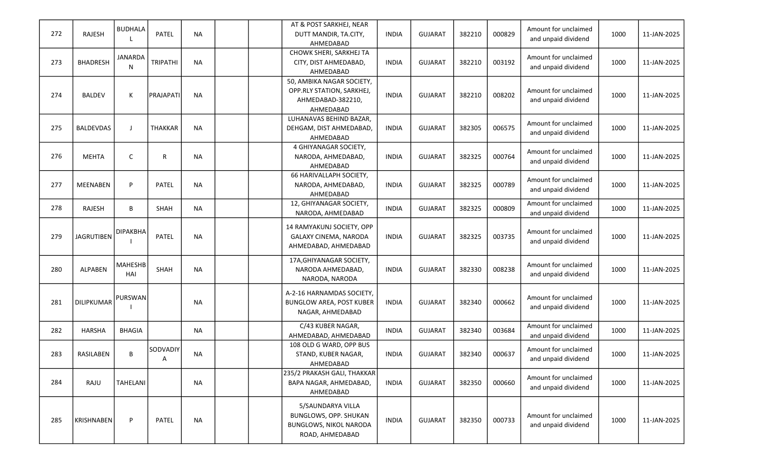| 272 | RAJESH | BUDHALAL | PATEL | NA | | | AT & POST SARKHEJ, NEAR DUTT MANDIR, TA.CITY, AHMEDABAD | INDIA | GUJARAT | 382210 | 000829 | Amount for unclaimed and unpaid dividend | 1000 | 11-JAN-2025 |
|---|---|---|---|---|---|---|---|---|---|---|---|---|---|---|
| 273 | BHADRESH | JANARDAN | TRIPATHI | NA | | | CHOWK SHERI, SARKHEJ TA CITY, DIST AHMEDABAD, AHMEDABAD | INDIA | GUJARAT | 382210 | 003192 | Amount for unclaimed and unpaid dividend | 1000 | 11-JAN-2025 |
| 274 | BALDEV | K | PRAJAPATI | NA | | | 50, AMBIKA NAGAR SOCIETY, OPP.RLY STATION, SARKHEJ, AHMEDABAD-382210, AHMEDABAD | INDIA | GUJARAT | 382210 | 008202 | Amount for unclaimed and unpaid dividend | 1000 | 11-JAN-2025 |
| 275 | BALDEVDAS | J | THAKKAR | NA | | | LUHANAVAS BEHIND BAZAR, DEHGAM, DIST AHMEDABAD, AHMEDABAD | INDIA | GUJARAT | 382305 | 006575 | Amount for unclaimed and unpaid dividend | 1000 | 11-JAN-2025 |
| 276 | MEHTA | C | R | NA | | | 4 GHIYANAGAR SOCIETY, NARODA, AHMEDABAD, AHMEDABAD | INDIA | GUJARAT | 382325 | 000764 | Amount for unclaimed and unpaid dividend | 1000 | 11-JAN-2025 |
| 277 | MEENABEN | P | PATEL | NA | | | 66 HARIVALLAPH SOCIETY, NARODA, AHMEDABAD, AHMEDABAD | INDIA | GUJARAT | 382325 | 000789 | Amount for unclaimed and unpaid dividend | 1000 | 11-JAN-2025 |
| 278 | RAJESH | B | SHAH | NA | | | 12, GHIYANAGAR SOCIETY, NARODA, AHMEDABAD | INDIA | GUJARAT | 382325 | 000809 | Amount for unclaimed and unpaid dividend | 1000 | 11-JAN-2025 |
| 279 | JAGRUTIBEN | DIPAKBHAI | PATEL | NA | | | 14 RAMYAKUNJ SOCIETY, OPP GALAXY CINEMA, NARODA AHMEDABAD, AHMEDABAD | INDIA | GUJARAT | 382325 | 003735 | Amount for unclaimed and unpaid dividend | 1000 | 11-JAN-2025 |
| 280 | ALPABEN | MAHESHBHAI | SHAH | NA | | | 17A,GHIYANAGAR SOCIETY, NARODA AHMEDABAD, NARODA, NARODA | INDIA | GUJARAT | 382330 | 008238 | Amount for unclaimed and unpaid dividend | 1000 | 11-JAN-2025 |
| 281 | DILIPKUMAR | PURSWANI | | NA | | | A-2-16 HARNAMDAS SOCIETY, BUNGLOW AREA, POST KUBER NAGAR, AHMEDABAD | INDIA | GUJARAT | 382340 | 000662 | Amount for unclaimed and unpaid dividend | 1000 | 11-JAN-2025 |
| 282 | HARSHA | BHAGIA | | NA | | | C/43 KUBER NAGAR, AHMEDABAD, AHMEDABAD | INDIA | GUJARAT | 382340 | 003684 | Amount for unclaimed and unpaid dividend | 1000 | 11-JAN-2025 |
| 283 | RASILABEN | B | SODVADIYA | NA | | | 108 OLD G WARD, OPP BUS STAND, KUBER NAGAR, AHMEDABAD | INDIA | GUJARAT | 382340 | 000637 | Amount for unclaimed and unpaid dividend | 1000 | 11-JAN-2025 |
| 284 | RAJU | TAHELANI | | NA | | | 235/2 PRAKASH GALI, THAKKAR BAPA NAGAR, AHMEDABAD, AHMEDABAD | INDIA | GUJARAT | 382350 | 000660 | Amount for unclaimed and unpaid dividend | 1000 | 11-JAN-2025 |
| 285 | KRISHNABEN | P | PATEL | NA | | | 5/SAUNDARYA VILLA BUNGLOWS, OPP. SHUKAN BUNGLOWS, NIKOL NARODA ROAD, AHMEDABAD | INDIA | GUJARAT | 382350 | 000733 | Amount for unclaimed and unpaid dividend | 1000 | 11-JAN-2025 |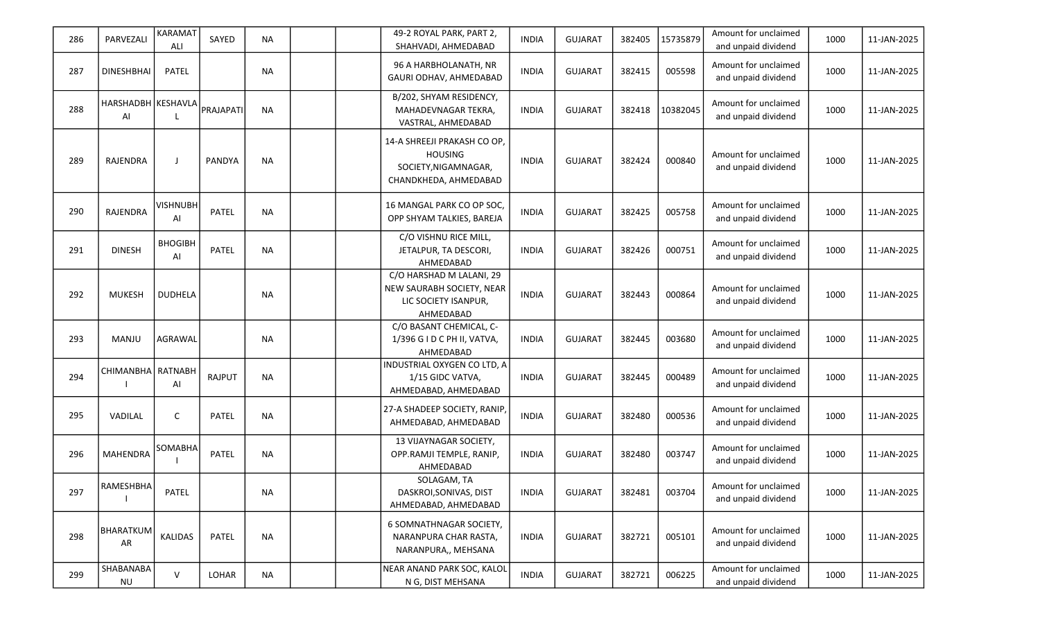| | | | | | | | | | | | | | |
|---|---|---|---|---|---|---|---|---|---|---|---|---|---|
| 286 | PARVEZALI | KARAMAT ALI | SAYED | NA | | | 49-2 ROYAL PARK, PART 2, SHAHVADI, AHMEDABAD | INDIA | GUJARAT | 382405 | 15735879 | Amount for unclaimed and unpaid dividend | 1000 | 11-JAN-2025 |
| 287 | DINESHBHAI | PATEL | | NA | | | 96 A HARBHOLANATH, NR GAURI ODHAV, AHMEDABAD | INDIA | GUJARAT | 382415 | 005598 | Amount for unclaimed and unpaid dividend | 1000 | 11-JAN-2025 |
| 288 | HARSHADBHAI | KESHAVLAL | PRAJAPATI | NA | | | B/202, SHYAM RESIDENCY, MAHADEVNAGAR TEKRA, VASTRAL, AHMEDABAD | INDIA | GUJARAT | 382418 | 10382045 | Amount for unclaimed and unpaid dividend | 1000 | 11-JAN-2025 |
| 289 | RAJENDRA | J | PANDYA | NA | | | 14-A SHREEJI PRAKASH CO OP, HOUSING SOCIETY,NIGAMNAGAR, CHANDKHEDA, AHMEDABAD | INDIA | GUJARAT | 382424 | 000840 | Amount for unclaimed and unpaid dividend | 1000 | 11-JAN-2025 |
| 290 | RAJENDRA | VISHNUBHAI | PATEL | NA | | | 16 MANGAL PARK CO OP SOC, OPP SHYAM TALKIES, BAREJA | INDIA | GUJARAT | 382425 | 005758 | Amount for unclaimed and unpaid dividend | 1000 | 11-JAN-2025 |
| 291 | DINESH | BHOGIBHAI | PATEL | NA | | | C/O VISHNU RICE MILL, JETALPUR, TA DESCORI, AHMEDABAD | INDIA | GUJARAT | 382426 | 000751 | Amount for unclaimed and unpaid dividend | 1000 | 11-JAN-2025 |
| 292 | MUKESH | DUDHELA | | NA | | | C/O HARSHAD M LALANI, 29 NEW SAURABH SOCIETY, NEAR LIC SOCIETY ISANPUR, AHMEDABAD | INDIA | GUJARAT | 382443 | 000864 | Amount for unclaimed and unpaid dividend | 1000 | 11-JAN-2025 |
| 293 | MANJU | AGRAWAL | | NA | | | C/O BASANT CHEMICAL, C-1/396 G I D C PH II, VATVA, AHMEDABAD | INDIA | GUJARAT | 382445 | 003680 | Amount for unclaimed and unpaid dividend | 1000 | 11-JAN-2025 |
| 294 | CHIMANBHAI | RATNABHAI | RAJPUT | NA | | | INDUSTRIAL OXYGEN CO LTD, A 1/15 GIDC VATVA, AHMEDABAD, AHMEDABAD | INDIA | GUJARAT | 382445 | 000489 | Amount for unclaimed and unpaid dividend | 1000 | 11-JAN-2025 |
| 295 | VADILAL | C | PATEL | NA | | | 27-A SHADEEP SOCIETY, RANIP, AHMEDABAD, AHMEDABAD | INDIA | GUJARAT | 382480 | 000536 | Amount for unclaimed and unpaid dividend | 1000 | 11-JAN-2025 |
| 296 | MAHENDRA | SOMABHAI | PATEL | NA | | | 13 VIJAYNAGAR SOCIETY, OPP.RAMJI TEMPLE, RANIP, AHMEDABAD | INDIA | GUJARAT | 382480 | 003747 | Amount for unclaimed and unpaid dividend | 1000 | 11-JAN-2025 |
| 297 | RAMESHBHAI | PATEL | | NA | | | SOLAGAM, TA DASKROI,SONIVAS, DIST AHMEDABAD, AHMEDABAD | INDIA | GUJARAT | 382481 | 003704 | Amount for unclaimed and unpaid dividend | 1000 | 11-JAN-2025 |
| 298 | BHARATKUMAR | KALIDAS | PATEL | NA | | | 6 SOMNATHNAGAR SOCIETY, NARANPURA CHAR RASTA, NARANPURA,, MEHSANA | INDIA | GUJARAT | 382721 | 005101 | Amount for unclaimed and unpaid dividend | 1000 | 11-JAN-2025 |
| 299 | SHABANABANU | V | LOHAR | NA | | | NEAR ANAND PARK SOC, KALOL N G, DIST MEHSANA | INDIA | GUJARAT | 382721 | 006225 | Amount for unclaimed and unpaid dividend | 1000 | 11-JAN-2025 |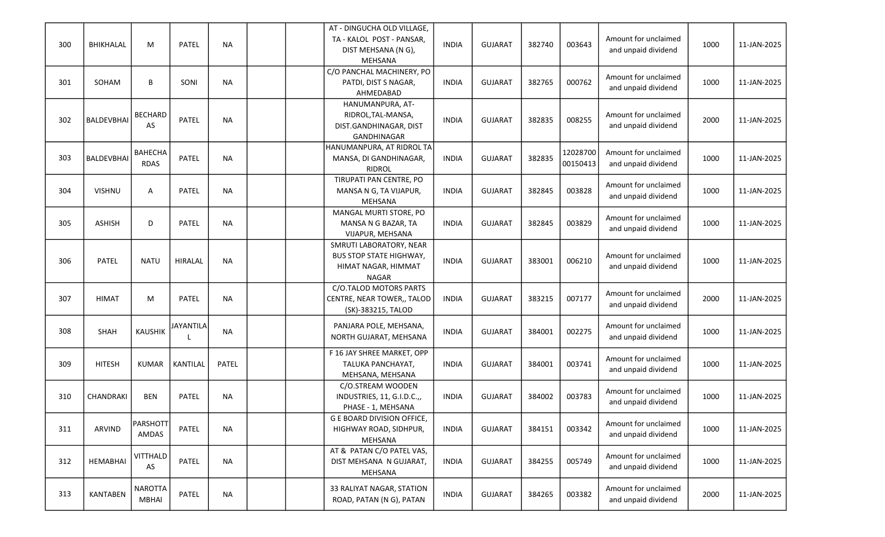| 300 | BHIKHALAL | M | PATEL | NA | | | AT - DINGUCHA OLD VILLAGE, TA - KALOL POST - PANSAR, DIST MEHSANA (N G), MEHSANA | INDIA | GUJARAT | 382740 | 003643 | Amount for unclaimed and unpaid dividend | 1000 | 11-JAN-2025 |
|---|---|---|---|---|---|---|---|---|---|---|---|---|---|---|
| 301 | SOHAM | B | SONI | NA | | | C/O PANCHAL MACHINERY, PO PATDI, DIST S NAGAR, AHMEDABAD | INDIA | GUJARAT | 382765 | 000762 | Amount for unclaimed and unpaid dividend | 1000 | 11-JAN-2025 |
| 302 | BALDEVBHAI | BECHARDAS | PATEL | NA | | | HANUMANPURA, AT-RIDROL,TAL-MANSA, DIST.GANDHINAGAR, DIST GANDHINAGAR | INDIA | GUJARAT | 382835 | 008255 | Amount for unclaimed and unpaid dividend | 2000 | 11-JAN-2025 |
| 303 | BALDEVBHAI | BAHECHARDAS | PATEL | NA | | | HANUMANPURA, AT RIDROL TA MANSA, DI GANDHINAGAR, RIDROL | INDIA | GUJARAT | 382835 | 1202870000150413 | Amount for unclaimed and unpaid dividend | 1000 | 11-JAN-2025 |
| 304 | VISHNU | A | PATEL | NA | | | TIRUPATI PAN CENTRE, PO MANSA N G, TA VIJAPUR, MEHSANA | INDIA | GUJARAT | 382845 | 003828 | Amount for unclaimed and unpaid dividend | 1000 | 11-JAN-2025 |
| 305 | ASHISH | D | PATEL | NA | | | MANGAL MURTI STORE, PO MANSA N G BAZAR, TA VIJAPUR, MEHSANA | INDIA | GUJARAT | 382845 | 003829 | Amount for unclaimed and unpaid dividend | 1000 | 11-JAN-2025 |
| 306 | PATEL | NATU | HIRALAL | NA | | | SMRUTI LABORATORY, NEAR BUS STOP STATE HIGHWAY, HIMAT NAGAR, HIMMAT NAGAR | INDIA | GUJARAT | 383001 | 006210 | Amount for unclaimed and unpaid dividend | 1000 | 11-JAN-2025 |
| 307 | HIMAT | M | PATEL | NA | | | C/O.TALOD MOTORS PARTS CENTRE, NEAR TOWER,, TALOD (SK)-383215, TALOD | INDIA | GUJARAT | 383215 | 007177 | Amount for unclaimed and unpaid dividend | 2000 | 11-JAN-2025 |
| 308 | SHAH | KAUSHIK | JAYANTILAL | NA | | | PANJARA POLE, MEHSANA, NORTH GUJARAT, MEHSANA | INDIA | GUJARAT | 384001 | 002275 | Amount for unclaimed and unpaid dividend | 1000 | 11-JAN-2025 |
| 309 | HITESH | KUMAR | KANTILAL | PATEL | | | F 16 JAY SHREE MARKET, OPP TALUKA PANCHAYAT, MEHSANA, MEHSANA | INDIA | GUJARAT | 384001 | 003741 | Amount for unclaimed and unpaid dividend | 1000 | 11-JAN-2025 |
| 310 | CHANDRAKI | BEN | PATEL | NA | | | C/O.STREAM WOODEN INDUSTRIES, 11, G.I.D.C.,, PHASE - 1, MEHSANA | INDIA | GUJARAT | 384002 | 003783 | Amount for unclaimed and unpaid dividend | 1000 | 11-JAN-2025 |
| 311 | ARVIND | PARSHOTTAMDAS | PATEL | NA | | | G E BOARD DIVISION OFFICE, HIGHWAY ROAD, SIDHPUR, MEHSANA | INDIA | GUJARAT | 384151 | 003342 | Amount for unclaimed and unpaid dividend | 1000 | 11-JAN-2025 |
| 312 | HEMABHAI | VITTHALDAS | PATEL | NA | | | AT & PATAN C/O PATEL VAS, DIST MEHSANA N GUJARAT, MEHSANA | INDIA | GUJARAT | 384255 | 005749 | Amount for unclaimed and unpaid dividend | 1000 | 11-JAN-2025 |
| 313 | KANTABEN | NAROTTAMBHAI | PATEL | NA | | | 33 RALIYAT NAGAR, STATION ROAD, PATAN (N G), PATAN | INDIA | GUJARAT | 384265 | 003382 | Amount for unclaimed and unpaid dividend | 2000 | 11-JAN-2025 |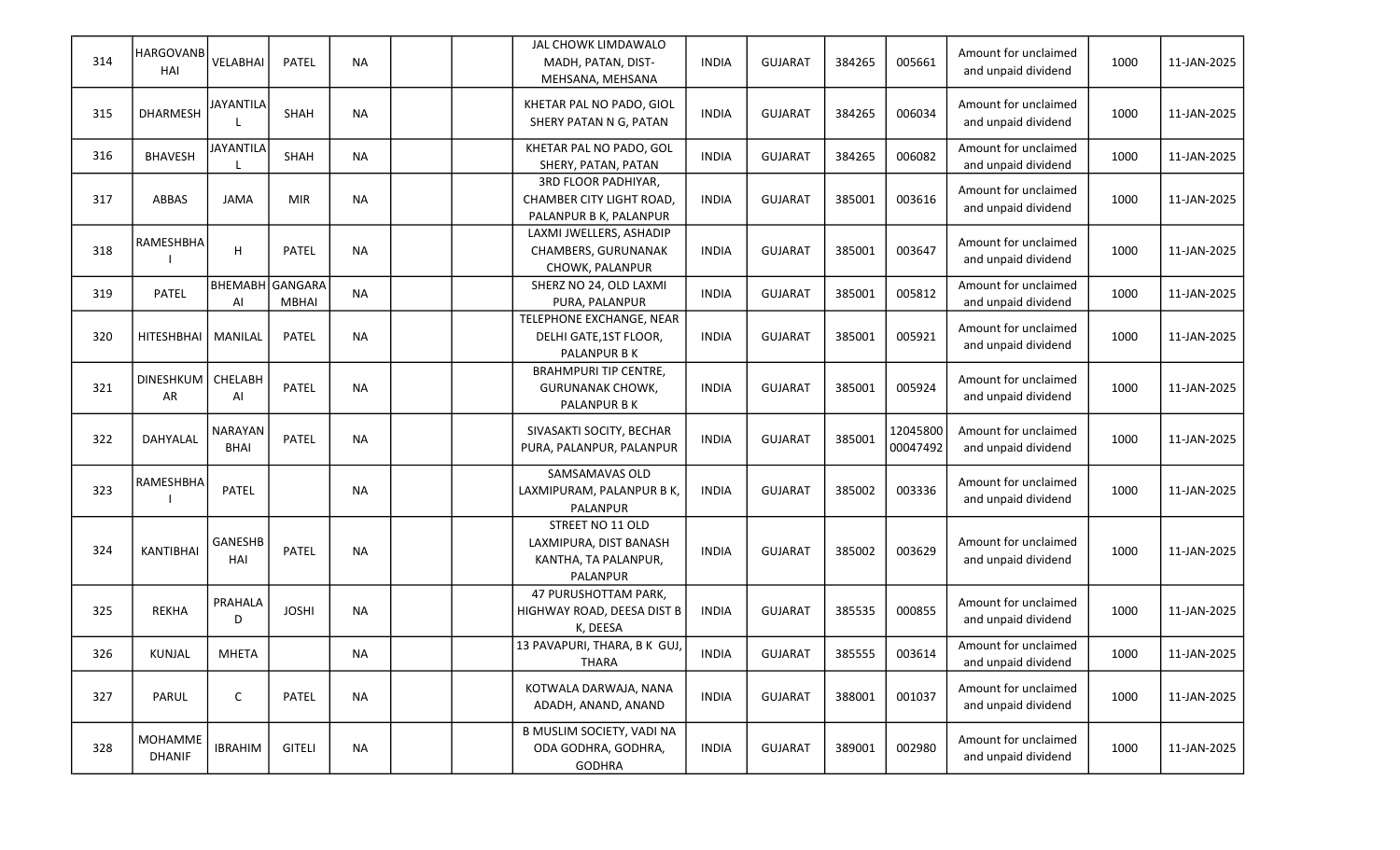| | | | | | | | | | | | | | | |
|---|---|---|---|---|---|---|---|---|---|---|---|---|---|---|
| 314 | HARGOVANBHAI | VELABHAI | PATEL | NA | | | JAL CHOWK LIMDAWALO MADH, PATAN, DIST-MEHSANA, MEHSANA | INDIA | GUJARAT | 384265 | 005661 | Amount for unclaimed and unpaid dividend | 1000 | 11-JAN-2025 |
| 315 | DHARMESH | JAYANTILAL | SHAH | NA | | | KHETAR PAL NO PADO, GIOL SHERY PATAN N G, PATAN | INDIA | GUJARAT | 384265 | 006034 | Amount for unclaimed and unpaid dividend | 1000 | 11-JAN-2025 |
| 316 | BHAVESH | JAYANTILAL | SHAH | NA | | | KHETAR PAL NO PADO, GOL SHERY, PATAN, PATAN | INDIA | GUJARAT | 384265 | 006082 | Amount for unclaimed and unpaid dividend | 1000 | 11-JAN-2025 |
| 317 | ABBAS | JAMA | MIR | NA | | | 3RD FLOOR PADHIYAR, CHAMBER CITY LIGHT ROAD, PALANPUR B K, PALANPUR | INDIA | GUJARAT | 385001 | 003616 | Amount for unclaimed and unpaid dividend | 1000 | 11-JAN-2025 |
| 318 | RAMESHBHAI | H | PATEL | NA | | | LAXMI JWELLERS, ASHADIP CHAMBERS, GURUNANAK CHOWK, PALANPUR | INDIA | GUJARAT | 385001 | 003647 | Amount for unclaimed and unpaid dividend | 1000 | 11-JAN-2025 |
| 319 | PATEL | BHEMABHAI | GANGARAMBHAI | NA | | | SHERZ NO 24, OLD LAXMI PURA, PALANPUR | INDIA | GUJARAT | 385001 | 005812 | Amount for unclaimed and unpaid dividend | 1000 | 11-JAN-2025 |
| 320 | HITESHBHAI | MANILAL | PATEL | NA | | | TELEPHONE EXCHANGE, NEAR DELHI GATE,1ST FLOOR, PALANPUR B K | INDIA | GUJARAT | 385001 | 005921 | Amount for unclaimed and unpaid dividend | 1000 | 11-JAN-2025 |
| 321 | DINESHKUMAR | CHELABHAI | PATEL | NA | | | BRAHMPURI TIP CENTRE, GURUNANAK CHOWK, PALANPUR B K | INDIA | GUJARAT | 385001 | 005924 | Amount for unclaimed and unpaid dividend | 1000 | 11-JAN-2025 |
| 322 | DAHYALAL | NARAYANBHAI | PATEL | NA | | | SIVASAKTI SOCITY, BECHAR PURA, PALANPUR, PALANPUR | INDIA | GUJARAT | 385001 | 1204580000047492 | Amount for unclaimed and unpaid dividend | 1000 | 11-JAN-2025 |
| 323 | RAMESHBHAI | PATEL | | NA | | | SAMSAMAVAS OLD LAXMIPURAM, PALANPUR B K, PALANPUR | INDIA | GUJARAT | 385002 | 003336 | Amount for unclaimed and unpaid dividend | 1000 | 11-JAN-2025 |
| 324 | KANTIBHAI | GANESHBHAI | PATEL | NA | | | STREET NO 11 OLD LAXMIPURA, DIST BANASH KANTHA, TA PALANPUR, PALANPUR | INDIA | GUJARAT | 385002 | 003629 | Amount for unclaimed and unpaid dividend | 1000 | 11-JAN-2025 |
| 325 | REKHA | PRAHALAD | JOSHI | NA | | | 47 PURUSHOTTAM PARK, HIGHWAY ROAD, DEESA DIST B K, DEESA | INDIA | GUJARAT | 385535 | 000855 | Amount for unclaimed and unpaid dividend | 1000 | 11-JAN-2025 |
| 326 | KUNJAL | MHETA | | NA | | | 13 PAVAPURI, THARA, B K GUJ, THARA | INDIA | GUJARAT | 385555 | 003614 | Amount for unclaimed and unpaid dividend | 1000 | 11-JAN-2025 |
| 327 | PARUL | C | PATEL | NA | | | KOTWALA DARWAJA, NANA ADADH, ANAND, ANAND | INDIA | GUJARAT | 388001 | 001037 | Amount for unclaimed and unpaid dividend | 1000 | 11-JAN-2025 |
| 328 | MOHAMMEDHANIF | IBRAHIM | GITELI | NA | | | B MUSLIM SOCIETY, VADI NA ODA GODHRA, GODHRA, GODHRA | INDIA | GUJARAT | 389001 | 002980 | Amount for unclaimed and unpaid dividend | 1000 | 11-JAN-2025 |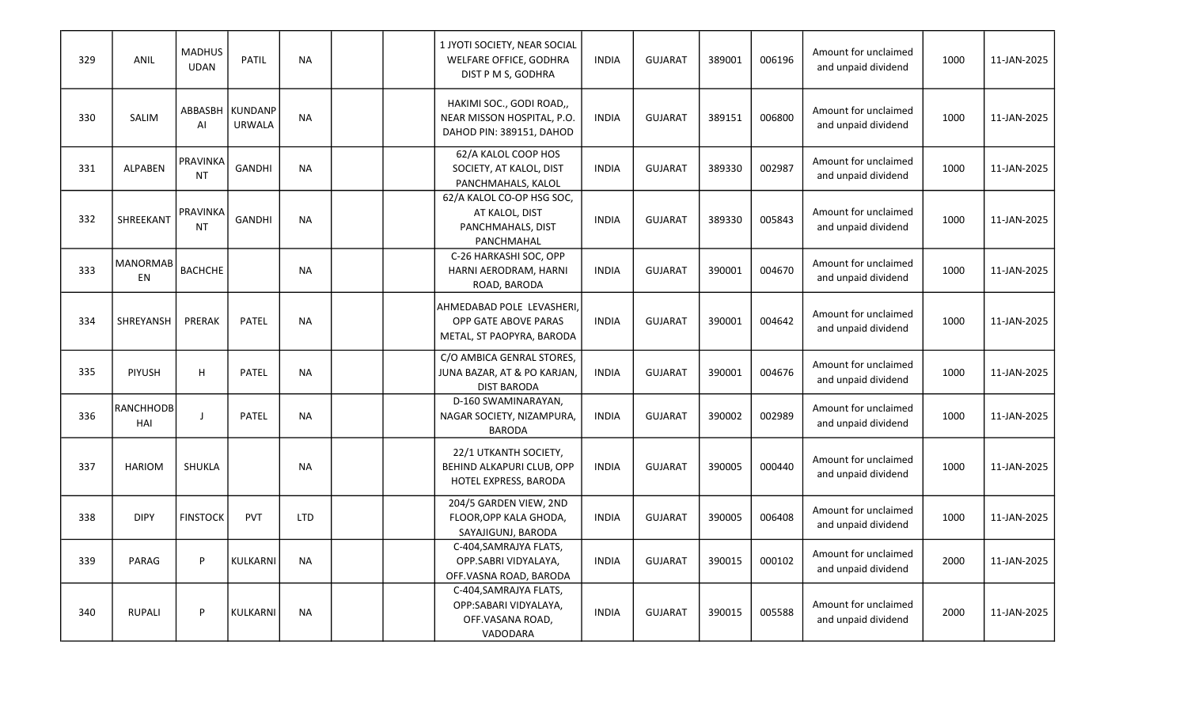| 329 | ANIL | MADHUSUDAN | PATIL | NA | | | 1 JYOTI SOCIETY, NEAR SOCIAL WELFARE OFFICE, GODHRA DIST P M S, GODHRA | INDIA | GUJARAT | 389001 | 006196 | Amount for unclaimed and unpaid dividend | 1000 | 11-JAN-2025 |
|---|---|---|---|---|---|---|---|---|---|---|---|---|---|---|
| 330 | SALIM | ABBASBHAI | KUNDANPURWALA | NA | | | HAKIMI SOC., GODI ROAD,, NEAR MISSON HOSPITAL, P.O. DAHOD PIN: 389151, DAHOD | INDIA | GUJARAT | 389151 | 006800 | Amount for unclaimed and unpaid dividend | 1000 | 11-JAN-2025 |
| 331 | ALPABEN | PRAVINKANT | GANDHI | NA | | | 62/A KALOL COOP HOS SOCIETY, AT KALOL, DIST PANCHMAHALS, KALOL | INDIA | GUJARAT | 389330 | 002987 | Amount for unclaimed and unpaid dividend | 1000 | 11-JAN-2025 |
| 332 | SHREEKANT | PRAVINKANT | GANDHI | NA | | | 62/A KALOL CO-OP HSG SOC, AT KALOL, DIST PANCHMAHALS, DIST PANCHMAHAL | INDIA | GUJARAT | 389330 | 005843 | Amount for unclaimed and unpaid dividend | 1000 | 11-JAN-2025 |
| 333 | MANORMABEN | BACHCHE | | NA | | | C-26 HARKASHI SOC, OPP HARNI AERODRAM, HARNI ROAD, BARODA | INDIA | GUJARAT | 390001 | 004670 | Amount for unclaimed and unpaid dividend | 1000 | 11-JAN-2025 |
| 334 | SHREYANSH | PRERAK | PATEL | NA | | | AHMEDABAD POLE LEVASHERI, OPP GATE ABOVE PARAS METAL, ST PAOPYRA, BARODA | INDIA | GUJARAT | 390001 | 004642 | Amount for unclaimed and unpaid dividend | 1000 | 11-JAN-2025 |
| 335 | PIYUSH | H | PATEL | NA | | | C/O AMBICA GENRAL STORES, JUNA BAZAR, AT & PO KARJAN, DIST BARODA | INDIA | GUJARAT | 390001 | 004676 | Amount for unclaimed and unpaid dividend | 1000 | 11-JAN-2025 |
| 336 | RANCHHODBHAI | J | PATEL | NA | | | D-160 SWAMINARAYAN, NAGAR SOCIETY, NIZAMPURA, BARODA | INDIA | GUJARAT | 390002 | 002989 | Amount for unclaimed and unpaid dividend | 1000 | 11-JAN-2025 |
| 337 | HARIOM | SHUKLA | | NA | | | 22/1 UTKANTH SOCIETY, BEHIND ALKAPURI CLUB, OPP HOTEL EXPRESS, BARODA | INDIA | GUJARAT | 390005 | 000440 | Amount for unclaimed and unpaid dividend | 1000 | 11-JAN-2025 |
| 338 | DIPY | FINSTOCK | PVT | LTD | | | 204/5 GARDEN VIEW, 2ND FLOOR,OPP KALA GHODA, SAYAJIGUNJ, BARODA | INDIA | GUJARAT | 390005 | 006408 | Amount for unclaimed and unpaid dividend | 1000 | 11-JAN-2025 |
| 339 | PARAG | P | KULKARNI | NA | | | C-404,SAMRAJYA FLATS, OPP.SABRI VIDYALAYA, OFF.VASNA ROAD, BARODA | INDIA | GUJARAT | 390015 | 000102 | Amount for unclaimed and unpaid dividend | 2000 | 11-JAN-2025 |
| 340 | RUPALI | P | KULKARNI | NA | | | C-404,SAMRAJYA FLATS, OPP:SABARI VIDYALAYA, OFF.VASANA ROAD, VADODARA | INDIA | GUJARAT | 390015 | 005588 | Amount for unclaimed and unpaid dividend | 2000 | 11-JAN-2025 |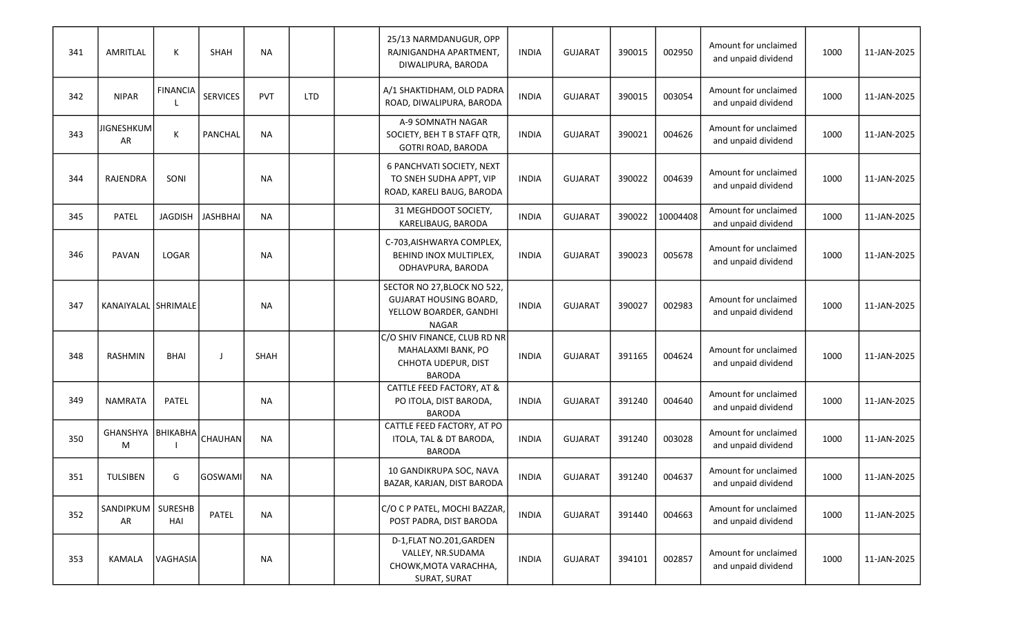| | | | | | | | | | | | | | | |
|---|---|---|---|---|---|---|---|---|---|---|---|---|---|---|
| 341 | AMRITLAL | K | SHAH | NA | | | 25/13 NARMDANUGUR, OPP RAJNIGANDHA APARTMENT, DIWALIPURA, BARODA | INDIA | GUJARAT | 390015 | 002950 | Amount for unclaimed and unpaid dividend | 1000 | 11-JAN-2025 |
| 342 | NIPAR | FINANCIAL | SERVICES | PVT | LTD | | A/1 SHAKTIDHAM, OLD PADRA ROAD, DIWALIPURA, BARODA | INDIA | GUJARAT | 390015 | 003054 | Amount for unclaimed and unpaid dividend | 1000 | 11-JAN-2025 |
| 343 | JIGNESHKUMAR | K | PANCHAL | NA | | | A-9 SOMNATH NAGAR SOCIETY, BEH T B STAFF QTR, GOTRI ROAD, BARODA | INDIA | GUJARAT | 390021 | 004626 | Amount for unclaimed and unpaid dividend | 1000 | 11-JAN-2025 |
| 344 | RAJENDRA | SONI | | NA | | | 6 PANCHVATI SOCIETY, NEXT TO SNEH SUDHA APPT, VIP ROAD, KARELI BAUG, BARODA | INDIA | GUJARAT | 390022 | 004639 | Amount for unclaimed and unpaid dividend | 1000 | 11-JAN-2025 |
| 345 | PATEL | JAGDISH | JASHBHAI | NA | | | 31 MEGHDOOT SOCIETY, KARELIBAUG, BARODA | INDIA | GUJARAT | 390022 | 10004408 | Amount for unclaimed and unpaid dividend | 1000 | 11-JAN-2025 |
| 346 | PAVAN | LOGAR | | NA | | | C-703,AISHWARYA COMPLEX, BEHIND INOX MULTIPLEX, ODHAVPURA, BARODA | INDIA | GUJARAT | 390023 | 005678 | Amount for unclaimed and unpaid dividend | 1000 | 11-JAN-2025 |
| 347 | KANAIYALAL | SHRIMALE | | NA | | | SECTOR NO 27,BLOCK NO 522, GUJARAT HOUSING BOARD, YELLOW BOARDER, GANDHI NAGAR | INDIA | GUJARAT | 390027 | 002983 | Amount for unclaimed and unpaid dividend | 1000 | 11-JAN-2025 |
| 348 | RASHMIN | BHAI | J | SHAH | | | C/O SHIV FINANCE, CLUB RD NR MAHALAXMI BANK, PO CHHOTA UDEPUR, DIST BARODA | INDIA | GUJARAT | 391165 | 004624 | Amount for unclaimed and unpaid dividend | 1000 | 11-JAN-2025 |
| 349 | NAMRATA | PATEL | | NA | | | CATTLE FEED FACTORY, AT & PO ITOLA, DIST BARODA, BARODA | INDIA | GUJARAT | 391240 | 004640 | Amount for unclaimed and unpaid dividend | 1000 | 11-JAN-2025 |
| 350 | GHANSHYAM | BHIKABHAI | CHAUHAN | NA | | | CATTLE FEED FACTORY, AT PO ITOLA, TAL & DT BARODA, BARODA | INDIA | GUJARAT | 391240 | 003028 | Amount for unclaimed and unpaid dividend | 1000 | 11-JAN-2025 |
| 351 | TULSIBEN | G | GOSWAMI | NA | | | 10 GANDIKRUPA SOC, NAVA BAZAR, KARJAN, DIST BARODA | INDIA | GUJARAT | 391240 | 004637 | Amount for unclaimed and unpaid dividend | 1000 | 11-JAN-2025 |
| 352 | SANDIPKUMAR | SURESHBHAI | PATEL | NA | | | C/O C P PATEL, MOCHI BAZZAR, POST PADRA, DIST BARODA | INDIA | GUJARAT | 391440 | 004663 | Amount for unclaimed and unpaid dividend | 1000 | 11-JAN-2025 |
| 353 | KAMALA | VAGHASIA | | NA | | | D-1,FLAT NO.201,GARDEN VALLEY, NR.SUDAMA CHOWK,MOTA VARACHHA, SURAT, SURAT | INDIA | GUJARAT | 394101 | 002857 | Amount for unclaimed and unpaid dividend | 1000 | 11-JAN-2025 |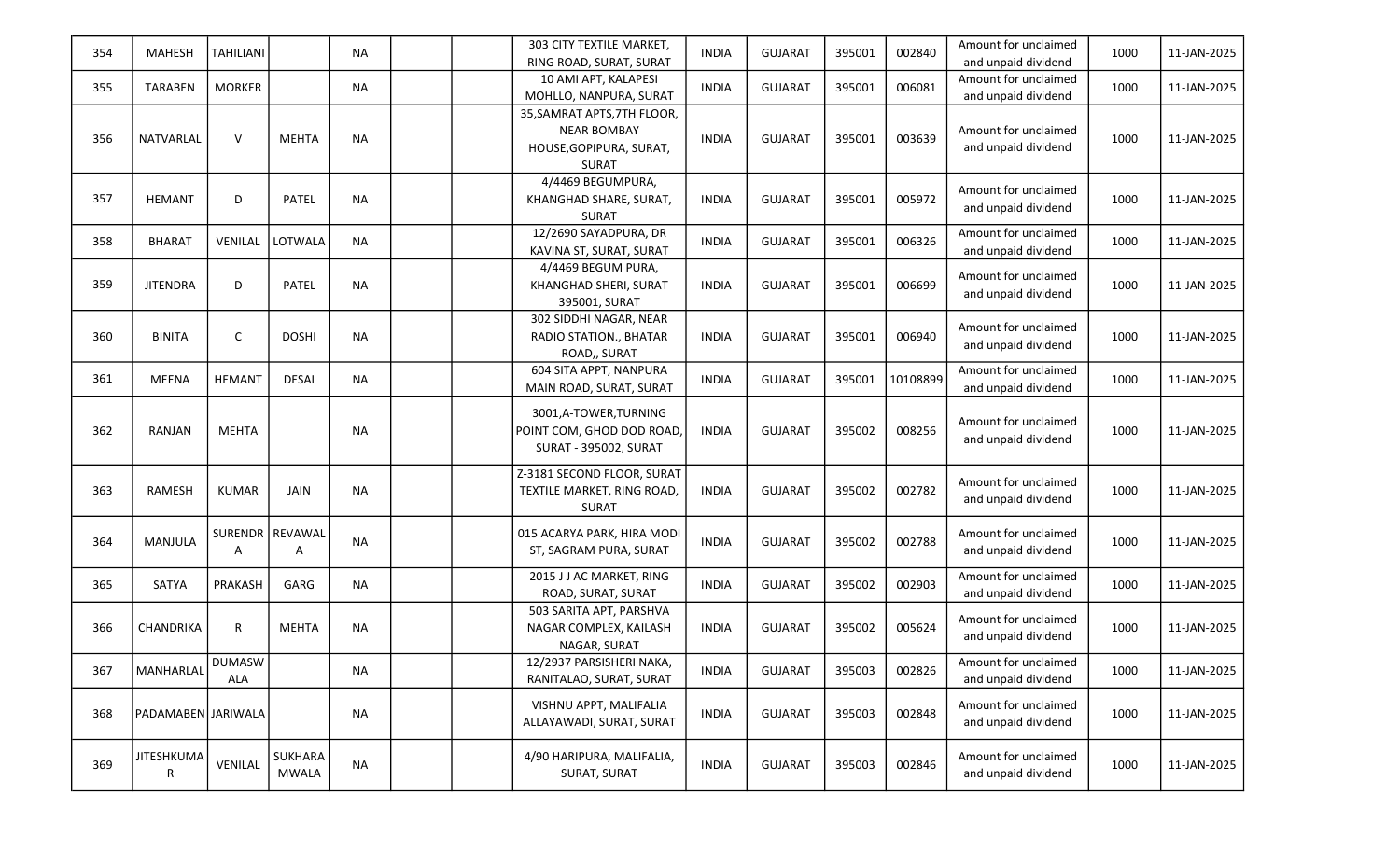| 354 | MAHESH | TAHILIANI | | NA | | | 303 CITY TEXTILE MARKET, RING ROAD, SURAT | INDIA | GUJARAT | 395001 | 002840 | Amount for unclaimed and unpaid dividend | 1000 | 11-JAN-2025 |
|---|---|---|---|---|---|---|---|---|---|---|---|---|---|---|
| 355 | TARABEN | MORKER | | NA | | | 10 AMI APT, KALAPESI MOHLLO, NANPURA, SURAT | INDIA | GUJARAT | 395001 | 006081 | Amount for unclaimed and unpaid dividend | 1000 | 11-JAN-2025 |
| 356 | NATVARLAL | V | MEHTA | NA | | | 35,SAMRAT APTS,7TH FLOOR, NEAR BOMBAY HOUSE,GOPIPURA, SURAT, SURAT | INDIA | GUJARAT | 395001 | 003639 | Amount for unclaimed and unpaid dividend | 1000 | 11-JAN-2025 |
| 357 | HEMANT | D | PATEL | NA | | | 4/4469 BEGUMPURA, KHANGHAD SHARE, SURAT, SURAT | INDIA | GUJARAT | 395001 | 005972 | Amount for unclaimed and unpaid dividend | 1000 | 11-JAN-2025 |
| 358 | BHARAT | VENILAL | LOTWALA | NA | | | 12/2690 SAYADPURA, DR KAVINA ST, SURAT, SURAT | INDIA | GUJARAT | 395001 | 006326 | Amount for unclaimed and unpaid dividend | 1000 | 11-JAN-2025 |
| 359 | JITENDRA | D | PATEL | NA | | | 4/4469 BEGUM PURA, KHANGHAD SHERI, SURAT 395001, SURAT | INDIA | GUJARAT | 395001 | 006699 | Amount for unclaimed and unpaid dividend | 1000 | 11-JAN-2025 |
| 360 | BINITA | C | DOSHI | NA | | | 302 SIDDHI NAGAR, NEAR RADIO STATION., BHATAR ROAD,, SURAT | INDIA | GUJARAT | 395001 | 006940 | Amount for unclaimed and unpaid dividend | 1000 | 11-JAN-2025 |
| 361 | MEENA | HEMANT | DESAI | NA | | | 604 SITA APPT, NANPURA MAIN ROAD, SURAT, SURAT | INDIA | GUJARAT | 395001 | 10108899 | Amount for unclaimed and unpaid dividend | 1000 | 11-JAN-2025 |
| 362 | RANJAN | MEHTA | | NA | | | 3001,A-TOWER,TURNING POINT COM, GHOD DOD ROAD, SURAT - 395002, SURAT | INDIA | GUJARAT | 395002 | 008256 | Amount for unclaimed and unpaid dividend | 1000 | 11-JAN-2025 |
| 363 | RAMESH | KUMAR | JAIN | NA | | | Z-3181 SECOND FLOOR, SURAT TEXTILE MARKET, RING ROAD, SURAT | INDIA | GUJARAT | 395002 | 002782 | Amount for unclaimed and unpaid dividend | 1000 | 11-JAN-2025 |
| 364 | MANJULA | SURENDRA | REVAWALA | NA | | | 015 ACARYA PARK, HIRA MODI ST, SAGRAM PURA, SURAT | INDIA | GUJARAT | 395002 | 002788 | Amount for unclaimed and unpaid dividend | 1000 | 11-JAN-2025 |
| 365 | SATYA | PRAKASH | GARG | NA | | | 2015 J J AC MARKET, RING ROAD, SURAT, SURAT | INDIA | GUJARAT | 395002 | 002903 | Amount for unclaimed and unpaid dividend | 1000 | 11-JAN-2025 |
| 366 | CHANDRIKA | R | MEHTA | NA | | | 503 SARITA APT, PARSHVA NAGAR COMPLEX, KAILASH NAGAR, SURAT | INDIA | GUJARAT | 395002 | 005624 | Amount for unclaimed and unpaid dividend | 1000 | 11-JAN-2025 |
| 367 | MANHARLAL | DUMASWALA | | NA | | | 12/2937 PARSISHERI NAKA, RANITALAO, SURAT, SURAT | INDIA | GUJARAT | 395003 | 002826 | Amount for unclaimed and unpaid dividend | 1000 | 11-JAN-2025 |
| 368 | PADAMABEN | JARIWALA | | NA | | | VISHNU APPT, MALIFALIA ALLAYAWADI, SURAT, SURAT | INDIA | GUJARAT | 395003 | 002848 | Amount for unclaimed and unpaid dividend | 1000 | 11-JAN-2025 |
| 369 | JITESHKUMAR | VENILAL | SUKHARAMWALA | NA | | | 4/90 HARIPURA, MALIFALIA, SURAT, SURAT | INDIA | GUJARAT | 395003 | 002846 | Amount for unclaimed and unpaid dividend | 1000 | 11-JAN-2025 |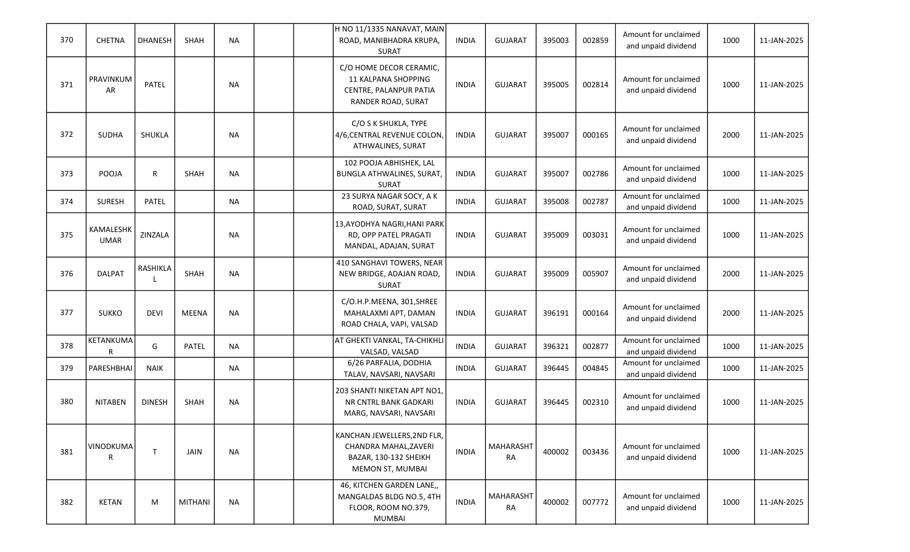| 370 | CHETNA | DHANESH | SHAH | NA | | | H NO 11/1335 NANAVAT, MAIN ROAD, MANIBHADRA KRUPA, SURAT | INDIA | GUJARAT | 395003 | 002859 | Amount for unclaimed and unpaid dividend | 1000 | 11-JAN-2025 |
|---|---|---|---|---|---|---|---|---|---|---|---|---|---|---|
| 371 | PRAVINKUMAR | PATEL | | NA | | | C/O HOME DECOR CERAMIC, 11 KALPANA SHOPPING CENTRE, PALANPUR PATIA RANDER ROAD, SURAT | INDIA | GUJARAT | 395005 | 002814 | Amount for unclaimed and unpaid dividend | 1000 | 11-JAN-2025 |
| 372 | SUDHA | SHUKLA | | NA | | | C/O S K SHUKLA, TYPE 4/6,CENTRAL REVENUE COLON, ATHWALINES, SURAT | INDIA | GUJARAT | 395007 | 000165 | Amount for unclaimed and unpaid dividend | 2000 | 11-JAN-2025 |
| 373 | POOJA | R | SHAH | NA | | | 102 POOJA ABHISHEK, LAL BUNGLA ATHWALINES, SURAT, SURAT | INDIA | GUJARAT | 395007 | 002786 | Amount for unclaimed and unpaid dividend | 1000 | 11-JAN-2025 |
| 374 | SURESH | PATEL | | NA | | | 23 SURYA NAGAR SOCY, A K ROAD, SURAT, SURAT | INDIA | GUJARAT | 395008 | 002787 | Amount for unclaimed and unpaid dividend | 1000 | 11-JAN-2025 |
| 375 | KAMALESHKUMAR | ZINZALA | | NA | | | 13,AYODHYA NAGRI,HANI PARK RD, OPP PATEL PRAGATI MANDAL, ADAJAN, SURAT | INDIA | GUJARAT | 395009 | 003031 | Amount for unclaimed and unpaid dividend | 1000 | 11-JAN-2025 |
| 376 | DALPAT | RASHIKLAL | SHAH | NA | | | 410 SANGHAVI TOWERS, NEAR NEW BRIDGE, ADAJAN ROAD, SURAT | INDIA | GUJARAT | 395009 | 005907 | Amount for unclaimed and unpaid dividend | 2000 | 11-JAN-2025 |
| 377 | SUKKO | DEVI | MEENA | NA | | | C/O.H.P.MEENA, 301,SHREE MAHALAXMI APT, DAMAN ROAD CHALA, VAPI, VALSAD | INDIA | GUJARAT | 396191 | 000164 | Amount for unclaimed and unpaid dividend | 2000 | 11-JAN-2025 |
| 378 | KETANKUMAR | G | PATEL | NA | | | AT GHEKTI VANKAL, TA-CHIKHLI VALSAD, VALSAD | INDIA | GUJARAT | 396321 | 002877 | Amount for unclaimed and unpaid dividend | 1000 | 11-JAN-2025 |
| 379 | PARESHBHAI | NAIK | | NA | | | 6/26 PARFALIA, DODHIA TALAV, NAVSARI, NAVSARI | INDIA | GUJARAT | 396445 | 004845 | Amount for unclaimed and unpaid dividend | 1000 | 11-JAN-2025 |
| 380 | NITABEN | DINESH | SHAH | NA | | | 203 SHANTI NIKETAN APT NO1, NR CNTRL BANK GADKARI MARG, NAVSARI, NAVSARI | INDIA | GUJARAT | 396445 | 002310 | Amount for unclaimed and unpaid dividend | 1000 | 11-JAN-2025 |
| 381 | VINODKUMAR | T | JAIN | NA | | | KANCHAN JEWELLERS,2ND FLR, CHANDRA MAHAL,ZAVERI BAZAR, 130-132 SHEIKH MEMON ST, MUMBAI | INDIA | MAHARASHTRA | 400002 | 003436 | Amount for unclaimed and unpaid dividend | 1000 | 11-JAN-2025 |
| 382 | KETAN | M | MITHANI | NA | | | 46, KITCHEN GARDEN LANE,, MANGALDAS BLDG NO.5, 4TH FLOOR, ROOM NO.379, MUMBAI | INDIA | MAHARASHTRA | 400002 | 007772 | Amount for unclaimed and unpaid dividend | 1000 | 11-JAN-2025 |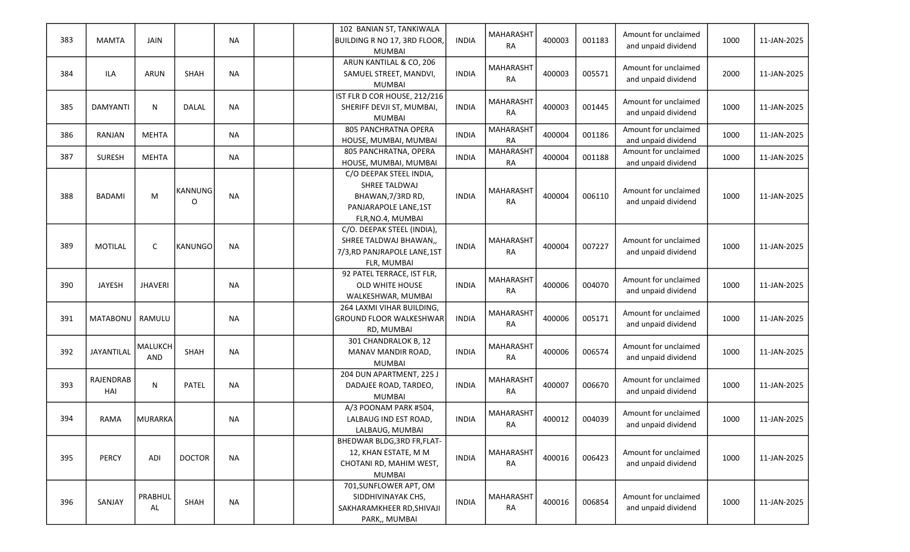| | | | | | | | | | | | | | | |
|---|---|---|---|---|---|---|---|---|---|---|---|---|---|---|
| 383 | MAMTA | JAIN | | NA | | | 102 BANIAN ST, TANKIWALA BUILDING R NO 17, 3RD FLOOR, MUMBAI | INDIA | MAHARASHTRA | 400003 | 001183 | Amount for unclaimed and unpaid dividend | 1000 | 11-JAN-2025 |
| 384 | ILA | ARUN | SHAH | NA | | | ARUN KANTILAL & CO, 206 SAMUEL STREET, MANDVI, MUMBAI | INDIA | MAHARASHTRA | 400003 | 005571 | Amount for unclaimed and unpaid dividend | 2000 | 11-JAN-2025 |
| 385 | DAMYANTI | N | DALAL | NA | | | IST FLR D COR HOUSE, 212/216 SHERIFF DEVJI ST, MUMBAI, MUMBAI | INDIA | MAHARASHTRA | 400003 | 001445 | Amount for unclaimed and unpaid dividend | 1000 | 11-JAN-2025 |
| 386 | RANJAN | MEHTA | | NA | | | 805 PANCHRATNA OPERA HOUSE, MUMBAI, MUMBAI | INDIA | MAHARASHTRA | 400004 | 001186 | Amount for unclaimed and unpaid dividend | 1000 | 11-JAN-2025 |
| 387 | SURESH | MEHTA | | NA | | | 805 PANCHRATNA, OPERA HOUSE, MUMBAI, MUMBAI | INDIA | MAHARASHTRA | 400004 | 001188 | Amount for unclaimed and unpaid dividend | 1000 | 11-JAN-2025 |
| 388 | BADAMI | M | KANNUNGO | NA | | | C/O DEEPAK STEEL INDIA, SHREE TALDWAJ BHAWAN,7/3RD RD, PANJARAPOLE LANE,1ST FLR,NO.4, MUMBAI | INDIA | MAHARASHTRA | 400004 | 006110 | Amount for unclaimed and unpaid dividend | 1000 | 11-JAN-2025 |
| 389 | MOTILAL | C | KANUNGO | NA | | | C/O. DEEPAK STEEL (INDIA), SHREE TALDWAJ BHAWAN,, 7/3,RD PANJRAPOLE LANE,1ST FLR, MUMBAI | INDIA | MAHARASHTRA | 400004 | 007227 | Amount for unclaimed and unpaid dividend | 1000 | 11-JAN-2025 |
| 390 | JAYESH | JHAVERI | | NA | | | 92 PATEL TERRACE, IST FLR, OLD WHITE HOUSE WALKESHWAR, MUMBAI | INDIA | MAHARASHTRA | 400006 | 004070 | Amount for unclaimed and unpaid dividend | 1000 | 11-JAN-2025 |
| 391 | MATABONU | RAMULU | | NA | | | 264 LAXMI VIHAR BUILDING, GROUND FLOOR WALKESHWAR RD, MUMBAI | INDIA | MAHARASHTRA | 400006 | 005171 | Amount for unclaimed and unpaid dividend | 1000 | 11-JAN-2025 |
| 392 | JAYANTILAL | MALUKCHAND | SHAH | NA | | | 301 CHANDRALOK B, 12 MANAV MANDIR ROAD, MUMBAI | INDIA | MAHARASHTRA | 400006 | 006574 | Amount for unclaimed and unpaid dividend | 1000 | 11-JAN-2025 |
| 393 | RAJENDRABHAI | N | PATEL | NA | | | 204 DUN APARTMENT, 225 J DADAJEE ROAD, TARDEO, MUMBAI | INDIA | MAHARASHTRA | 400007 | 006670 | Amount for unclaimed and unpaid dividend | 1000 | 11-JAN-2025 |
| 394 | RAMA | MURARKA | | NA | | | A/3 POONAM PARK #504, LALBAUG IND EST ROAD, LALBAUG, MUMBAI | INDIA | MAHARASHTRA | 400012 | 004039 | Amount for unclaimed and unpaid dividend | 1000 | 11-JAN-2025 |
| 395 | PERCY | ADI | DOCTOR | NA | | | BHEDWAR BLDG,3RD FR,FLAT-12, KHAN ESTATE, M M CHOTANI RD, MAHIM WEST, MUMBAI | INDIA | MAHARASHTRA | 400016 | 006423 | Amount for unclaimed and unpaid dividend | 1000 | 11-JAN-2025 |
| 396 | SANJAY | PRABHULAL | SHAH | NA | | | 701,SUNFLOWER APT, OM SIDDHIVINAYAK CHS, SAKHARAMKHEER RD,SHIVAJI PARK,, MUMBAI | INDIA | MAHARASHTRA | 400016 | 006854 | Amount for unclaimed and unpaid dividend | 1000 | 11-JAN-2025 |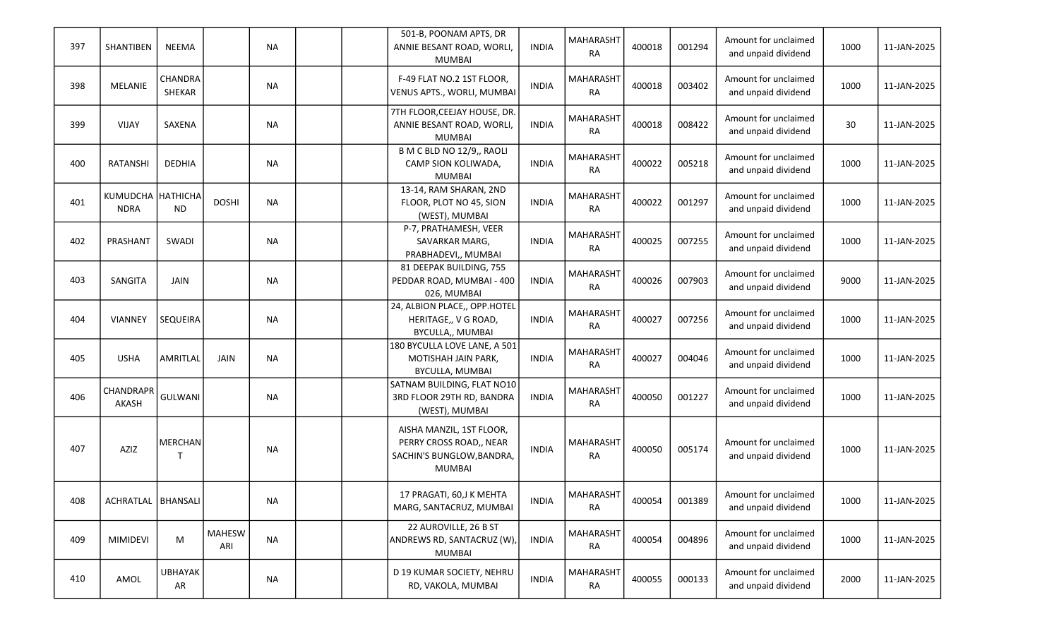| 397 | SHANTIBEN | NEEMA | | NA | | | 501-B, POONAM APTS, DR ANNIE BESANT ROAD, WORLI, MUMBAI | INDIA | MAHARASHTRA | 400018 | 001294 | Amount for unclaimed and unpaid dividend | 1000 | 11-JAN-2025 |
|---|---|---|---|---|---|---|---|---|---|---|---|---|---|---|
| 398 | MELANIE | CHANDRA SHEKAR | | NA | | | F-49 FLAT NO.2 1ST FLOOR, VENUS APTS., WORLI, MUMBAI | INDIA | MAHARASHTRA | 400018 | 003402 | Amount for unclaimed and unpaid dividend | 1000 | 11-JAN-2025 |
| 399 | VIJAY | SAXENA | | NA | | | 7TH FLOOR,CEEJAY HOUSE, DR. ANNIE BESANT ROAD, WORLI, MUMBAI | INDIA | MAHARASHTRA | 400018 | 008422 | Amount for unclaimed and unpaid dividend | 30 | 11-JAN-2025 |
| 400 | RATANSHI | DEDHIA | | NA | | | B M C BLD NO 12/9,, RAOLI CAMP SION KOLIWADA, MUMBAI | INDIA | MAHARASHTRA | 400022 | 005218 | Amount for unclaimed and unpaid dividend | 1000 | 11-JAN-2025 |
| 401 | KUMUDCHANDRA | HATHICHAND | DOSHI | NA | | | 13-14, RAM SHARAN, 2ND FLOOR, PLOT NO 45, SION (WEST), MUMBAI | INDIA | MAHARASHTRA | 400022 | 001297 | Amount for unclaimed and unpaid dividend | 1000 | 11-JAN-2025 |
| 402 | PRASHANT | SWADI | | NA | | | P-7, PRATHAMESH, VEER SAVARKAR MARG, PRABHADEVI,, MUMBAI | INDIA | MAHARASHTRA | 400025 | 007255 | Amount for unclaimed and unpaid dividend | 1000 | 11-JAN-2025 |
| 403 | SANGITA | JAIN | | NA | | | 81 DEEPAK BUILDING, 755 PEDDAR ROAD, MUMBAI - 400 026, MUMBAI | INDIA | MAHARASHTRA | 400026 | 007903 | Amount for unclaimed and unpaid dividend | 9000 | 11-JAN-2025 |
| 404 | VIANNEY | SEQUEIRA | | NA | | | 24, ALBION PLACE,, OPP.HOTEL HERITAGE,, V G ROAD, BYCULLA,, MUMBAI | INDIA | MAHARASHTRA | 400027 | 007256 | Amount for unclaimed and unpaid dividend | 1000 | 11-JAN-2025 |
| 405 | USHA | AMRITLAL | JAIN | NA | | | 180 BYCULLA LOVE LANE, A 501 MOTISHAH JAIN PARK, BYCULLA, MUMBAI | INDIA | MAHARASHTRA | 400027 | 004046 | Amount for unclaimed and unpaid dividend | 1000 | 11-JAN-2025 |
| 406 | CHANDRAPRAKASH | GULWANI | | NA | | | SATNAM BUILDING, FLAT NO10 3RD FLOOR 29TH RD, BANDRA (WEST), MUMBAI | INDIA | MAHARASHTRA | 400050 | 001227 | Amount for unclaimed and unpaid dividend | 1000 | 11-JAN-2025 |
| 407 | AZIZ | MERCHANT | | NA | | | AISHA MANZIL, 1ST FLOOR, PERRY CROSS ROAD,, NEAR SACHIN'S BUNGLOW,BANDRA, MUMBAI | INDIA | MAHARASHTRA | 400050 | 005174 | Amount for unclaimed and unpaid dividend | 1000 | 11-JAN-2025 |
| 408 | ACHRATLAL | BHANSALI | | NA | | | 17 PRAGATI, 60,J K MEHTA MARG, SANTACRUZ, MUMBAI | INDIA | MAHARASHTRA | 400054 | 001389 | Amount for unclaimed and unpaid dividend | 1000 | 11-JAN-2025 |
| 409 | MIMIDEVI | M | MAHESWARI | NA | | | 22 AUROVILLE, 26 B ST ANDREWS RD, SANTACRUZ (W), MUMBAI | INDIA | MAHARASHTRA | 400054 | 004896 | Amount for unclaimed and unpaid dividend | 1000 | 11-JAN-2025 |
| 410 | AMOL | UBHAYAKAR | | NA | | | D 19 KUMAR SOCIETY, NEHRU RD, VAKOLA, MUMBAI | INDIA | MAHARASHTRA | 400055 | 000133 | Amount for unclaimed and unpaid dividend | 2000 | 11-JAN-2025 |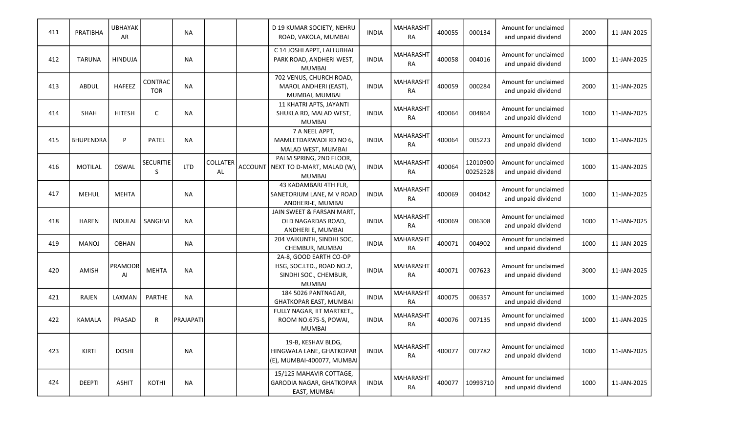| 411 | PRATIBHA | UBHAYAKAR | | NA | | | D 19 KUMAR SOCIETY, NEHRU ROAD, VAKOLA, MUMBAI | INDIA | MAHARASHTRA | 400055 | 000134 | Amount for unclaimed and unpaid dividend | 2000 | 11-JAN-2025 |
|---|---|---|---|---|---|---|---|---|---|---|---|---|---|---|
| 412 | TARUNA | HINDUJA | | NA | | | C 14 JOSHI APPT, LALLUBHAI PARK ROAD, ANDHERI WEST, MUMBAI | INDIA | MAHARASHTRA | 400058 | 004016 | Amount for unclaimed and unpaid dividend | 1000 | 11-JAN-2025 |
| 413 | ABDUL | HAFEEZ | CONTRACTOR | NA | | | 702 VENUS, CHURCH ROAD, MAROL ANDHERI (EAST), MUMBAI, MUMBAI | INDIA | MAHARASHTRA | 400059 | 000284 | Amount for unclaimed and unpaid dividend | 2000 | 11-JAN-2025 |
| 414 | SHAH | HITESH | C | NA | | | 11 KHATRI APTS, JAYANTI SHUKLA RD, MALAD WEST, MUMBAI | INDIA | MAHARASHTRA | 400064 | 004864 | Amount for unclaimed and unpaid dividend | 1000 | 11-JAN-2025 |
| 415 | BHUPENDRA | P | PATEL | NA | | | 7 A NEEL APPT, MAMLETDARWADI RD NO 6, MALAD WEST, MUMBAI | INDIA | MAHARASHTRA | 400064 | 005223 | Amount for unclaimed and unpaid dividend | 1000 | 11-JAN-2025 |
| 416 | MOTILAL | OSWAL | SECURITIES | LTD | COLLATERAL | ACCOUNT | PALM SPRING, 2ND FLOOR, NEXT TO D-MART, MALAD (W), MUMBAI | INDIA | MAHARASHTRA | 400064 | 1201090000252528 | Amount for unclaimed and unpaid dividend | 1000 | 11-JAN-2025 |
| 417 | MEHUL | MEHTA | | NA | | | 43 KADAMBARI 4TH FLR, SANETORIUM LANE, M V ROAD ANDHERI-E, MUMBAI | INDIA | MAHARASHTRA | 400069 | 004042 | Amount for unclaimed and unpaid dividend | 1000 | 11-JAN-2025 |
| 418 | HAREN | INDULAL | SANGHVI | NA | | | JAIN SWEET & FARSAN MART, OLD NAGARDAS ROAD, ANDHERI E, MUMBAI | INDIA | MAHARASHTRA | 400069 | 006308 | Amount for unclaimed and unpaid dividend | 1000 | 11-JAN-2025 |
| 419 | MANOJ | OBHAN | | NA | | | 204 VAIKUNTH, SINDHI SOC, CHEMBUR, MUMBAI | INDIA | MAHARASHTRA | 400071 | 004902 | Amount for unclaimed and unpaid dividend | 1000 | 11-JAN-2025 |
| 420 | AMISH | PRAMODRAI | MEHTA | NA | | | 2A-8, GOOD EARTH CO-OP HSG, SOC.LTD., ROAD NO.2, SINDHI SOC., CHEMBUR, MUMBAI | INDIA | MAHARASHTRA | 400071 | 007623 | Amount for unclaimed and unpaid dividend | 3000 | 11-JAN-2025 |
| 421 | RAJEN | LAXMAN | PARTHE | NA | | | 184 5026 PANTNAGAR, GHATKOPAR EAST, MUMBAI | INDIA | MAHARASHTRA | 400075 | 006357 | Amount for unclaimed and unpaid dividend | 1000 | 11-JAN-2025 |
| 422 | KAMALA | PRASAD | R | PRAJAPATI | | | FULLY NAGAR, IIT MARTKET,, ROOM NO.675-S, POWAI, MUMBAI | INDIA | MAHARASHTRA | 400076 | 007135 | Amount for unclaimed and unpaid dividend | 1000 | 11-JAN-2025 |
| 423 | KIRTI | DOSHI | | NA | | | 19-B, KESHAV BLDG, HINGWALA LANE, GHATKOPAR (E), MUMBAI-400077, MUMBAI | INDIA | MAHARASHTRA | 400077 | 007782 | Amount for unclaimed and unpaid dividend | 1000 | 11-JAN-2025 |
| 424 | DEEPTI | ASHIT | KOTHI | NA | | | 15/125 MAHAVIR COTTAGE, GARODIA NAGAR, GHATKOPAR EAST, MUMBAI | INDIA | MAHARASHTRA | 400077 | 10993710 | Amount for unclaimed and unpaid dividend | 1000 | 11-JAN-2025 |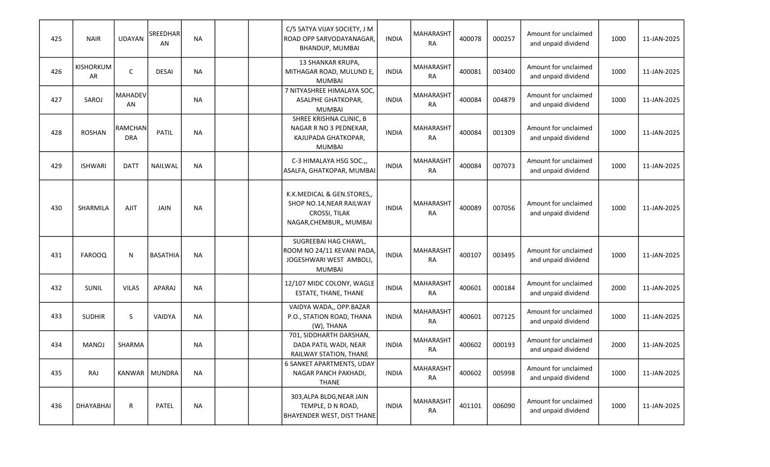| | | | | | | | | | | | | | | |
|---|---|---|---|---|---|---|---|---|---|---|---|---|---|---|
| 425 | NAIR | UDAYAN | SREEDHARAN | NA | | | C/5 SATYA VIJAY SOCIETY, J M ROAD OPP SARVODAYANAGAR, BHANDUP, MUMBAI | INDIA | MAHARASHTRA | 400078 | 000257 | Amount for unclaimed and unpaid dividend | 1000 | 11-JAN-2025 |
| 426 | KISHORKUMAR | C | DESAI | NA | | | 13 SHANKAR KRUPA, MITHAGAR ROAD, MULUND E, MUMBAI | INDIA | MAHARASHTRA | 400081 | 003400 | Amount for unclaimed and unpaid dividend | 1000 | 11-JAN-2025 |
| 427 | SAROJ | MAHADEVAN | | NA | | | 7 NITYASHREE HIMALAYA SOC, ASALPHE GHATKOPAR, MUMBAI | INDIA | MAHARASHTRA | 400084 | 004879 | Amount for unclaimed and unpaid dividend | 1000 | 11-JAN-2025 |
| 428 | ROSHAN | RAMCHANDRA | PATIL | NA | | | SHREE KRISHNA CLINIC, B NAGAR R NO 3 PEDNEKAR, KAJUPADA GHATKOPAR, MUMBAI | INDIA | MAHARASHTRA | 400084 | 001309 | Amount for unclaimed and unpaid dividend | 1000 | 11-JAN-2025 |
| 429 | ISHWARI | DATT | NAILWAL | NA | | | C-3 HIMALAYA HSG SOC.,, ASALFA, GHATKOPAR, MUMBAI | INDIA | MAHARASHTRA | 400084 | 007073 | Amount for unclaimed and unpaid dividend | 1000 | 11-JAN-2025 |
| 430 | SHARMILA | AJIT | JAIN | NA | | | K.K.MEDICAL & GEN.STORES,, SHOP NO.14,NEAR RAILWAY CROSSI, TILAK NAGAR,CHEMBUR,, MUMBAI | INDIA | MAHARASHTRA | 400089 | 007056 | Amount for unclaimed and unpaid dividend | 1000 | 11-JAN-2025 |
| 431 | FAROOQ | N | BASATHIA | NA | | | SUGREEBAI HAG CHAWL, ROOM NO 24/11 KEVANI PADA, JOGESHWARI WEST AMBOLI, MUMBAI | INDIA | MAHARASHTRA | 400107 | 003495 | Amount for unclaimed and unpaid dividend | 1000 | 11-JAN-2025 |
| 432 | SUNIL | VILAS | APARAJ | NA | | | 12/107 MIDC COLONY, WAGLE ESTATE, THANE, THANE | INDIA | MAHARASHTRA | 400601 | 000184 | Amount for unclaimed and unpaid dividend | 2000 | 11-JAN-2025 |
| 433 | SUDHIR | S | VAIDYA | NA | | | VAIDYA WADA,, OPP.BAZAR P.O., STATION ROAD, THANA (W), THANA | INDIA | MAHARASHTRA | 400601 | 007125 | Amount for unclaimed and unpaid dividend | 1000 | 11-JAN-2025 |
| 434 | MANOJ | SHARMA | | NA | | | 701, SIDDHARTH DARSHAN, DADA PATIL WADI, NEAR RAILWAY STATION, THANE | INDIA | MAHARASHTRA | 400602 | 000193 | Amount for unclaimed and unpaid dividend | 2000 | 11-JAN-2025 |
| 435 | RAJ | KANWAR | MUNDRA | NA | | | 6 SANKET APARTMENTS, UDAY NAGAR PANCH PAKHADI, THANE | INDIA | MAHARASHTRA | 400602 | 005998 | Amount for unclaimed and unpaid dividend | 1000 | 11-JAN-2025 |
| 436 | DHAYABHAI | R | PATEL | NA | | | 303,ALPA BLDG,NEAR JAIN TEMPLE, D N ROAD, BHAYENDER WEST, DIST THANE | INDIA | MAHARASHTRA | 401101 | 006090 | Amount for unclaimed and unpaid dividend | 1000 | 11-JAN-2025 |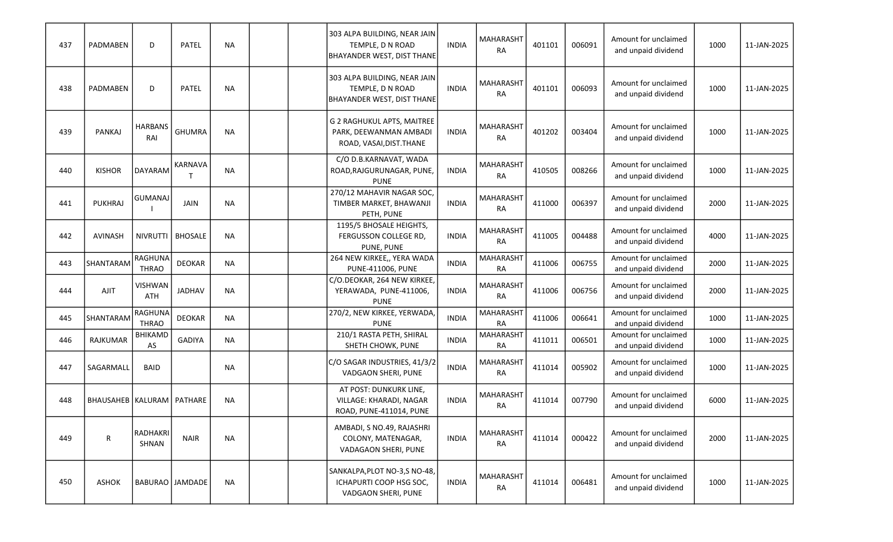| 437 | PADMABEN | D | PATEL | NA | | | 303 ALPA BUILDING, NEAR JAIN TEMPLE, D N ROAD BHAYANDER WEST, DIST THANE | INDIA | MAHARASHTRA | 401101 | 006091 | Amount for unclaimed and unpaid dividend | 1000 | 11-JAN-2025 |
|---|---|---|---|---|---|---|---|---|---|---|---|---|---|---|
| 438 | PADMABEN | D | PATEL | NA | | | 303 ALPA BUILDING, NEAR JAIN TEMPLE, D N ROAD BHAYANDER WEST, DIST THANE | INDIA | MAHARASHTRA | 401101 | 006093 | Amount for unclaimed and unpaid dividend | 1000 | 11-JAN-2025 |
| 439 | PANKAJ | HARBANS RAI | GHUMRA | NA | | | G 2 RAGHUKUL APTS, MAITREE PARK, DEEWANMAN AMBADI ROAD, VASAI,DIST.THANE | INDIA | MAHARASHTRA | 401202 | 003404 | Amount for unclaimed and unpaid dividend | 1000 | 11-JAN-2025 |
| 440 | KISHOR | DAYARAM | KARNAVAT | NA | | | C/O D.B.KARNAVAT, WADA ROAD,RAJGURUNAGAR, PUNE, PUNE | INDIA | MAHARASHTRA | 410505 | 008266 | Amount for unclaimed and unpaid dividend | 1000 | 11-JAN-2025 |
| 441 | PUKHRAJ | GUMANAJI | JAIN | NA | | | 270/12 MAHAVIR NAGAR SOC, TIMBER MARKET, BHAWANJI PETH, PUNE | INDIA | MAHARASHTRA | 411000 | 006397 | Amount for unclaimed and unpaid dividend | 2000 | 11-JAN-2025 |
| 442 | AVINASH | NIVRUTTI | BHOSALE | NA | | | 1195/5 BHOSALE HEIGHTS, FERGUSSON COLLEGE RD, PUNE, PUNE | INDIA | MAHARASHTRA | 411005 | 004488 | Amount for unclaimed and unpaid dividend | 4000 | 11-JAN-2025 |
| 443 | SHANTARAM | RAGHUNATHRAO | DEOKAR | NA | | | 264 NEW KIRKEE,, YERA WADA PUNE-411006, PUNE | INDIA | MAHARASHTRA | 411006 | 006755 | Amount for unclaimed and unpaid dividend | 2000 | 11-JAN-2025 |
| 444 | AJIT | VISHWANATH | JADHAV | NA | | | C/O.DEOKAR, 264 NEW KIRKEE, YERAWADA, PUNE-411006, PUNE | INDIA | MAHARASHTRA | 411006 | 006756 | Amount for unclaimed and unpaid dividend | 2000 | 11-JAN-2025 |
| 445 | SHANTARAM | RAGHUNATHRAO | DEOKAR | NA | | | 270/2, NEW KIRKEE, YERWADA, PUNE | INDIA | MAHARASHTRA | 411006 | 006641 | Amount for unclaimed and unpaid dividend | 1000 | 11-JAN-2025 |
| 446 | RAJKUMAR | BHIKAMDAS | GADIYA | NA | | | 210/1 RASTA PETH, SHIRAL SHETH CHOWK, PUNE | INDIA | MAHARASHTRA | 411011 | 006501 | Amount for unclaimed and unpaid dividend | 1000 | 11-JAN-2025 |
| 447 | SAGARMALL | BAID | | NA | | | C/O SAGAR INDUSTRIES, 41/3/2 VADGAON SHERI, PUNE | INDIA | MAHARASHTRA | 411014 | 005902 | Amount for unclaimed and unpaid dividend | 1000 | 11-JAN-2025 |
| 448 | BHAUSAHEB | KALURAM | PATHARE | NA | | | AT POST: DUNKURK LINE, VILLAGE: KHARADI, NAGAR ROAD, PUNE-411014, PUNE | INDIA | MAHARASHTRA | 411014 | 007790 | Amount for unclaimed and unpaid dividend | 6000 | 11-JAN-2025 |
| 449 | R | RADHAKRISHNAN | NAIR | NA | | | AMBADI, S NO.49, RAJASHRI COLONY, MATENAGAR, VADAGAON SHERI, PUNE | INDIA | MAHARASHTRA | 411014 | 000422 | Amount for unclaimed and unpaid dividend | 2000 | 11-JAN-2025 |
| 450 | ASHOK | BABURAO | JAMDADE | NA | | | SANKALPA,PLOT NO-3,S NO-48, ICHAPURTI COOP HSG SOC, VADGAON SHERI, PUNE | INDIA | MAHARASHTRA | 411014 | 006481 | Amount for unclaimed and unpaid dividend | 1000 | 11-JAN-2025 |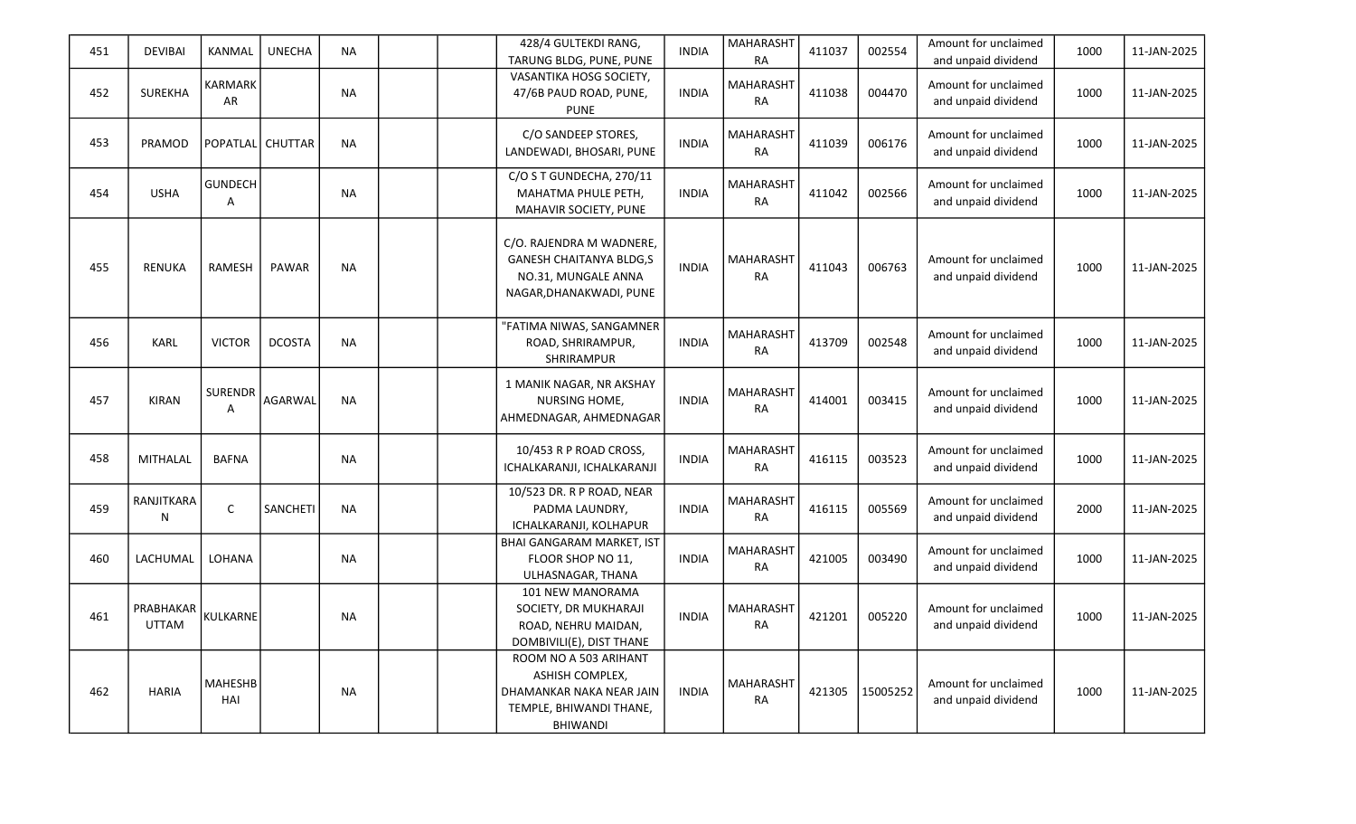| 451 | DEVIBAI | KANMAL | UNECHA | NA | | | 428/4 GULTEKDI RANG, TARUNG BLDG, PUNE, PUNE | INDIA | MAHARASHTRA | 411037 | 002554 | Amount for unclaimed and unpaid dividend | 1000 | 11-JAN-2025 |
|---|---|---|---|---|---|---|---|---|---|---|---|---|---|---|
| 452 | SUREKHA | KARMARKAR | | NA | | | VASANTIKA HOSG SOCIETY, 47/6B PAUD ROAD, PUNE, PUNE | INDIA | MAHARASHTRA | 411038 | 004470 | Amount for unclaimed and unpaid dividend | 1000 | 11-JAN-2025 |
| 453 | PRAMOD | POPATLAL | CHUTTAR | NA | | | C/O SANDEEP STORES, LANDEWADI, BHOSARI, PUNE | INDIA | MAHARASHTRA | 411039 | 006176 | Amount for unclaimed and unpaid dividend | 1000 | 11-JAN-2025 |
| 454 | USHA | GUNDECHA | | NA | | | C/O S T GUNDECHA, 270/11 MAHATMA PHULE PETH, MAHAVIR SOCIETY, PUNE | INDIA | MAHARASHTRA | 411042 | 002566 | Amount for unclaimed and unpaid dividend | 1000 | 11-JAN-2025 |
| 455 | RENUKA | RAMESH | PAWAR | NA | | | C/O. RAJENDRA M WADNERE, GANESH CHAITANYA BLDG,S NO.31, MUNGALE ANNA NAGAR,DHANAKWADI, PUNE | INDIA | MAHARASHTRA | 411043 | 006763 | Amount for unclaimed and unpaid dividend | 1000 | 11-JAN-2025 |
| 456 | KARL | VICTOR | DCOSTA | NA | | | "FATIMA NIWAS, SANGAMNER ROAD, SHRIRAMPUR, SHRIRAMPUR | INDIA | MAHARASHTRA | 413709 | 002548 | Amount for unclaimed and unpaid dividend | 1000 | 11-JAN-2025 |
| 457 | KIRAN | SURENDRA | AGARWAL | NA | | | 1 MANIK NAGAR, NR AKSHAY NURSING HOME, AHMEDNAGAR, AHMEDNAGAR | INDIA | MAHARASHTRA | 414001 | 003415 | Amount for unclaimed and unpaid dividend | 1000 | 11-JAN-2025 |
| 458 | MITHALAL | BAFNA | | NA | | | 10/453 R P ROAD CROSS, ICHALKARANJI, ICHALKARANJI | INDIA | MAHARASHTRA | 416115 | 003523 | Amount for unclaimed and unpaid dividend | 1000 | 11-JAN-2025 |
| 459 | RANJITKARAN | C | SANCHETI | NA | | | 10/523 DR. R P ROAD, NEAR PADMA LAUNDRY, ICHALKARANJI, KOLHAPUR | INDIA | MAHARASHTRA | 416115 | 005569 | Amount for unclaimed and unpaid dividend | 2000 | 11-JAN-2025 |
| 460 | LACHUMAL | LOHANA | | NA | | | BHAI GANGARAM MARKET, IST FLOOR SHOP NO 11, ULHASNAGAR, THANA | INDIA | MAHARASHTRA | 421005 | 003490 | Amount for unclaimed and unpaid dividend | 1000 | 11-JAN-2025 |
| 461 | PRABHAKAR UTTAM | KULKARNE | | NA | | | 101 NEW MANORAMA SOCIETY, DR MUKHARAJI ROAD, NEHRU MAIDAN, DOMBIVILI(E), DIST THANE | INDIA | MAHARASHTRA | 421201 | 005220 | Amount for unclaimed and unpaid dividend | 1000 | 11-JAN-2025 |
| 462 | HARIA | MAHESHBHAI | | NA | | | ROOM NO A 503 ARIHANT ASHISH COMPLEX, DHAMANKAR NAKA NEAR JAIN TEMPLE, BHIWANDI THANE, BHIWANDI | INDIA | MAHARASHTRA | 421305 | 15005252 | Amount for unclaimed and unpaid dividend | 1000 | 11-JAN-2025 |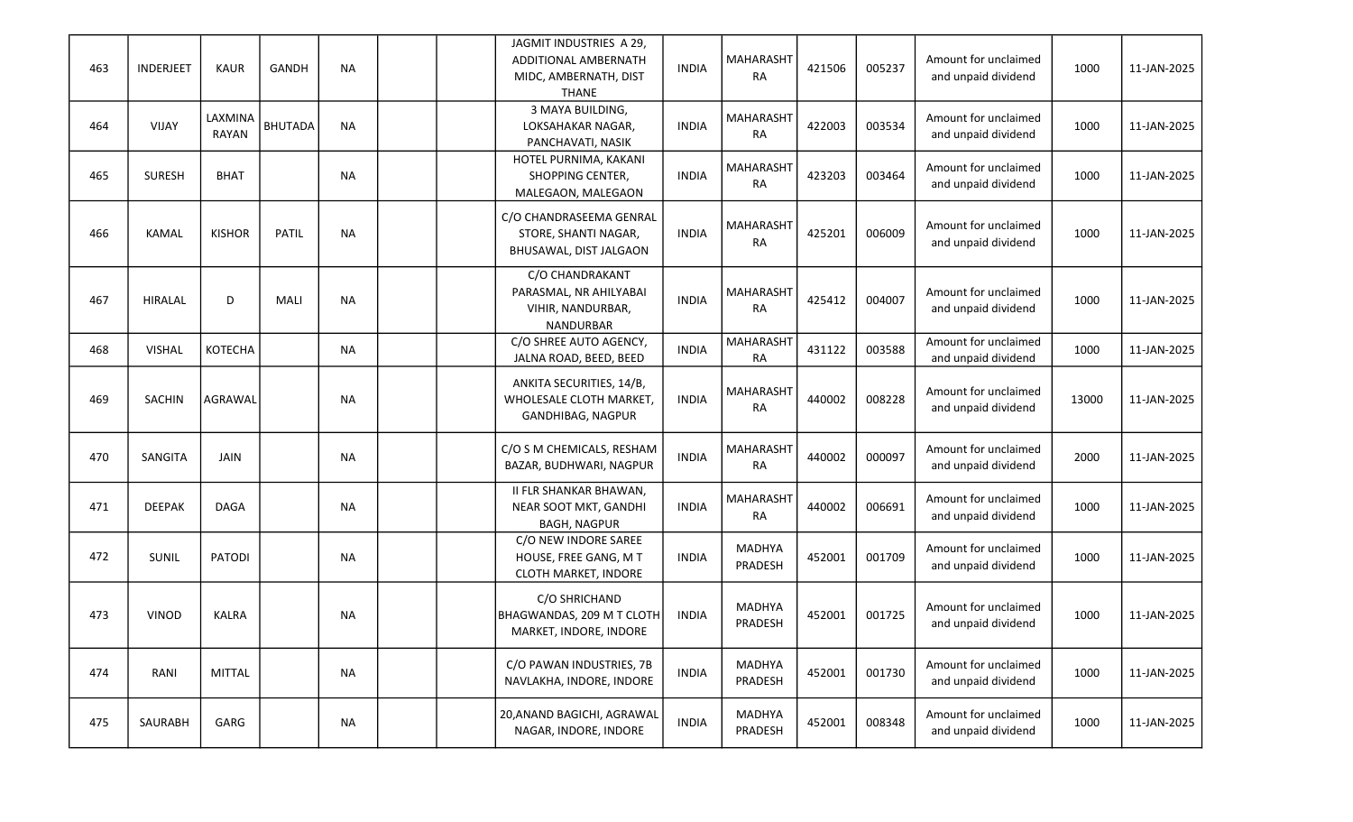| 463 | INDERJEET | KAUR | GANDH | NA | | | JAGMIT INDUSTRIES A 29, ADDITIONAL AMBERNATH MIDC, AMBERNATH, DIST THANE | INDIA | MAHARASHTRA | 421506 | 005237 | Amount for unclaimed and unpaid dividend | 1000 | 11-JAN-2025 |
|---|---|---|---|---|---|---|---|---|---|---|---|---|---|---|
| 464 | VIJAY | LAXMINA RAYAN | BHUTADA | NA | | | 3 MAYA BUILDING, LOKSAHAKAR NAGAR, PANCHAVATI, NASIK | INDIA | MAHARASHTRA | 422003 | 003534 | Amount for unclaimed and unpaid dividend | 1000 | 11-JAN-2025 |
| 465 | SURESH | BHAT | | NA | | | HOTEL PURNIMA, KAKANI SHOPPING CENTER, MALEGAON, MALEGAON | INDIA | MAHARASHTRA | 423203 | 003464 | Amount for unclaimed and unpaid dividend | 1000 | 11-JAN-2025 |
| 466 | KAMAL | KISHOR | PATIL | NA | | | C/O CHANDRASEEMA GENRAL STORE, SHANTI NAGAR, BHUSAWAL, DIST JALGAON | INDIA | MAHARASHTRA | 425201 | 006009 | Amount for unclaimed and unpaid dividend | 1000 | 11-JAN-2025 |
| 467 | HIRALAL | D | MALI | NA | | | C/O CHANDRAKANT PARASMAL, NR AHILYABAI VIHIR, NANDURBAR, NANDURBAR | INDIA | MAHARASHTRA | 425412 | 004007 | Amount for unclaimed and unpaid dividend | 1000 | 11-JAN-2025 |
| 468 | VISHAL | KOTECHA | | NA | | | C/O SHREE AUTO AGENCY, JALNA ROAD, BEED, BEED | INDIA | MAHARASHTRA | 431122 | 003588 | Amount for unclaimed and unpaid dividend | 1000 | 11-JAN-2025 |
| 469 | SACHIN | AGRAWAL | | NA | | | ANKITA SECURITIES, 14/B, WHOLESALE CLOTH MARKET, GANDHIBAG, NAGPUR | INDIA | MAHARASHTRA | 440002 | 008228 | Amount for unclaimed and unpaid dividend | 13000 | 11-JAN-2025 |
| 470 | SANGITA | JAIN | | NA | | | C/O S M CHEMICALS, RESHAM BAZAR, BUDHWARI, NAGPUR | INDIA | MAHARASHTRA | 440002 | 000097 | Amount for unclaimed and unpaid dividend | 2000 | 11-JAN-2025 |
| 471 | DEEPAK | DAGA | | NA | | | II FLR SHANKAR BHAWAN, NEAR SOOT MKT, GANDHI BAGH, NAGPUR | INDIA | MAHARASHTRA | 440002 | 006691 | Amount for unclaimed and unpaid dividend | 1000 | 11-JAN-2025 |
| 472 | SUNIL | PATODI | | NA | | | C/O NEW INDORE SAREE HOUSE, FREE GANG, M T CLOTH MARKET, INDORE | INDIA | MADHYA PRADESH | 452001 | 001709 | Amount for unclaimed and unpaid dividend | 1000 | 11-JAN-2025 |
| 473 | VINOD | KALRA | | NA | | | C/O SHRICHAND BHAGWANDAS, 209 M T CLOTH MARKET, INDORE, INDORE | INDIA | MADHYA PRADESH | 452001 | 001725 | Amount for unclaimed and unpaid dividend | 1000 | 11-JAN-2025 |
| 474 | RANI | MITTAL | | NA | | | C/O PAWAN INDUSTRIES, 7B NAVLAKHA, INDORE, INDORE | INDIA | MADHYA PRADESH | 452001 | 001730 | Amount for unclaimed and unpaid dividend | 1000 | 11-JAN-2025 |
| 475 | SAURABH | GARG | | NA | | | 20,ANAND BAGICHI, AGRAWAL NAGAR, INDORE, INDORE | INDIA | MADHYA PRADESH | 452001 | 008348 | Amount for unclaimed and unpaid dividend | 1000 | 11-JAN-2025 |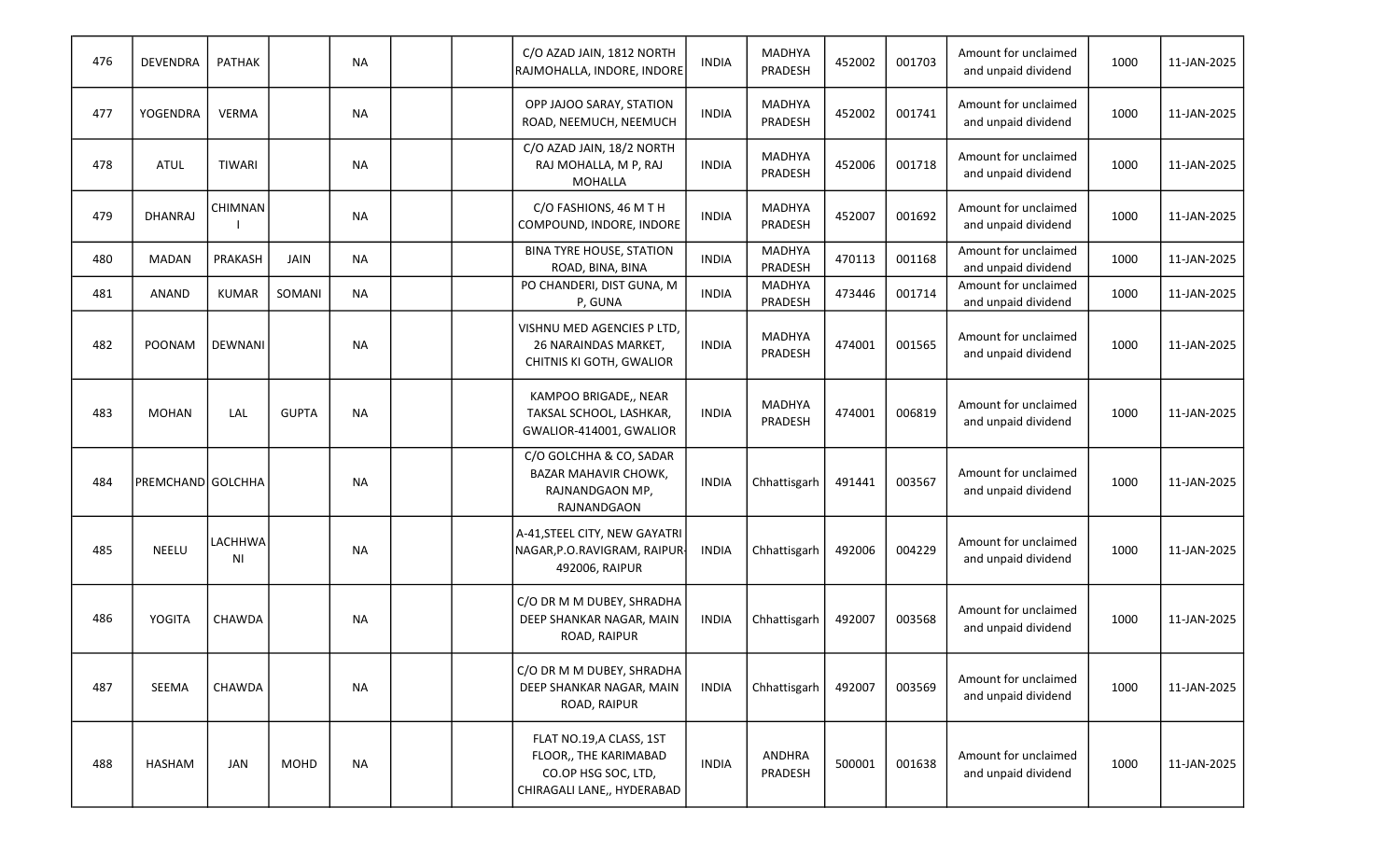| 476 | DEVENDRA | PATHAK | | NA | | | C/O AZAD JAIN, 1812 NORTH RAJMOHALLA, INDORE, INDORE | INDIA | MADHYA PRADESH | 452002 | 001703 | Amount for unclaimed and unpaid dividend | 1000 | 11-JAN-2025 |
|---|---|---|---|---|---|---|---|---|---|---|---|---|---|---|
| 477 | YOGENDRA | VERMA | | NA | | | OPP JAJOO SARAY, STATION ROAD, NEEMUCH, NEEMUCH | INDIA | MADHYA PRADESH | 452002 | 001741 | Amount for unclaimed and unpaid dividend | 1000 | 11-JAN-2025 |
| 478 | ATUL | TIWARI | | NA | | | C/O AZAD JAIN, 18/2 NORTH RAJ MOHALLA, M P, RAJ MOHALLA | INDIA | MADHYA PRADESH | 452006 | 001718 | Amount for unclaimed and unpaid dividend | 1000 | 11-JAN-2025 |
| 479 | DHANRAJ | CHIMNANI | | NA | | | C/O FASHIONS, 46 M T H COMPOUND, INDORE, INDORE | INDIA | MADHYA PRADESH | 452007 | 001692 | Amount for unclaimed and unpaid dividend | 1000 | 11-JAN-2025 |
| 480 | MADAN | PRAKASH | JAIN | NA | | | BINA TYRE HOUSE, STATION ROAD, BINA, BINA | INDIA | MADHYA PRADESH | 470113 | 001168 | Amount for unclaimed and unpaid dividend | 1000 | 11-JAN-2025 |
| 481 | ANAND | KUMAR | SOMANI | NA | | | PO CHANDERI, DIST GUNA, M P, GUNA | INDIA | MADHYA PRADESH | 473446 | 001714 | Amount for unclaimed and unpaid dividend | 1000 | 11-JAN-2025 |
| 482 | POONAM | DEWNANI | | NA | | | VISHNU MED AGENCIES P LTD, 26 NARAINDAS MARKET, CHITNIS KI GOTH, GWALIOR | INDIA | MADHYA PRADESH | 474001 | 001565 | Amount for unclaimed and unpaid dividend | 1000 | 11-JAN-2025 |
| 483 | MOHAN | LAL | GUPTA | NA | | | KAMPOO BRIGADE,, NEAR TAKSAL SCHOOL, LASHKAR, GWALIOR-414001, GWALIOR | INDIA | MADHYA PRADESH | 474001 | 006819 | Amount for unclaimed and unpaid dividend | 1000 | 11-JAN-2025 |
| 484 | PREMCHAND | GOLCHHA | | NA | | | C/O GOLCHHA & CO, SADAR BAZAR MAHAVIR CHOWK, RAJNANDGAON MP, RAJNANDGAON | INDIA | Chhattisgarh | 491441 | 003567 | Amount for unclaimed and unpaid dividend | 1000 | 11-JAN-2025 |
| 485 | NEELU | LACHHWANI | | NA | | | A-41,STEEL CITY, NEW GAYATRI NAGAR,P.O.RAVIGRAM, RAIPUR-492006, RAIPUR | INDIA | Chhattisgarh | 492006 | 004229 | Amount for unclaimed and unpaid dividend | 1000 | 11-JAN-2025 |
| 486 | YOGITA | CHAWDA | | NA | | | C/O DR M M DUBEY, SHRADHA DEEP SHANKAR NAGAR, MAIN ROAD, RAIPUR | INDIA | Chhattisgarh | 492007 | 003568 | Amount for unclaimed and unpaid dividend | 1000 | 11-JAN-2025 |
| 487 | SEEMA | CHAWDA | | NA | | | C/O DR M M DUBEY, SHRADHA DEEP SHANKAR NAGAR, MAIN ROAD, RAIPUR | INDIA | Chhattisgarh | 492007 | 003569 | Amount for unclaimed and unpaid dividend | 1000 | 11-JAN-2025 |
| 488 | HASHAM | JAN | MOHD | NA | | | FLAT NO.19,A CLASS, 1ST FLOOR,, THE KARIMABAD CO.OP HSG SOC, LTD, CHIRAGALI LANE,, HYDERABAD | INDIA | ANDHRA PRADESH | 500001 | 001638 | Amount for unclaimed and unpaid dividend | 1000 | 11-JAN-2025 |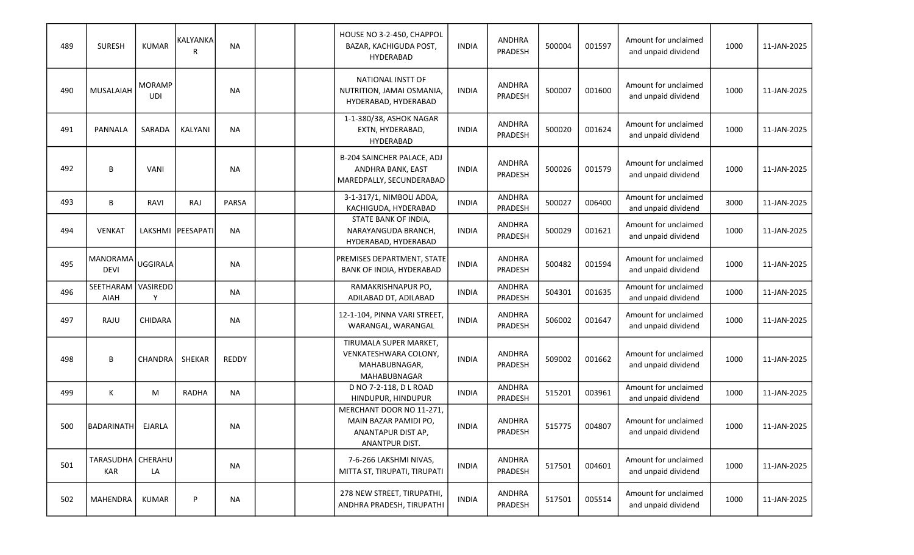| 489 | SURESH | KUMAR | KALYANKAR | NA | | | HOUSE NO 3-2-450, CHAPPOL BAZAR, KACHIGUDA POST, HYDERABAD | INDIA | ANDHRA PRADESH | 500004 | 001597 | Amount for unclaimed and unpaid dividend | 1000 | 11-JAN-2025 |
|---|---|---|---|---|---|---|---|---|---|---|---|---|---|---|
| 490 | MUSALAIAH | MORAMPUDI | | NA | | | NATIONAL INSTT OF NUTRITION, JAMAI OSMANIA, HYDERABAD, HYDERABAD | INDIA | ANDHRA PRADESH | 500007 | 001600 | Amount for unclaimed and unpaid dividend | 1000 | 11-JAN-2025 |
| 491 | PANNALA | SARADA | KALYANI | NA | | | 1-1-380/38, ASHOK NAGAR EXTN, HYDERABAD, HYDERABAD | INDIA | ANDHRA PRADESH | 500020 | 001624 | Amount for unclaimed and unpaid dividend | 1000 | 11-JAN-2025 |
| 492 | B | VANI | | NA | | | B-204 SAINCHER PALACE, ADJ ANDHRA BANK, EAST MAREDPALLY, SECUNDERABAD | INDIA | ANDHRA PRADESH | 500026 | 001579 | Amount for unclaimed and unpaid dividend | 1000 | 11-JAN-2025 |
| 493 | B | RAVI | RAJ | PARSA | | | 3-1-317/1, NIMBOLI ADDA, KACHIGUDA, HYDERABAD | INDIA | ANDHRA PRADESH | 500027 | 006400 | Amount for unclaimed and unpaid dividend | 3000 | 11-JAN-2025 |
| 494 | VENKAT | LAKSHMI | PEESAPATI | NA | | | STATE BANK OF INDIA, NARAYANGUDA BRANCH, HYDERABAD, HYDERABAD | INDIA | ANDHRA PRADESH | 500029 | 001621 | Amount for unclaimed and unpaid dividend | 1000 | 11-JAN-2025 |
| 495 | MANORAMA DEVI | UGGIRALA | | NA | | | PREMISES DEPARTMENT, STATE BANK OF INDIA, HYDERABAD | INDIA | ANDHRA PRADESH | 500482 | 001594 | Amount for unclaimed and unpaid dividend | 1000 | 11-JAN-2025 |
| 496 | SEETHARAMAIAH | VASIREDDY | | NA | | | RAMAKRISHNAPUR PO, ADILABAD DT, ADILABAD | INDIA | ANDHRA PRADESH | 504301 | 001635 | Amount for unclaimed and unpaid dividend | 1000 | 11-JAN-2025 |
| 497 | RAJU | CHIDARA | | NA | | | 12-1-104, PINNA VARI STREET, WARANGAL, WARANGAL | INDIA | ANDHRA PRADESH | 506002 | 001647 | Amount for unclaimed and unpaid dividend | 1000 | 11-JAN-2025 |
| 498 | B | CHANDRA | SHEKAR | REDDY | | | TIRUMALA SUPER MARKET, VENKATESHWARA COLONY, MAHABUBNAGAR, MAHABUBNAGAR | INDIA | ANDHRA PRADESH | 509002 | 001662 | Amount for unclaimed and unpaid dividend | 1000 | 11-JAN-2025 |
| 499 | K | M | RADHA | NA | | | D NO 7-2-118, D L ROAD HINDUPUR, HINDUPUR | INDIA | ANDHRA PRADESH | 515201 | 003961 | Amount for unclaimed and unpaid dividend | 1000 | 11-JAN-2025 |
| 500 | BADARINATH | EJARLA | | NA | | | MERCHANT DOOR NO 11-271, MAIN BAZAR PAMIDI PO, ANANTAPUR DIST AP, ANANTPUR DIST. | INDIA | ANDHRA PRADESH | 515775 | 004807 | Amount for unclaimed and unpaid dividend | 1000 | 11-JAN-2025 |
| 501 | TARASUDHAKAR | CHERAHULA | | NA | | | 7-6-266 LAKSHMI NIVAS, MITTA ST, TIRUPATI, TIRUPATI | INDIA | ANDHRA PRADESH | 517501 | 004601 | Amount for unclaimed and unpaid dividend | 1000 | 11-JAN-2025 |
| 502 | MAHENDRA | KUMAR | P | NA | | | 278 NEW STREET, TIRUPATHI, ANDHRA PRADESH, TIRUPATHI | INDIA | ANDHRA PRADESH | 517501 | 005514 | Amount for unclaimed and unpaid dividend | 1000 | 11-JAN-2025 |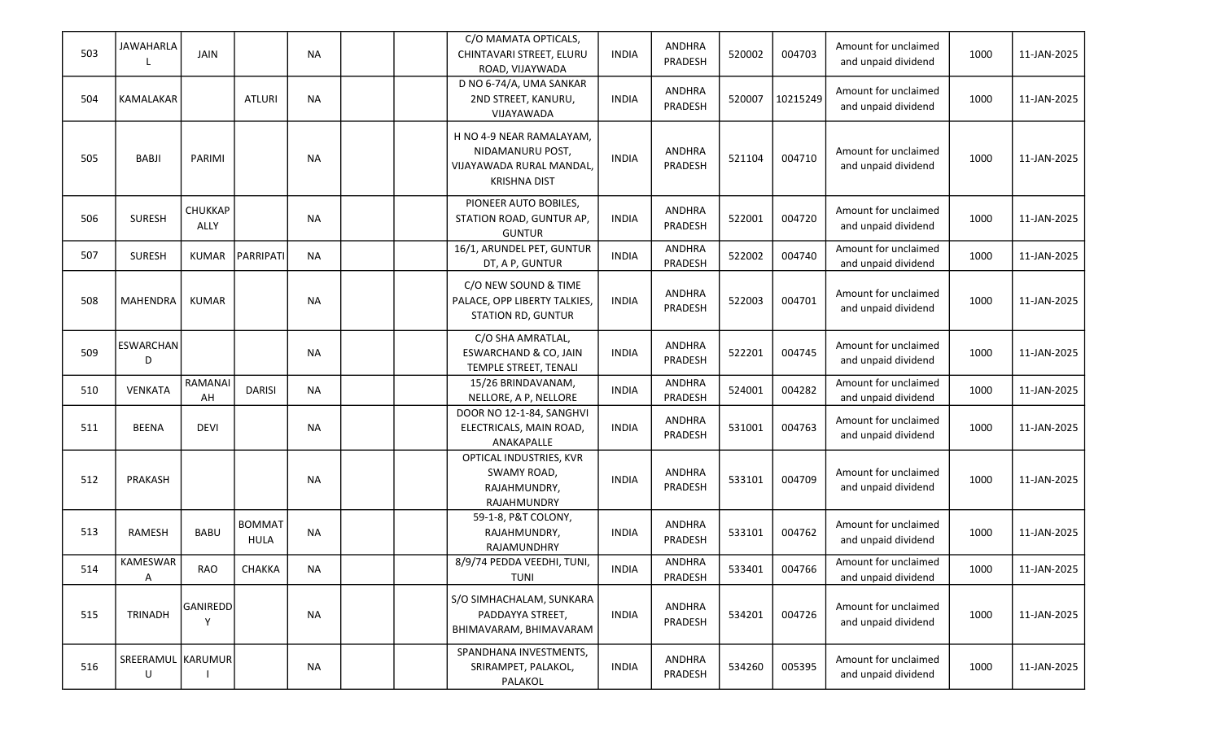| 503 | JAWAHARLAL | JAIN | | NA | | | C/O MAMATA OPTICALS, CHINTAVARI STREET, ELURU ROAD, VIJAYWADA | INDIA | ANDHRA PRADESH | 520002 | 004703 | Amount for unclaimed and unpaid dividend | 1000 | 11-JAN-2025 |
|---|---|---|---|---|---|---|---|---|---|---|---|---|---|---|
| 504 | KAMALAKAR | | ATLURI | NA | | | D NO 6-74/A, UMA SANKAR 2ND STREET, KANURU, VIJAYAWADA | INDIA | ANDHRA PRADESH | 520007 | 10215249 | Amount for unclaimed and unpaid dividend | 1000 | 11-JAN-2025 |
| 505 | BABJI | PARIMI | | NA | | | H NO 4-9 NEAR RAMALAYAM, NIDAMANURU POST, VIJAYAWADA RURAL MANDAL, KRISHNA DIST | INDIA | ANDHRA PRADESH | 521104 | 004710 | Amount for unclaimed and unpaid dividend | 1000 | 11-JAN-2025 |
| 506 | SURESH | CHUKKAPALLY | | NA | | | PIONEER AUTO BOBILES, STATION ROAD, GUNTUR AP, GUNTUR | INDIA | ANDHRA PRADESH | 522001 | 004720 | Amount for unclaimed and unpaid dividend | 1000 | 11-JAN-2025 |
| 507 | SURESH | KUMAR | PARRIPATI | NA | | | 16/1, ARUNDEL PET, GUNTUR DT, A P, GUNTUR | INDIA | ANDHRA PRADESH | 522002 | 004740 | Amount for unclaimed and unpaid dividend | 1000 | 11-JAN-2025 |
| 508 | MAHENDRA | KUMAR | | NA | | | C/O NEW SOUND & TIME PALACE, OPP LIBERTY TALKIES, STATION RD, GUNTUR | INDIA | ANDHRA PRADESH | 522003 | 004701 | Amount for unclaimed and unpaid dividend | 1000 | 11-JAN-2025 |
| 509 | ESWARCHAND | | | NA | | | C/O SHA AMRATLAL, ESWARCHAND & CO, JAIN TEMPLE STREET, TENALI | INDIA | ANDHRA PRADESH | 522201 | 004745 | Amount for unclaimed and unpaid dividend | 1000 | 11-JAN-2025 |
| 510 | VENKATA | RAMANAIAH | DARISI | NA | | | 15/26 BRINDAVANAM, NELLORE, A P, NELLORE | INDIA | ANDHRA PRADESH | 524001 | 004282 | Amount for unclaimed and unpaid dividend | 1000 | 11-JAN-2025 |
| 511 | BEENA | DEVI | | NA | | | DOOR NO 12-1-84, SANGHVI ELECTRICALS, MAIN ROAD, ANAKAPALLE | INDIA | ANDHRA PRADESH | 531001 | 004763 | Amount for unclaimed and unpaid dividend | 1000 | 11-JAN-2025 |
| 512 | PRAKASH | | | NA | | | OPTICAL INDUSTRIES, KVR SWAMY ROAD, RAJAHMUNDRY, RAJAHMUNDRY | INDIA | ANDHRA PRADESH | 533101 | 004709 | Amount for unclaimed and unpaid dividend | 1000 | 11-JAN-2025 |
| 513 | RAMESH | BABU | BOMMATHULA | NA | | | 59-1-8, P&T COLONY, RAJAHMUNDRY, RAJAMUNDHRY | INDIA | ANDHRA PRADESH | 533101 | 004762 | Amount for unclaimed and unpaid dividend | 1000 | 11-JAN-2025 |
| 514 | KAMESWARA | RAO | CHAKKA | NA | | | 8/9/74 PEDDA VEEDHI, TUNI, TUNI | INDIA | ANDHRA PRADESH | 533401 | 004766 | Amount for unclaimed and unpaid dividend | 1000 | 11-JAN-2025 |
| 515 | TRINADH | GANIREDDY | | NA | | | S/O SIMHACHALAM, SUNKARA PADDAYYA STREET, BHIMAVARAM, BHIMAVARAM | INDIA | ANDHRA PRADESH | 534201 | 004726 | Amount for unclaimed and unpaid dividend | 1000 | 11-JAN-2025 |
| 516 | SREERAMULU | KARUMURI | | NA | | | SPANDHANA INVESTMENTS, SRIRAMPET, PALAKOL, PALAKOL | INDIA | ANDHRA PRADESH | 534260 | 005395 | Amount for unclaimed and unpaid dividend | 1000 | 11-JAN-2025 |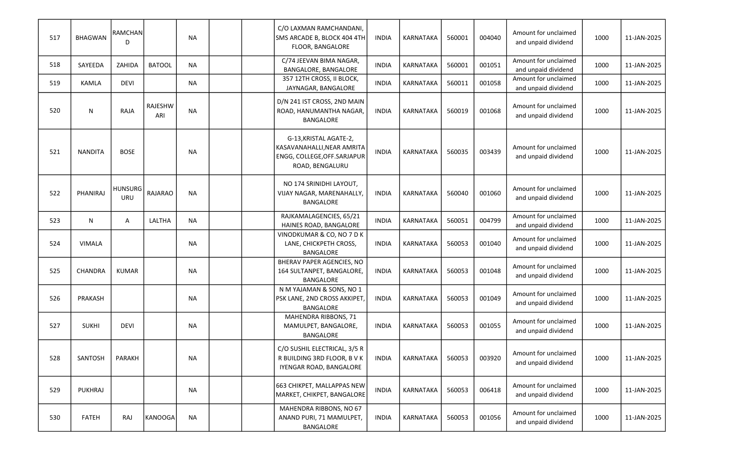| 517 | BHAGWAN | RAMCHAND | | NA | | | C/O LAXMAN RAMCHANDANI, SMS ARCADE B, BLOCK 404 4TH FLOOR, BANGALORE | INDIA | KARNATAKA | 560001 | 004040 | Amount for unclaimed and unpaid dividend | 1000 | 11-JAN-2025 |
|---|---|---|---|---|---|---|---|---|---|---|---|---|---|---|
| 518 | SAYEEDA | ZAHIDA | BATOOL | NA | | | C/74 JEEVAN BIMA NAGAR, BANGALORE, BANGALORE | INDIA | KARNATAKA | 560001 | 001051 | Amount for unclaimed and unpaid dividend | 1000 | 11-JAN-2025 |
| 519 | KAMLA | DEVI | | NA | | | 357 12TH CROSS, II BLOCK, JAYNAGAR, BANGALORE | INDIA | KARNATAKA | 560011 | 001058 | Amount for unclaimed and unpaid dividend | 1000 | 11-JAN-2025 |
| 520 | N | RAJA | RAJESHWARI | NA | | | D/N 241 IST CROSS, 2ND MAIN ROAD, HANUMANTHA NAGAR, BANGALORE | INDIA | KARNATAKA | 560019 | 001068 | Amount for unclaimed and unpaid dividend | 1000 | 11-JAN-2025 |
| 521 | NANDITA | BOSE | | NA | | | G-13,KRISTAL AGATE-2, KASAVANAHALLI,NEAR AMRITA ENGG, COLLEGE,OFF.SARJAPUR ROAD, BENGALURU | INDIA | KARNATAKA | 560035 | 003439 | Amount for unclaimed and unpaid dividend | 1000 | 11-JAN-2025 |
| 522 | PHANIRAJ | HUNSURGURU | RAJARAO | NA | | | NO 174 SRINIDHI LAYOUT, VIJAY NAGAR, MARENAHALLY, BANGALORE | INDIA | KARNATAKA | 560040 | 001060 | Amount for unclaimed and unpaid dividend | 1000 | 11-JAN-2025 |
| 523 | N | A | LALTHA | NA | | | RAJKAMALAGENCIES, 65/21 HAINES ROAD, BANGALORE | INDIA | KARNATAKA | 560051 | 004799 | Amount for unclaimed and unpaid dividend | 1000 | 11-JAN-2025 |
| 524 | VIMALA | | | NA | | | VINODKUMAR & CO, NO 7 D K LANE, CHICKPETH CROSS, BANGALORE | INDIA | KARNATAKA | 560053 | 001040 | Amount for unclaimed and unpaid dividend | 1000 | 11-JAN-2025 |
| 525 | CHANDRA | KUMAR | | NA | | | BHERAV PAPER AGENCIES, NO 164 SULTANPET, BANGALORE, BANGALORE | INDIA | KARNATAKA | 560053 | 001048 | Amount for unclaimed and unpaid dividend | 1000 | 11-JAN-2025 |
| 526 | PRAKASH | | | NA | | | N M YAJAMAN & SONS, NO 1 PSK LANE, 2ND CROSS AKKIPET, BANGALORE | INDIA | KARNATAKA | 560053 | 001049 | Amount for unclaimed and unpaid dividend | 1000 | 11-JAN-2025 |
| 527 | SUKHI | DEVI | | NA | | | MAHENDRA RIBBONS, 71 MAMULPET, BANGALORE, BANGALORE | INDIA | KARNATAKA | 560053 | 001055 | Amount for unclaimed and unpaid dividend | 1000 | 11-JAN-2025 |
| 528 | SANTOSH | PARAKH | | NA | | | C/O SUSHIL ELECTRICAL, 3/5 R R BUILDING 3RD FLOOR, B V K IYENGAR ROAD, BANGALORE | INDIA | KARNATAKA | 560053 | 003920 | Amount for unclaimed and unpaid dividend | 1000 | 11-JAN-2025 |
| 529 | PUKHRAJ | | | NA | | | 663 CHIKPET, MALLAPPAS NEW MARKET, CHIKPET, BANGALORE | INDIA | KARNATAKA | 560053 | 006418 | Amount for unclaimed and unpaid dividend | 1000 | 11-JAN-2025 |
| 530 | FATEH | RAJ | KANOOGA | NA | | | MAHENDRA RIBBONS, NO 67 ANAND PURI, 71 MAMULPET, BANGALORE | INDIA | KARNATAKA | 560053 | 001056 | Amount for unclaimed and unpaid dividend | 1000 | 11-JAN-2025 |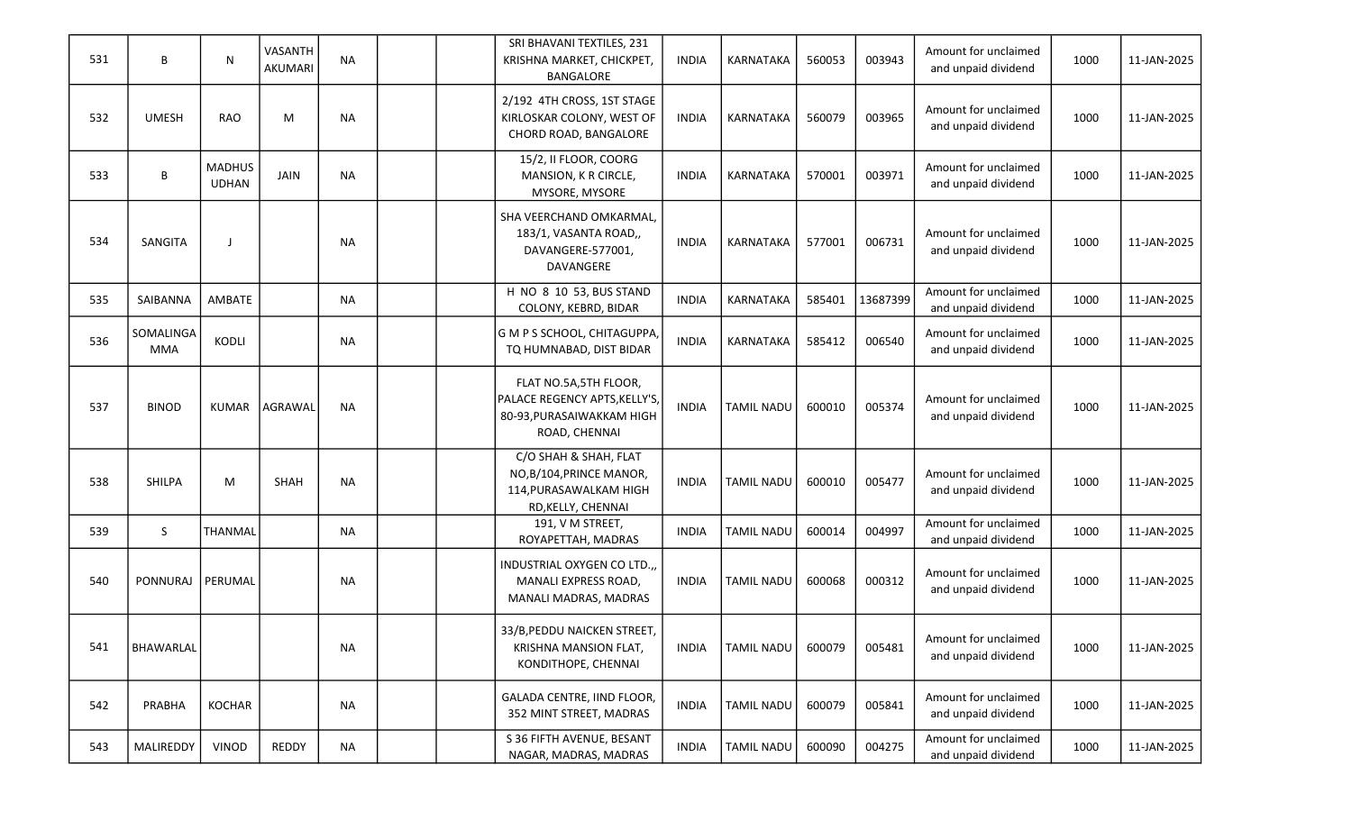| | | | | | | | | | | | | | | |
|---|---|---|---|---|---|---|---|---|---|---|---|---|---|---|
| 531 | B | N | VASANTH AKUMARI | NA | | | SRI BHAVANI TEXTILES, 231 KRISHNA MARKET, CHICKPET, BANGALORE | INDIA | KARNATAKA | 560053 | 003943 | Amount for unclaimed and unpaid dividend | 1000 | 11-JAN-2025 |
| 532 | UMESH | RAO | M | NA | | | 2/192 4TH CROSS, 1ST STAGE KIRLOSKAR COLONY, WEST OF CHORD ROAD, BANGALORE | INDIA | KARNATAKA | 560079 | 003965 | Amount for unclaimed and unpaid dividend | 1000 | 11-JAN-2025 |
| 533 | B | MADHUS UDHAN | JAIN | NA | | | 15/2, II FLOOR, COORG MANSION, K R CIRCLE, MYSORE, MYSORE | INDIA | KARNATAKA | 570001 | 003971 | Amount for unclaimed and unpaid dividend | 1000 | 11-JAN-2025 |
| 534 | SANGITA | J | | NA | | | SHA VEERCHAND OMKARMAL, 183/1, VASANTA ROAD,, DAVANGERE-577001, DAVANGERE | INDIA | KARNATAKA | 577001 | 006731 | Amount for unclaimed and unpaid dividend | 1000 | 11-JAN-2025 |
| 535 | SAIBANNA | AMBATE | | NA | | | H NO 8 10 53, BUS STAND COLONY, KEBRD, BIDAR | INDIA | KARNATAKA | 585401 | 13687399 | Amount for unclaimed and unpaid dividend | 1000 | 11-JAN-2025 |
| 536 | SOMALINGA MMA | KODLI | | NA | | | G M P S SCHOOL, CHITAGUPPA, TQ HUMNABAD, DIST BIDAR | INDIA | KARNATAKA | 585412 | 006540 | Amount for unclaimed and unpaid dividend | 1000 | 11-JAN-2025 |
| 537 | BINOD | KUMAR | AGRAWAL | NA | | | FLAT NO.5A,5TH FLOOR, PALACE REGENCY APTS,KELLY'S, 80-93,PURASAIWAKKAM HIGH ROAD, CHENNAI | INDIA | TAMIL NADU | 600010 | 005374 | Amount for unclaimed and unpaid dividend | 1000 | 11-JAN-2025 |
| 538 | SHILPA | M | SHAH | NA | | | C/O SHAH & SHAH, FLAT NO,B/104,PRINCE MANOR, 114,PURASAWALKAM HIGH RD,KELLY, CHENNAI | INDIA | TAMIL NADU | 600010 | 005477 | Amount for unclaimed and unpaid dividend | 1000 | 11-JAN-2025 |
| 539 | S | THANMAL | | NA | | | 191, V M STREET, ROYAPETTAH, MADRAS | INDIA | TAMIL NADU | 600014 | 004997 | Amount for unclaimed and unpaid dividend | 1000 | 11-JAN-2025 |
| 540 | PONNURAJ | PERUMAL | | NA | | | INDUSTRIAL OXYGEN CO LTD.,, MANALI EXPRESS ROAD, MANALI MADRAS, MADRAS | INDIA | TAMIL NADU | 600068 | 000312 | Amount for unclaimed and unpaid dividend | 1000 | 11-JAN-2025 |
| 541 | BHAWARLAL | | | NA | | | 33/B,PEDDU NAICKEN STREET, KRISHNA MANSION FLAT, KONDITHOPE, CHENNAI | INDIA | TAMIL NADU | 600079 | 005481 | Amount for unclaimed and unpaid dividend | 1000 | 11-JAN-2025 |
| 542 | PRABHA | KOCHAR | | NA | | | GALADA CENTRE, IIND FLOOR, 352 MINT STREET, MADRAS | INDIA | TAMIL NADU | 600079 | 005841 | Amount for unclaimed and unpaid dividend | 1000 | 11-JAN-2025 |
| 543 | MALIREDDY | VINOD | REDDY | NA | | | S 36 FIFTH AVENUE, BESANT NAGAR, MADRAS, MADRAS | INDIA | TAMIL NADU | 600090 | 004275 | Amount for unclaimed and unpaid dividend | 1000 | 11-JAN-2025 |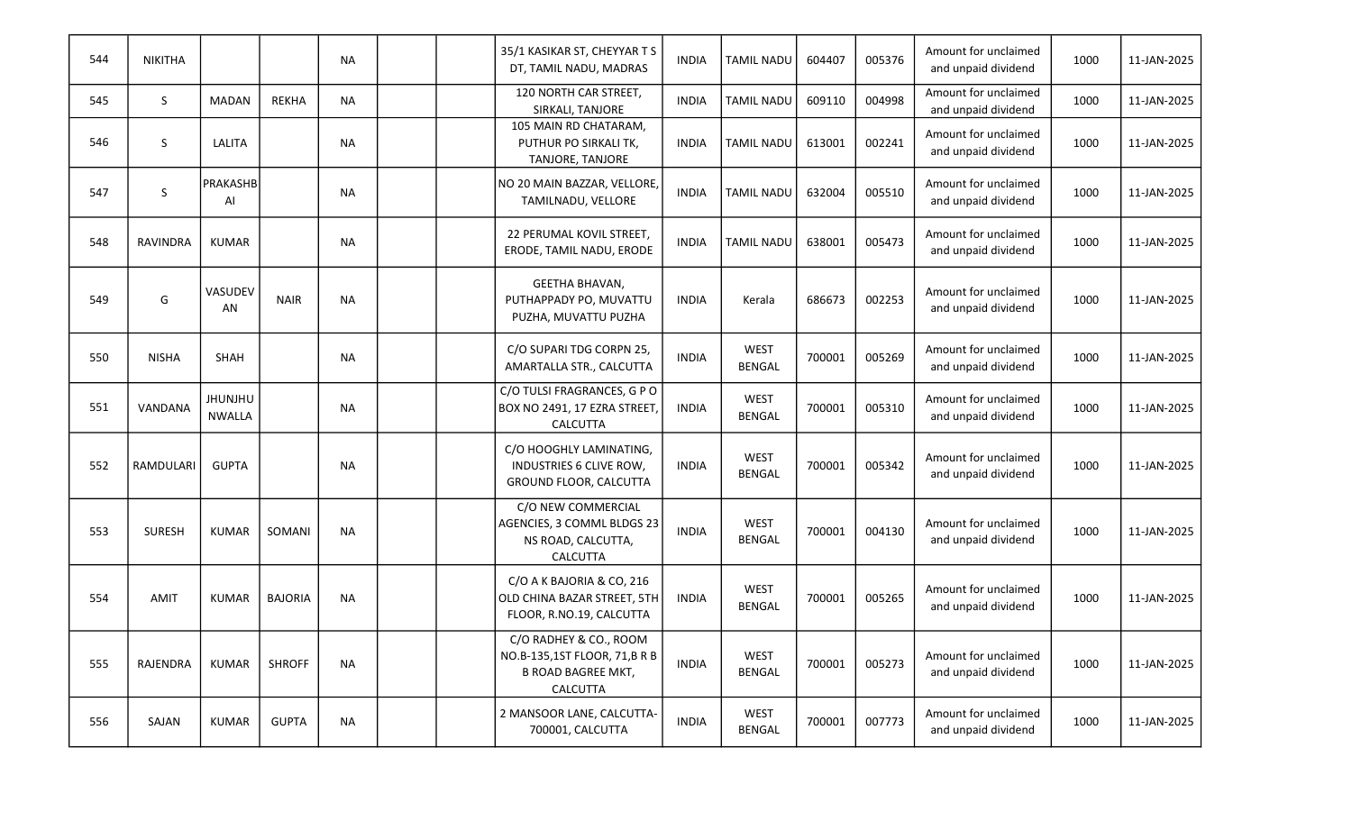| | | | | | | | | | | | | | | |
|---|---|---|---|---|---|---|---|---|---|---|---|---|---|---|
| 544 | NIKITHA | | | NA | | | 35/1 KASIKAR ST, CHEYYAR T S DT, TAMIL NADU, MADRAS | INDIA | TAMIL NADU | 604407 | 005376 | Amount for unclaimed and unpaid dividend | 1000 | 11-JAN-2025 |
| 545 | S | MADAN | REKHA | NA | | | 120 NORTH CAR STREET, SIRKALI, TANJORE | INDIA | TAMIL NADU | 609110 | 004998 | Amount for unclaimed and unpaid dividend | 1000 | 11-JAN-2025 |
| 546 | S | LALITA | | NA | | | 105 MAIN RD CHATARAM, PUTHUR PO SIRKALI TK, TANJORE, TANJORE | INDIA | TAMIL NADU | 613001 | 002241 | Amount for unclaimed and unpaid dividend | 1000 | 11-JAN-2025 |
| 547 | S | PRAKASHBAI | | NA | | | NO 20 MAIN BAZZAR, VELLORE, TAMILNADU, VELLORE | INDIA | TAMIL NADU | 632004 | 005510 | Amount for unclaimed and unpaid dividend | 1000 | 11-JAN-2025 |
| 548 | RAVINDRA | KUMAR | | NA | | | 22 PERUMAL KOVIL STREET, ERODE, TAMIL NADU, ERODE | INDIA | TAMIL NADU | 638001 | 005473 | Amount for unclaimed and unpaid dividend | 1000 | 11-JAN-2025 |
| 549 | G | VASUDEVAN | NAIR | NA | | | GEETHA BHAVAN, PUTHAPPADY PO, MUVATTU PUZHA, MUVATTU PUZHA | INDIA | Kerala | 686673 | 002253 | Amount for unclaimed and unpaid dividend | 1000 | 11-JAN-2025 |
| 550 | NISHA | SHAH | | NA | | | C/O SUPARI TDG CORPN 25, AMARTALLA STR., CALCUTTA | INDIA | WEST BENGAL | 700001 | 005269 | Amount for unclaimed and unpaid dividend | 1000 | 11-JAN-2025 |
| 551 | VANDANA | JHUNJHUNWALLA | | NA | | | C/O TULSI FRAGRANCES, G P O BOX NO 2491, 17 EZRA STREET, CALCUTTA | INDIA | WEST BENGAL | 700001 | 005310 | Amount for unclaimed and unpaid dividend | 1000 | 11-JAN-2025 |
| 552 | RAMDULARI | GUPTA | | NA | | | C/O HOOGHLY LAMINATING, INDUSTRIES 6 CLIVE ROW, GROUND FLOOR, CALCUTTA | INDIA | WEST BENGAL | 700001 | 005342 | Amount for unclaimed and unpaid dividend | 1000 | 11-JAN-2025 |
| 553 | SURESH | KUMAR | SOMANI | NA | | | C/O NEW COMMERCIAL AGENCIES, 3 COMML BLDGS 23 NS ROAD, CALCUTTA, CALCUTTA | INDIA | WEST BENGAL | 700001 | 004130 | Amount for unclaimed and unpaid dividend | 1000 | 11-JAN-2025 |
| 554 | AMIT | KUMAR | BAJORIA | NA | | | C/O A K BAJORIA & CO, 216 OLD CHINA BAZAR STREET, 5TH FLOOR, R.NO.19, CALCUTTA | INDIA | WEST BENGAL | 700001 | 005265 | Amount for unclaimed and unpaid dividend | 1000 | 11-JAN-2025 |
| 555 | RAJENDRA | KUMAR | SHROFF | NA | | | C/O RADHEY & CO., ROOM NO.B-135,1ST FLOOR, 71,B R B B ROAD BAGREE MKT, CALCUTTA | INDIA | WEST BENGAL | 700001 | 005273 | Amount for unclaimed and unpaid dividend | 1000 | 11-JAN-2025 |
| 556 | SAJAN | KUMAR | GUPTA | NA | | | 2 MANSOOR LANE, CALCUTTA-700001, CALCUTTA | INDIA | WEST BENGAL | 700001 | 007773 | Amount for unclaimed and unpaid dividend | 1000 | 11-JAN-2025 |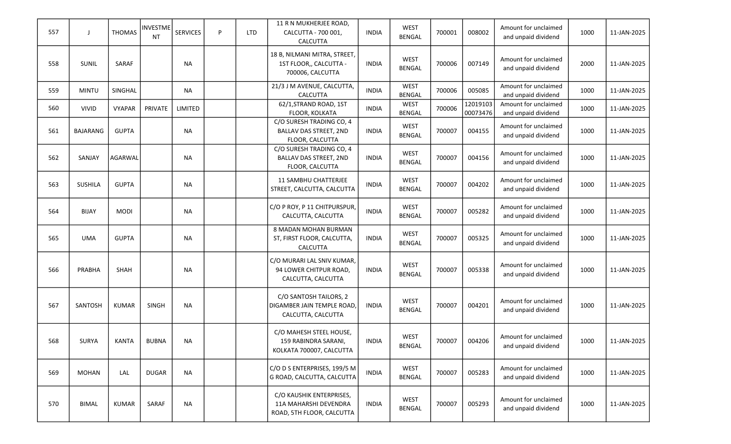| | | | | | | | | | | | | | | |
|---|---|---|---|---|---|---|---|---|---|---|---|---|---|---|
| 557 | J | THOMAS | INVESTMENT | SERVICES | P | LTD | 11 R N MUKHERJEE ROAD, CALCUTTA - 700 001, CALCUTTA | INDIA | WEST BENGAL | 700001 | 008002 | Amount for unclaimed and unpaid dividend | 1000 | 11-JAN-2025 |
| 558 | SUNIL | SARAF | | NA | | | 18 B, NILMANI MITRA, STREET, 1ST FLOOR,, CALCUTTA - 700006, CALCUTTA | INDIA | WEST BENGAL | 700006 | 007149 | Amount for unclaimed and unpaid dividend | 2000 | 11-JAN-2025 |
| 559 | MINTU | SINGHAL | | NA | | | 21/3 J M AVENUE, CALCUTTA, CALCUTTA | INDIA | WEST BENGAL | 700006 | 005085 | Amount for unclaimed and unpaid dividend | 1000 | 11-JAN-2025 |
| 560 | VIVID | VYAPAR | PRIVATE | LIMITED | | | 62/1,STRAND ROAD, 1ST FLOOR, KOLKATA | INDIA | WEST BENGAL | 700006 | 1201910300073476 | Amount for unclaimed and unpaid dividend | 1000 | 11-JAN-2025 |
| 561 | BAJARANG | GUPTA | | NA | | | C/O SURESH TRADING CO, 4 BALLAV DAS STREET, 2ND FLOOR, CALCUTTA | INDIA | WEST BENGAL | 700007 | 004155 | Amount for unclaimed and unpaid dividend | 1000 | 11-JAN-2025 |
| 562 | SANJAY | AGARWAL | | NA | | | C/O SURESH TRADING CO, 4 BALLAV DAS STREET, 2ND FLOOR, CALCUTTA | INDIA | WEST BENGAL | 700007 | 004156 | Amount for unclaimed and unpaid dividend | 1000 | 11-JAN-2025 |
| 563 | SUSHILA | GUPTA | | NA | | | 11 SAMBHU CHATTERJEE STREET, CALCUTTA, CALCUTTA | INDIA | WEST BENGAL | 700007 | 004202 | Amount for unclaimed and unpaid dividend | 1000 | 11-JAN-2025 |
| 564 | BIJAY | MODI | | NA | | | C/O P ROY, P 11 CHITPURSPUR, CALCUTTA, CALCUTTA | INDIA | WEST BENGAL | 700007 | 005282 | Amount for unclaimed and unpaid dividend | 1000 | 11-JAN-2025 |
| 565 | UMA | GUPTA | | NA | | | 8 MADAN MOHAN BURMAN ST, FIRST FLOOR, CALCUTTA, CALCUTTA | INDIA | WEST BENGAL | 700007 | 005325 | Amount for unclaimed and unpaid dividend | 1000 | 11-JAN-2025 |
| 566 | PRABHA | SHAH | | NA | | | C/O MURARI LAL SNIV KUMAR, 94 LOWER CHITPUR ROAD, CALCUTTA, CALCUTTA | INDIA | WEST BENGAL | 700007 | 005338 | Amount for unclaimed and unpaid dividend | 1000 | 11-JAN-2025 |
| 567 | SANTOSH | KUMAR | SINGH | NA | | | C/O SANTOSH TAILORS, 2 DIGAMBER JAIN TEMPLE ROAD, CALCUTTA, CALCUTTA | INDIA | WEST BENGAL | 700007 | 004201 | Amount for unclaimed and unpaid dividend | 1000 | 11-JAN-2025 |
| 568 | SURYA | KANTA | BUBNA | NA | | | C/O MAHESH STEEL HOUSE, 159 RABINDRA SARANI, KOLKATA 700007, CALCUTTA | INDIA | WEST BENGAL | 700007 | 004206 | Amount for unclaimed and unpaid dividend | 1000 | 11-JAN-2025 |
| 569 | MOHAN | LAL | DUGAR | NA | | | C/O D S ENTERPRISES, 199/5 M G ROAD, CALCUTTA, CALCUTTA | INDIA | WEST BENGAL | 700007 | 005283 | Amount for unclaimed and unpaid dividend | 1000 | 11-JAN-2025 |
| 570 | BIMAL | KUMAR | SARAF | NA | | | C/O KAUSHIK ENTERPRISES, 11A MAHARSHI DEVENDRA ROAD, 5TH FLOOR, CALCUTTA | INDIA | WEST BENGAL | 700007 | 005293 | Amount for unclaimed and unpaid dividend | 1000 | 11-JAN-2025 |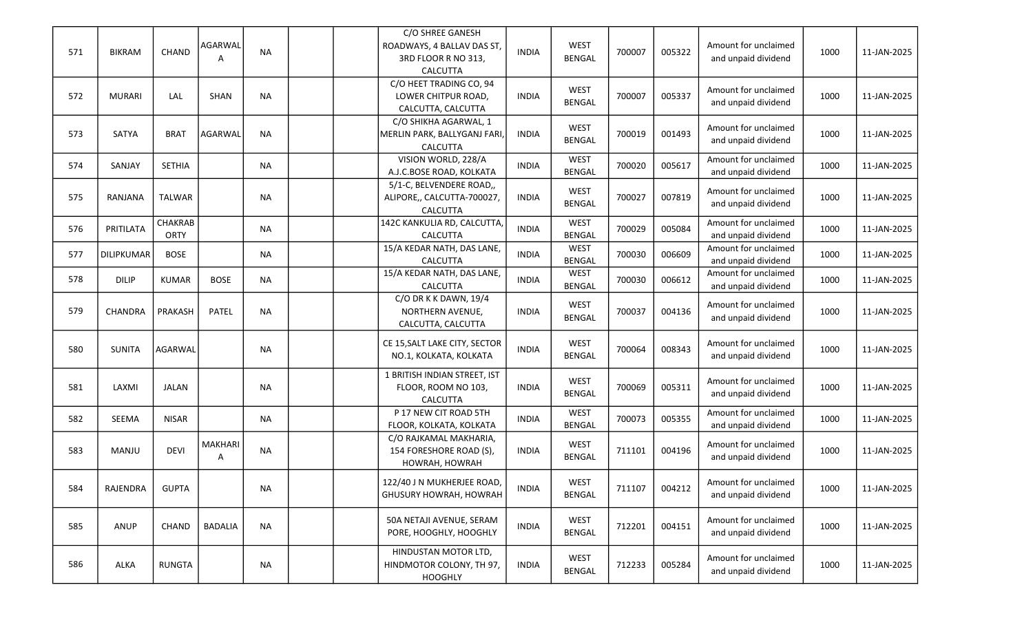| 571 | BIKRAM | CHAND | AGARWALA | NA | | | C/O SHREE GANESH ROADWAYS, 4 BALLAV DAS ST, 3RD FLOOR R NO 313, CALCUTTA | INDIA | WEST BENGAL | 700007 | 005322 | Amount for unclaimed and unpaid dividend | 1000 | 11-JAN-2025 |
|---|---|---|---|---|---|---|---|---|---|---|---|---|---|---|
| 572 | MURARI | LAL | SHAN | NA | | | C/O HEET TRADING CO, 94 LOWER CHITPUR ROAD, CALCUTTA, CALCUTTA | INDIA | WEST BENGAL | 700007 | 005337 | Amount for unclaimed and unpaid dividend | 1000 | 11-JAN-2025 |
| 573 | SATYA | BRAT | AGARWAL | NA | | | C/O SHIKHA AGARWAL, 1 MERLIN PARK, BALLYGANJ FARI, CALCUTTA | INDIA | WEST BENGAL | 700019 | 001493 | Amount for unclaimed and unpaid dividend | 1000 | 11-JAN-2025 |
| 574 | SANJAY | SETHIA | | NA | | | VISION WORLD, 228/A A.J.C.BOSE ROAD, KOLKATA | INDIA | WEST BENGAL | 700020 | 005617 | Amount for unclaimed and unpaid dividend | 1000 | 11-JAN-2025 |
| 575 | RANJANA | TALWAR | | NA | | | 5/1-C, BELVENDERE ROAD,, ALIPORE,, CALCUTTA-700027, CALCUTTA | INDIA | WEST BENGAL | 700027 | 007819 | Amount for unclaimed and unpaid dividend | 1000 | 11-JAN-2025 |
| 576 | PRITILATA | CHAKRABORTY | | NA | | | 142C KANKULIA RD, CALCUTTA, CALCUTTA | INDIA | WEST BENGAL | 700029 | 005084 | Amount for unclaimed and unpaid dividend | 1000 | 11-JAN-2025 |
| 577 | DILIPKUMAR | BOSE | | NA | | | 15/A KEDAR NATH, DAS LANE, CALCUTTA | INDIA | WEST BENGAL | 700030 | 006609 | Amount for unclaimed and unpaid dividend | 1000 | 11-JAN-2025 |
| 578 | DILIP | KUMAR | BOSE | NA | | | 15/A KEDAR NATH, DAS LANE, CALCUTTA | INDIA | WEST BENGAL | 700030 | 006612 | Amount for unclaimed and unpaid dividend | 1000 | 11-JAN-2025 |
| 579 | CHANDRA | PRAKASH | PATEL | NA | | | C/O DR K K DAWN, 19/4 NORTHERN AVENUE, CALCUTTA, CALCUTTA | INDIA | WEST BENGAL | 700037 | 004136 | Amount for unclaimed and unpaid dividend | 1000 | 11-JAN-2025 |
| 580 | SUNITA | AGARWAL | | NA | | | CE 15,SALT LAKE CITY, SECTOR NO.1, KOLKATA, KOLKATA | INDIA | WEST BENGAL | 700064 | 008343 | Amount for unclaimed and unpaid dividend | 1000 | 11-JAN-2025 |
| 581 | LAXMI | JALAN | | NA | | | 1 BRITISH INDIAN STREET, IST FLOOR, ROOM NO 103, CALCUTTA | INDIA | WEST BENGAL | 700069 | 005311 | Amount for unclaimed and unpaid dividend | 1000 | 11-JAN-2025 |
| 582 | SEEMA | NISAR | | NA | | | P 17 NEW CIT ROAD 5TH FLOOR, KOLKATA, KOLKATA | INDIA | WEST BENGAL | 700073 | 005355 | Amount for unclaimed and unpaid dividend | 1000 | 11-JAN-2025 |
| 583 | MANJU | DEVI | MAKHARIA | NA | | | C/O RAJKAMAL MAKHARIA, 154 FORESHORE ROAD (S), HOWRAH, HOWRAH | INDIA | WEST BENGAL | 711101 | 004196 | Amount for unclaimed and unpaid dividend | 1000 | 11-JAN-2025 |
| 584 | RAJENDRA | GUPTA | | NA | | | 122/40 J N MUKHERJEE ROAD, GHUSURY HOWRAH, HOWRAH | INDIA | WEST BENGAL | 711107 | 004212 | Amount for unclaimed and unpaid dividend | 1000 | 11-JAN-2025 |
| 585 | ANUP | CHAND | BADALIA | NA | | | 50A NETAJI AVENUE, SERAM PORE, HOOGHLY, HOOGHLY | INDIA | WEST BENGAL | 712201 | 004151 | Amount for unclaimed and unpaid dividend | 1000 | 11-JAN-2025 |
| 586 | ALKA | RUNGTA | | NA | | | HINDUSTAN MOTOR LTD, HINDMOTOR COLONY, TH 97, HOOGHLY | INDIA | WEST BENGAL | 712233 | 005284 | Amount for unclaimed and unpaid dividend | 1000 | 11-JAN-2025 |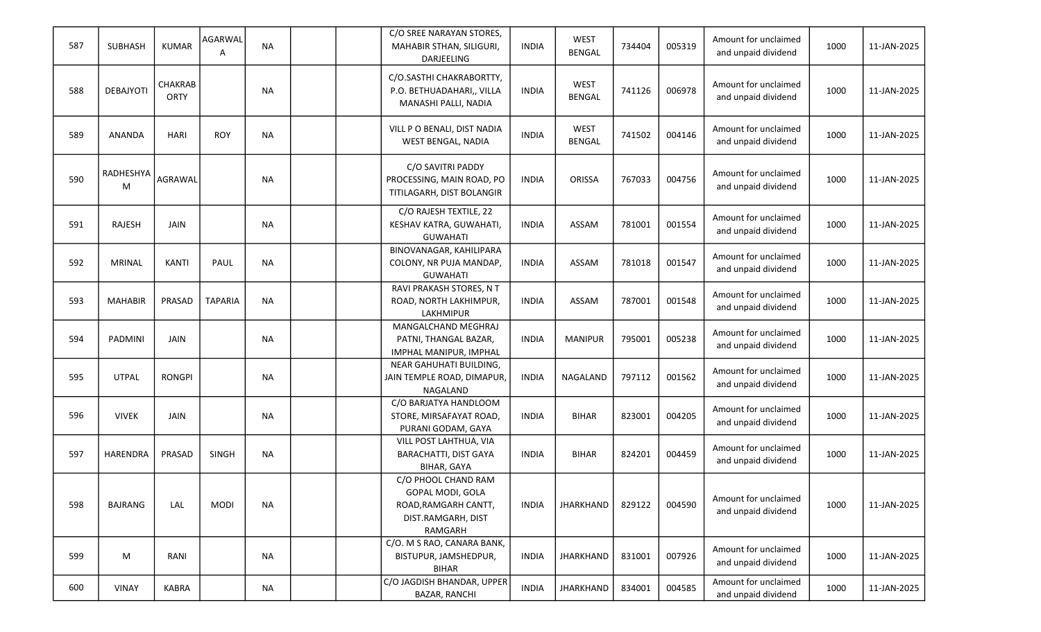| 587 | SUBHASH | KUMAR | AGARWALA | NA | | | C/O SREE NARAYAN STORES, MAHABIR STHAN, SILIGURI, DARJEELING | INDIA | WEST BENGAL | 734404 | 005319 | Amount for unclaimed and unpaid dividend | 1000 | 11-JAN-2025 |
|---|---|---|---|---|---|---|---|---|---|---|---|---|---|---|
| 588 | DEBAJYOTI | CHAKRABORTY | | NA | | | C/O.SASTHI CHAKRABORTTY, P.O. BETHUADAHARI,, VILLA MANASHI PALLI, NADIA | INDIA | WEST BENGAL | 741126 | 006978 | Amount for unclaimed and unpaid dividend | 1000 | 11-JAN-2025 |
| 589 | ANANDA | HARI | ROY | NA | | | VILL P O BENALI, DIST NADIA WEST BENGAL, NADIA | INDIA | WEST BENGAL | 741502 | 004146 | Amount for unclaimed and unpaid dividend | 1000 | 11-JAN-2025 |
| 590 | RADHESHYAM | AGRAWAL | | NA | | | C/O SAVITRI PADDY PROCESSING, MAIN ROAD, PO TITILAGARH, DIST BOLANGIR | INDIA | ORISSA | 767033 | 004756 | Amount for unclaimed and unpaid dividend | 1000 | 11-JAN-2025 |
| 591 | RAJESH | JAIN | | NA | | | C/O RAJESH TEXTILE, 22 KESHAV KATRA, GUWAHATI, GUWAHATI | INDIA | ASSAM | 781001 | 001554 | Amount for unclaimed and unpaid dividend | 1000 | 11-JAN-2025 |
| 592 | MRINAL | KANTI | PAUL | NA | | | BINOVANAGAR, KAHILIPARA COLONY, NR PUJA MANDAP, GUWAHATI | INDIA | ASSAM | 781018 | 001547 | Amount for unclaimed and unpaid dividend | 1000 | 11-JAN-2025 |
| 593 | MAHABIR | PRASAD | TAPARIA | NA | | | RAVI PRAKASH STORES, N T ROAD, NORTH LAKHIMPUR, LAKHMIPUR | INDIA | ASSAM | 787001 | 001548 | Amount for unclaimed and unpaid dividend | 1000 | 11-JAN-2025 |
| 594 | PADMINI | JAIN | | NA | | | MANGALCHAND MEGHRAJ PATNI, THANGAL BAZAR, IMPHAL MANIPUR, IMPHAL | INDIA | MANIPUR | 795001 | 005238 | Amount for unclaimed and unpaid dividend | 1000 | 11-JAN-2025 |
| 595 | UTPAL | RONGPI | | NA | | | NEAR GAHUHATI BUILDING, JAIN TEMPLE ROAD, DIMAPUR, NAGALAND | INDIA | NAGALAND | 797112 | 001562 | Amount for unclaimed and unpaid dividend | 1000 | 11-JAN-2025 |
| 596 | VIVEK | JAIN | | NA | | | C/O BARJATYA HANDLOOM STORE, MIRSAFAYAT ROAD, PURANI GODAM, GAYA | INDIA | BIHAR | 823001 | 004205 | Amount for unclaimed and unpaid dividend | 1000 | 11-JAN-2025 |
| 597 | HARENDRA | PRASAD | SINGH | NA | | | VILL POST LAHTHUA, VIA BARACHATTI, DIST GAYA BIHAR, GAYA | INDIA | BIHAR | 824201 | 004459 | Amount for unclaimed and unpaid dividend | 1000 | 11-JAN-2025 |
| 598 | BAJRANG | LAL | MODI | NA | | | C/O PHOOL CHAND RAM GOPAL MODI, GOLA ROAD,RAMGARH CANTT, DIST.RAMGARH, DIST RAMGARH | INDIA | JHARKHAND | 829122 | 004590 | Amount for unclaimed and unpaid dividend | 1000 | 11-JAN-2025 |
| 599 | M | RANI | | NA | | | C/O. M S RAO, CANARA BANK, BISTUPUR, JAMSHEDPUR, BIHAR | INDIA | JHARKHAND | 831001 | 007926 | Amount for unclaimed and unpaid dividend | 1000 | 11-JAN-2025 |
| 600 | VINAY | KABRA | | NA | | | C/O JAGDISH BHANDAR, UPPER BAZAR, RANCHI | INDIA | JHARKHAND | 834001 | 004585 | Amount for unclaimed and unpaid dividend | 1000 | 11-JAN-2025 |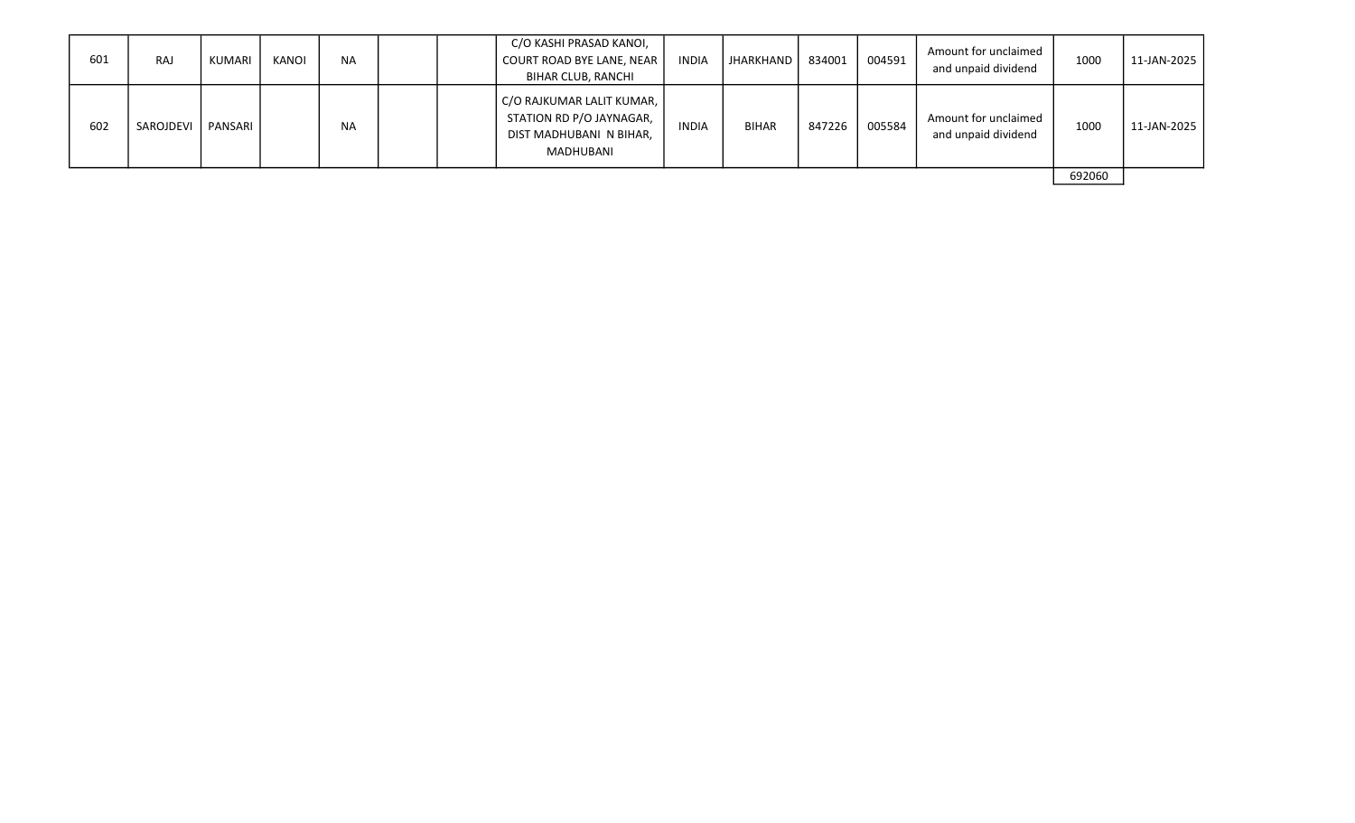| | | | | | | | | | | | | | | |
|---|---|---|---|---|---|---|---|---|---|---|---|---|---|---|
| 601 | RAJ | KUMARI | KANOI | NA | | | C/O KASHI PRASAD KANOI, COURT ROAD BYE LANE, NEAR BIHAR CLUB, RANCHI | INDIA | JHARKHAND | 834001 | 004591 | Amount for unclaimed and unpaid dividend | 1000 | 11-JAN-2025 |
| 602 | SAROJDEVI | PANSARI | | NA | | | C/O RAJKUMAR LALIT KUMAR, STATION RD P/O JAYNAGAR, DIST MADHUBANI N BIHAR, MADHUBANI | INDIA | BIHAR | 847226 | 005584 | Amount for unclaimed and unpaid dividend | 1000 | 11-JAN-2025 |
| | | | | | | | | | | | | | 692060 | |